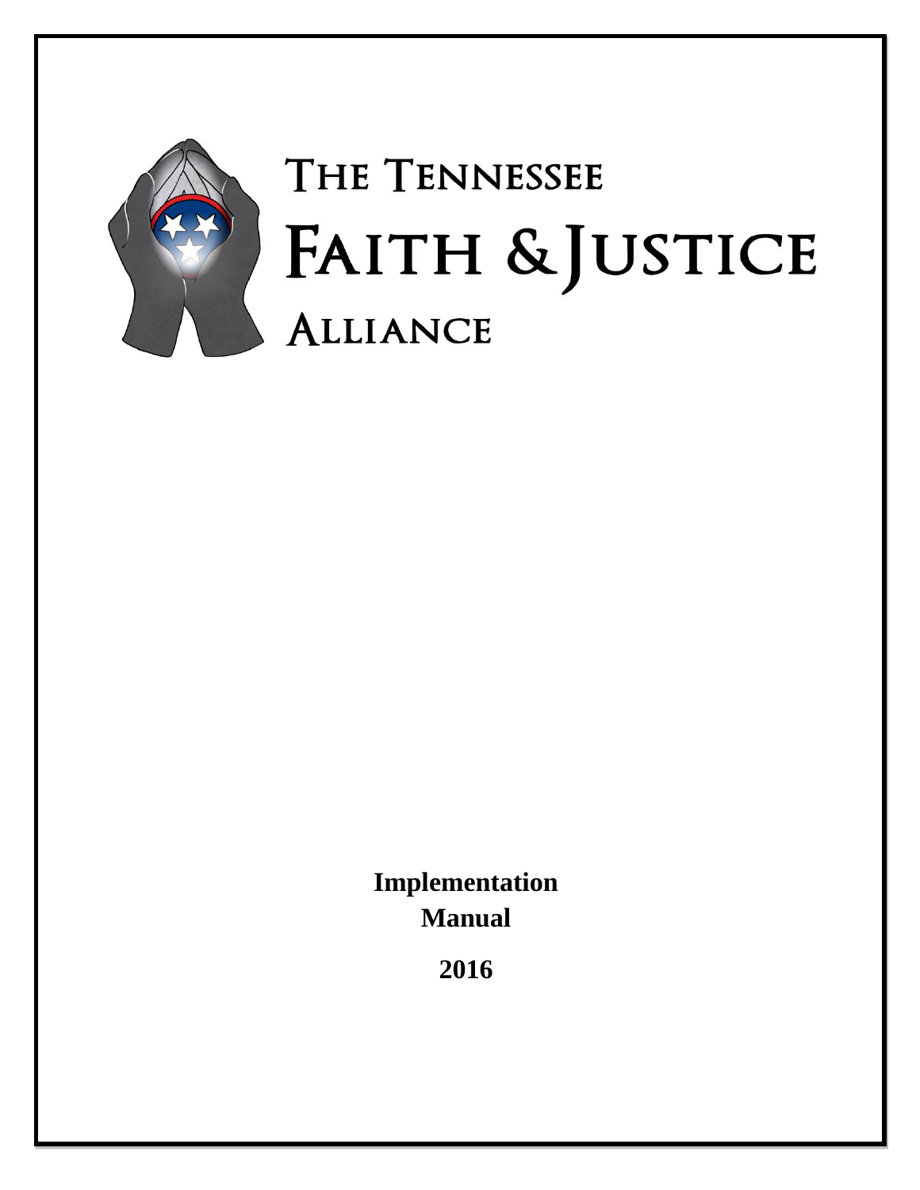# The Tennessee Faith & Justice Alliance

**Implementation Manual**

**2016**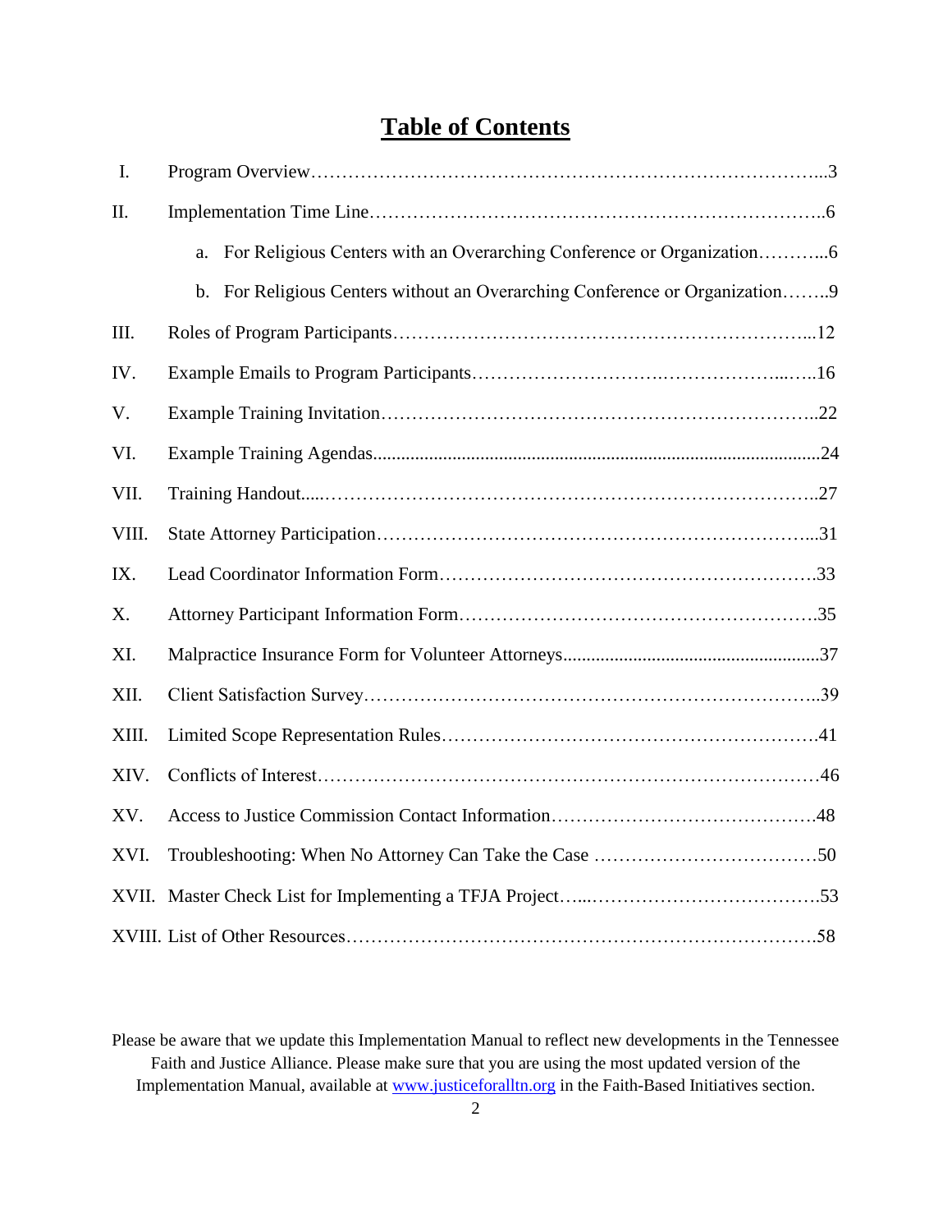# Table of Contents

I. Program Overview ... 3

II. Implementation Time Line ... 6

a. For Religious Centers with an Overarching Conference or Organization ... 6

b. For Religious Centers without an Overarching Conference or Organization ... 9

III. Roles of Program Participants ... 12

IV. Example Emails to Program Participants ... 16

V. Example Training Invitation ... 22

VI. Example Training Agendas ... 24

VII. Training Handout ... 27

VIII. State Attorney Participation ... 31

IX. Lead Coordinator Information Form ... 33

X. Attorney Participant Information Form ... 35

XI. Malpractice Insurance Form for Volunteer Attorneys ... 37

XII. Client Satisfaction Survey ... 39

XIII. Limited Scope Representation Rules ... 41

XIV. Conflicts of Interest ... 46

XV. Access to Justice Commission Contact Information ... 48

XVI. Troubleshooting: When No Attorney Can Take the Case ... 50

XVII. Master Check List for Implementing a TFJA Project ... 53

XVIII. List of Other Resources ... 58

Please be aware that we update this Implementation Manual to reflect new developments in the Tennessee Faith and Justice Alliance. Please make sure that you are using the most updated version of the Implementation Manual, available at www.justiceforalltn.org in the Faith-Based Initiatives section.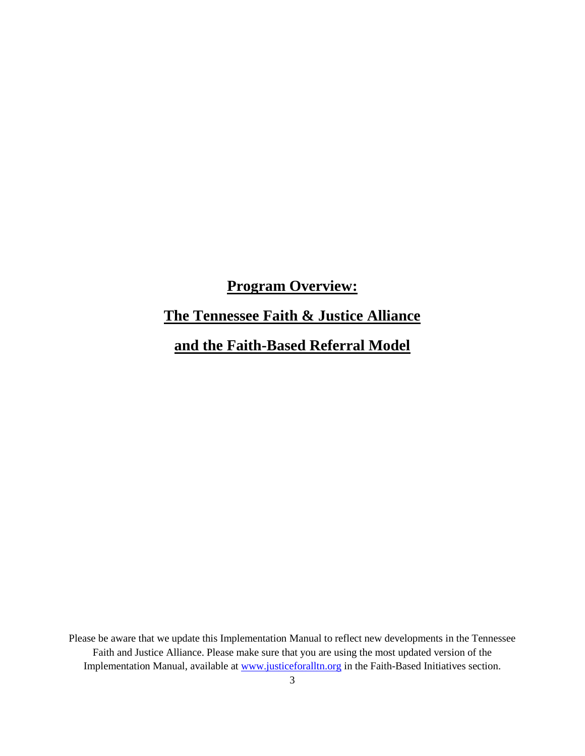# Program Overview:

# The Tennessee Faith & Justice Alliance

# and the Faith-Based Referral Model

Please be aware that we update this Implementation Manual to reflect new developments in the Tennessee Faith and Justice Alliance. Please make sure that you are using the most updated version of the Implementation Manual, available at www.justiceforalltn.org in the Faith-Based Initiatives section.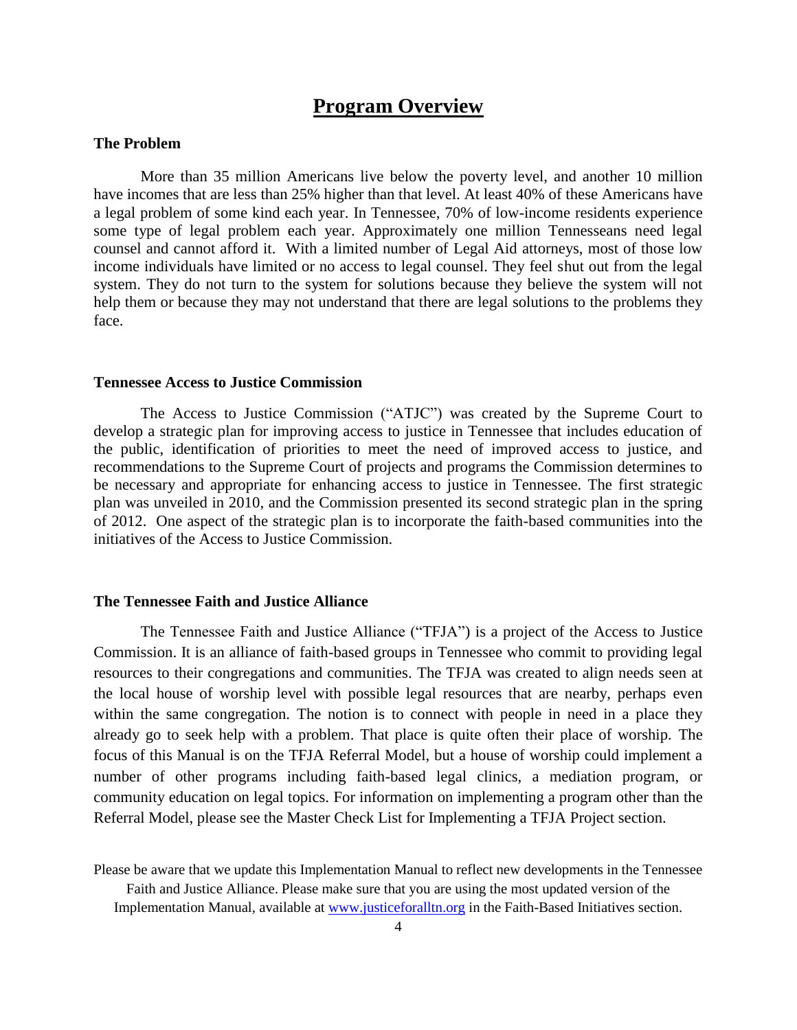# Program Overview

### The Problem

More than 35 million Americans live below the poverty level, and another 10 million have incomes that are less than 25% higher than that level. At least 40% of these Americans have a legal problem of some kind each year. In Tennessee, 70% of low-income residents experience some type of legal problem each year. Approximately one million Tennesseans need legal counsel and cannot afford it. With a limited number of Legal Aid attorneys, most of those low income individuals have limited or no access to legal counsel. They feel shut out from the legal system. They do not turn to the system for solutions because they believe the system will not help them or because they may not understand that there are legal solutions to the problems they face.

### Tennessee Access to Justice Commission

The Access to Justice Commission ("ATJC") was created by the Supreme Court to develop a strategic plan for improving access to justice in Tennessee that includes education of the public, identification of priorities to meet the need of improved access to justice, and recommendations to the Supreme Court of projects and programs the Commission determines to be necessary and appropriate for enhancing access to justice in Tennessee. The first strategic plan was unveiled in 2010, and the Commission presented its second strategic plan in the spring of 2012. One aspect of the strategic plan is to incorporate the faith-based communities into the initiatives of the Access to Justice Commission.

### The Tennessee Faith and Justice Alliance

The Tennessee Faith and Justice Alliance ("TFJA") is a project of the Access to Justice Commission. It is an alliance of faith-based groups in Tennessee who commit to providing legal resources to their congregations and communities. The TFJA was created to align needs seen at the local house of worship level with possible legal resources that are nearby, perhaps even within the same congregation. The notion is to connect with people in need in a place they already go to seek help with a problem. That place is quite often their place of worship. The focus of this Manual is on the TFJA Referral Model, but a house of worship could implement a number of other programs including faith-based legal clinics, a mediation program, or community education on legal topics. For information on implementing a program other than the Referral Model, please see the Master Check List for Implementing a TFJA Project section.

Please be aware that we update this Implementation Manual to reflect new developments in the Tennessee Faith and Justice Alliance. Please make sure that you are using the most updated version of the Implementation Manual, available at [www.justiceforalltn.org](http://www.justiceforalltn.org) in the Faith-Based Initiatives section.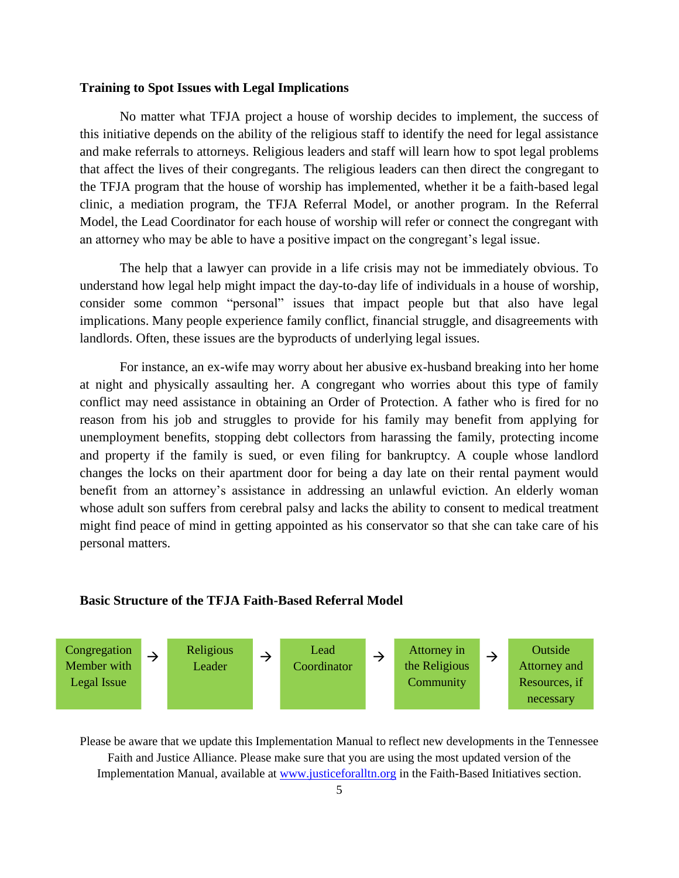**Training to Spot Issues with Legal Implications**

No matter what TFJA project a house of worship decides to implement, the success of this initiative depends on the ability of the religious staff to identify the need for legal assistance and make referrals to attorneys. Religious leaders and staff will learn how to spot legal problems that affect the lives of their congregants. The religious leaders can then direct the congregant to the TFJA program that the house of worship has implemented, whether it be a faith-based legal clinic, a mediation program, the TFJA Referral Model, or another program. In the Referral Model, the Lead Coordinator for each house of worship will refer or connect the congregant with an attorney who may be able to have a positive impact on the congregant's legal issue.

The help that a lawyer can provide in a life crisis may not be immediately obvious. To understand how legal help might impact the day-to-day life of individuals in a house of worship, consider some common "personal" issues that impact people but that also have legal implications. Many people experience family conflict, financial struggle, and disagreements with landlords. Often, these issues are the byproducts of underlying legal issues.

For instance, an ex-wife may worry about her abusive ex-husband breaking into her home at night and physically assaulting her. A congregant who worries about this type of family conflict may need assistance in obtaining an Order of Protection. A father who is fired for no reason from his job and struggles to provide for his family may benefit from applying for unemployment benefits, stopping debt collectors from harassing the family, protecting income and property if the family is sued, or even filing for bankruptcy. A couple whose landlord changes the locks on their apartment door for being a day late on their rental payment would benefit from an attorney's assistance in addressing an unlawful eviction. An elderly woman whose adult son suffers from cerebral palsy and lacks the ability to consent to medical treatment might find peace of mind in getting appointed as his conservator so that she can take care of his personal matters.

**Basic Structure of the TFJA Faith-Based Referral Model**

Congregation Member with Legal Issue → Religious Leader → Lead Coordinator → Attorney in the Religious Community → Outside Attorney and Resources, if necessary

Please be aware that we update this Implementation Manual to reflect new developments in the Tennessee Faith and Justice Alliance. Please make sure that you are using the most updated version of the Implementation Manual, available at www.justiceforalltn.org in the Faith-Based Initiatives section.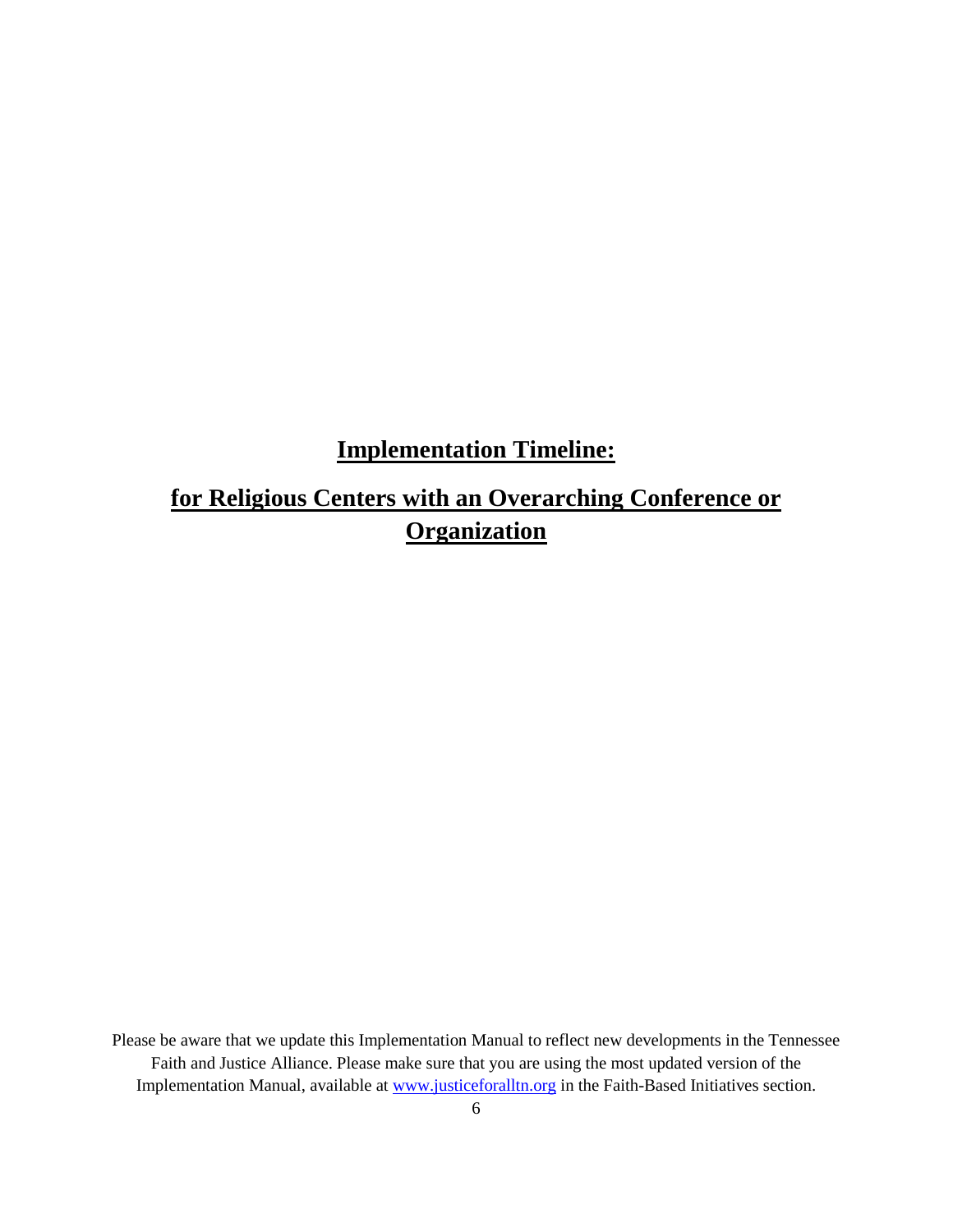# **Implementation Timeline:**

# **for Religious Centers with an Overarching Conference or Organization**

Please be aware that we update this Implementation Manual to reflect new developments in the Tennessee Faith and Justice Alliance. Please make sure that you are using the most updated version of the Implementation Manual, available at www.justiceforalltn.org in the Faith-Based Initiatives section.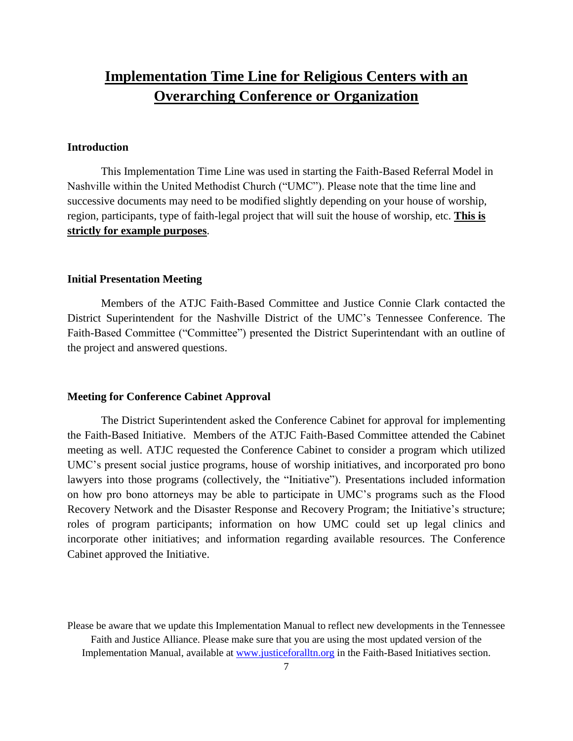# Implementation Time Line for Religious Centers with an Overarching Conference or Organization

### Introduction

This Implementation Time Line was used in starting the Faith-Based Referral Model in Nashville within the United Methodist Church ("UMC"). Please note that the time line and successive documents may need to be modified slightly depending on your house of worship, region, participants, type of faith-legal project that will suit the house of worship, etc. **This is strictly for example purposes**.

### Initial Presentation Meeting

Members of the ATJC Faith-Based Committee and Justice Connie Clark contacted the District Superintendent for the Nashville District of the UMC's Tennessee Conference. The Faith-Based Committee ("Committee") presented the District Superintendant with an outline of the project and answered questions.

### Meeting for Conference Cabinet Approval

The District Superintendent asked the Conference Cabinet for approval for implementing the Faith-Based Initiative. Members of the ATJC Faith-Based Committee attended the Cabinet meeting as well. ATJC requested the Conference Cabinet to consider a program which utilized UMC's present social justice programs, house of worship initiatives, and incorporated pro bono lawyers into those programs (collectively, the "Initiative"). Presentations included information on how pro bono attorneys may be able to participate in UMC's programs such as the Flood Recovery Network and the Disaster Response and Recovery Program; the Initiative's structure; roles of program participants; information on how UMC could set up legal clinics and incorporate other initiatives; and information regarding available resources. The Conference Cabinet approved the Initiative.

Please be aware that we update this Implementation Manual to reflect new developments in the Tennessee Faith and Justice Alliance. Please make sure that you are using the most updated version of the Implementation Manual, available at www.justiceforalltn.org in the Faith-Based Initiatives section.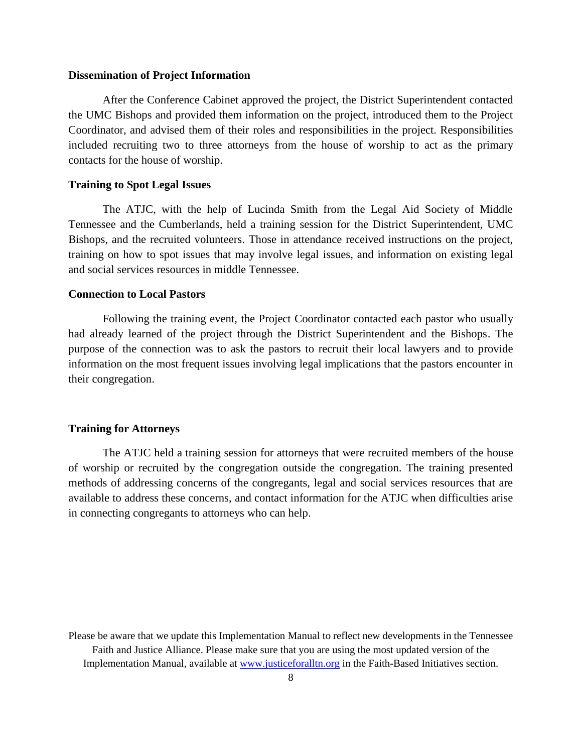**Dissemination of Project Information**

After the Conference Cabinet approved the project, the District Superintendent contacted the UMC Bishops and provided them information on the project, introduced them to the Project Coordinator, and advised them of their roles and responsibilities in the project. Responsibilities included recruiting two to three attorneys from the house of worship to act as the primary contacts for the house of worship.

**Training to Spot Legal Issues**

The ATJC, with the help of Lucinda Smith from the Legal Aid Society of Middle Tennessee and the Cumberlands, held a training session for the District Superintendent, UMC Bishops, and the recruited volunteers. Those in attendance received instructions on the project, training on how to spot issues that may involve legal issues, and information on existing legal and social services resources in middle Tennessee.

**Connection to Local Pastors**

Following the training event, the Project Coordinator contacted each pastor who usually had already learned of the project through the District Superintendent and the Bishops. The purpose of the connection was to ask the pastors to recruit their local lawyers and to provide information on the most frequent issues involving legal implications that the pastors encounter in their congregation.

**Training for Attorneys**

The ATJC held a training session for attorneys that were recruited members of the house of worship or recruited by the congregation outside the congregation. The training presented methods of addressing concerns of the congregants, legal and social services resources that are available to address these concerns, and contact information for the ATJC when difficulties arise in connecting congregants to attorneys who can help.

Please be aware that we update this Implementation Manual to reflect new developments in the Tennessee Faith and Justice Alliance. Please make sure that you are using the most updated version of the Implementation Manual, available at www.justiceforalltn.org in the Faith-Based Initiatives section.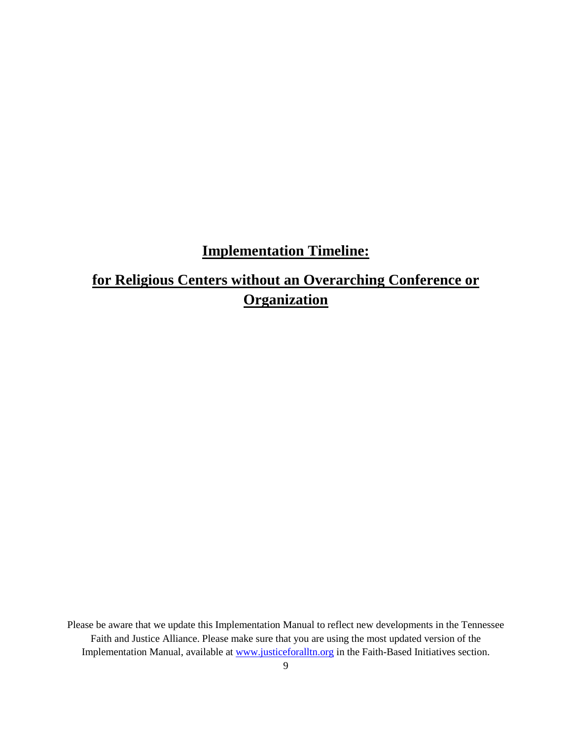# Implementation Timeline:

## for Religious Centers without an Overarching Conference or Organization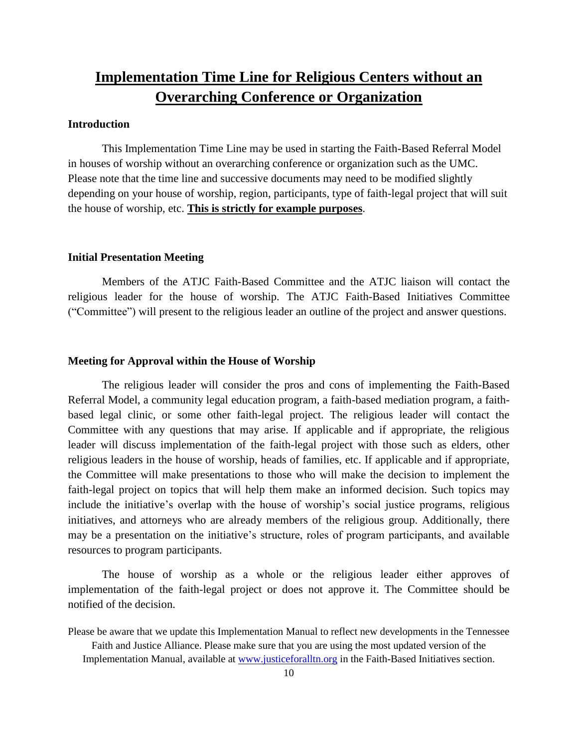# Implementation Time Line for Religious Centers without an Overarching Conference or Organization

### Introduction

This Implementation Time Line may be used in starting the Faith-Based Referral Model in houses of worship without an overarching conference or organization such as the UMC. Please note that the time line and successive documents may need to be modified slightly depending on your house of worship, region, participants, type of faith-legal project that will suit the house of worship, etc. **This is strictly for example purposes**.

### Initial Presentation Meeting

Members of the ATJC Faith-Based Committee and the ATJC liaison will contact the religious leader for the house of worship. The ATJC Faith-Based Initiatives Committee ("Committee") will present to the religious leader an outline of the project and answer questions.

### Meeting for Approval within the House of Worship

The religious leader will consider the pros and cons of implementing the Faith-Based Referral Model, a community legal education program, a faith-based mediation program, a faith-based legal clinic, or some other faith-legal project. The religious leader will contact the Committee with any questions that may arise. If applicable and if appropriate, the religious leader will discuss implementation of the faith-legal project with those such as elders, other religious leaders in the house of worship, heads of families, etc. If applicable and if appropriate, the Committee will make presentations to those who will make the decision to implement the faith-legal project on topics that will help them make an informed decision. Such topics may include the initiative's overlap with the house of worship's social justice programs, religious initiatives, and attorneys who are already members of the religious group. Additionally, there may be a presentation on the initiative's structure, roles of program participants, and available resources to program participants.

The house of worship as a whole or the religious leader either approves of implementation of the faith-legal project or does not approve it. The Committee should be notified of the decision.

Please be aware that we update this Implementation Manual to reflect new developments in the Tennessee Faith and Justice Alliance. Please make sure that you are using the most updated version of the Implementation Manual, available at www.justiceforalltn.org in the Faith-Based Initiatives section.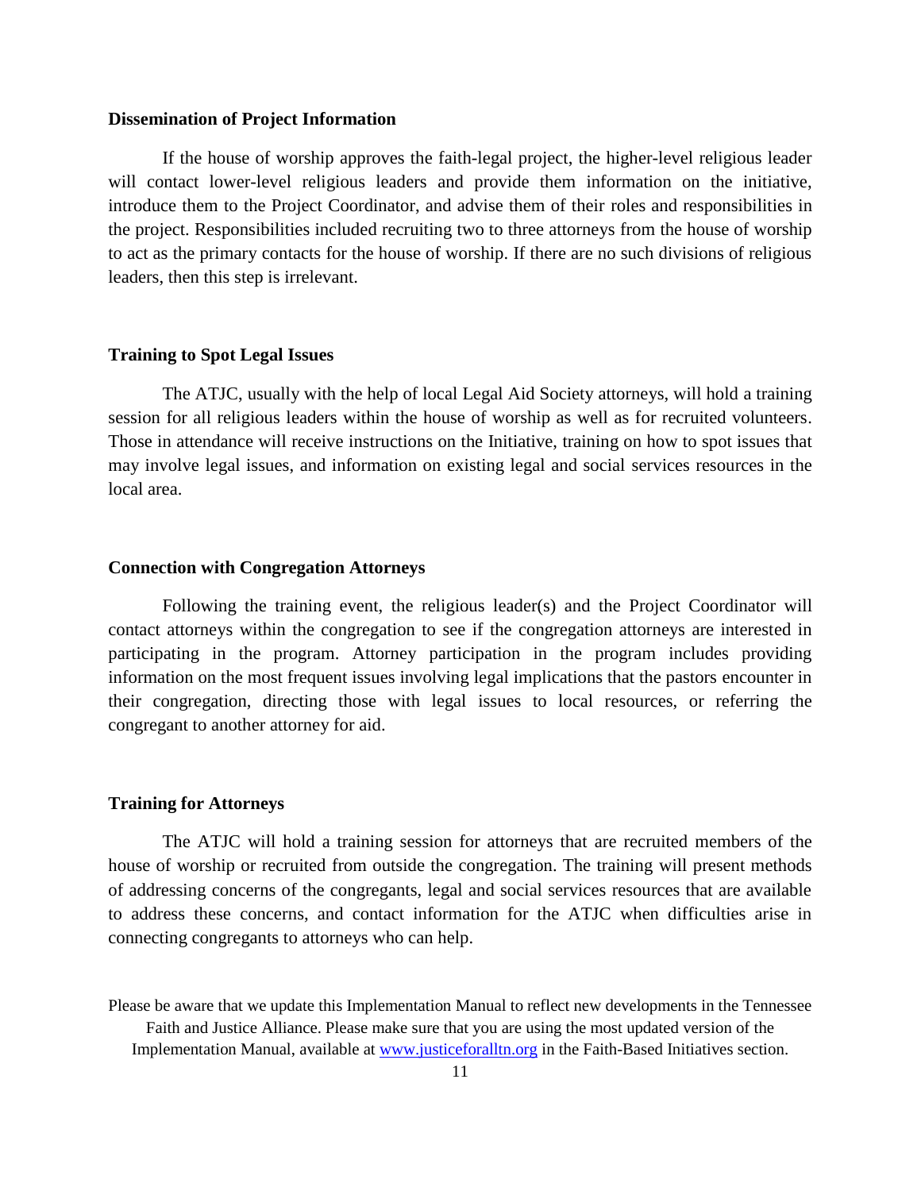### Dissemination of Project Information

If the house of worship approves the faith-legal project, the higher-level religious leader will contact lower-level religious leaders and provide them information on the initiative, introduce them to the Project Coordinator, and advise them of their roles and responsibilities in the project. Responsibilities included recruiting two to three attorneys from the house of worship to act as the primary contacts for the house of worship. If there are no such divisions of religious leaders, then this step is irrelevant.

### Training to Spot Legal Issues

The ATJC, usually with the help of local Legal Aid Society attorneys, will hold a training session for all religious leaders within the house of worship as well as for recruited volunteers. Those in attendance will receive instructions on the Initiative, training on how to spot issues that may involve legal issues, and information on existing legal and social services resources in the local area.

### Connection with Congregation Attorneys

Following the training event, the religious leader(s) and the Project Coordinator will contact attorneys within the congregation to see if the congregation attorneys are interested in participating in the program. Attorney participation in the program includes providing information on the most frequent issues involving legal implications that the pastors encounter in their congregation, directing those with legal issues to local resources, or referring the congregant to another attorney for aid.

### Training for Attorneys

The ATJC will hold a training session for attorneys that are recruited members of the house of worship or recruited from outside the congregation. The training will present methods of addressing concerns of the congregants, legal and social services resources that are available to address these concerns, and contact information for the ATJC when difficulties arise in connecting congregants to attorneys who can help.

Please be aware that we update this Implementation Manual to reflect new developments in the Tennessee Faith and Justice Alliance. Please make sure that you are using the most updated version of the Implementation Manual, available at [www.justiceforalltn.org](http://www.justiceforalltn.org) in the Faith-Based Initiatives section.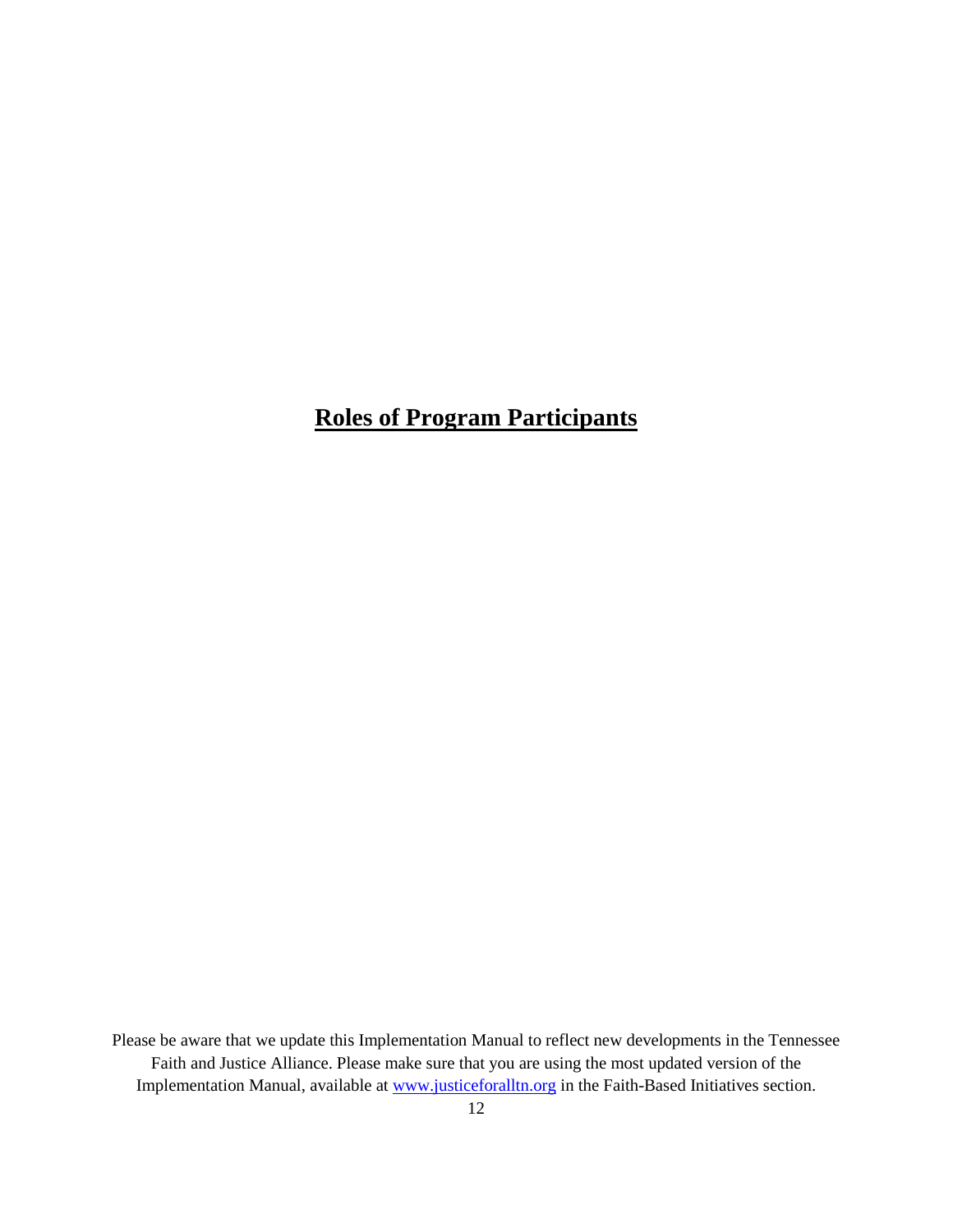# Roles of Program Participants

Please be aware that we update this Implementation Manual to reflect new developments in the Tennessee Faith and Justice Alliance. Please make sure that you are using the most updated version of the Implementation Manual, available at www.justiceforalltn.org in the Faith-Based Initiatives section.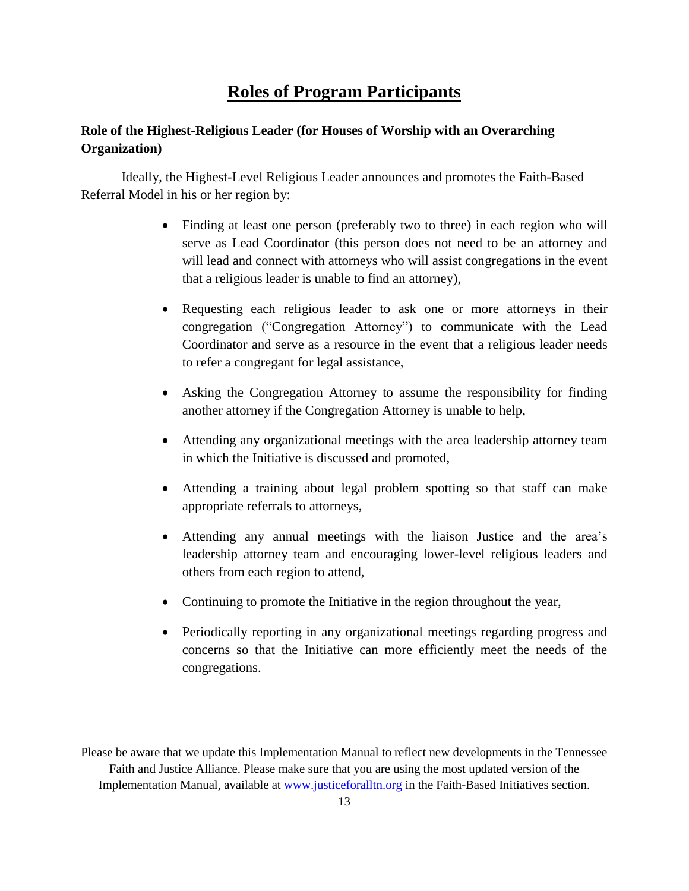# Roles of Program Participants

**Role of the Highest-Religious Leader (for Houses of Worship with an Overarching Organization)**

Ideally, the Highest-Level Religious Leader announces and promotes the Faith-Based Referral Model in his or her region by:

- Finding at least one person (preferably two to three) in each region who will serve as Lead Coordinator (this person does not need to be an attorney and will lead and connect with attorneys who will assist congregations in the event that a religious leader is unable to find an attorney),
- Requesting each religious leader to ask one or more attorneys in their congregation ("Congregation Attorney") to communicate with the Lead Coordinator and serve as a resource in the event that a religious leader needs to refer a congregant for legal assistance,
- Asking the Congregation Attorney to assume the responsibility for finding another attorney if the Congregation Attorney is unable to help,
- Attending any organizational meetings with the area leadership attorney team in which the Initiative is discussed and promoted,
- Attending a training about legal problem spotting so that staff can make appropriate referrals to attorneys,
- Attending any annual meetings with the liaison Justice and the area's leadership attorney team and encouraging lower-level religious leaders and others from each region to attend,
- Continuing to promote the Initiative in the region throughout the year,
- Periodically reporting in any organizational meetings regarding progress and concerns so that the Initiative can more efficiently meet the needs of the congregations.

Please be aware that we update this Implementation Manual to reflect new developments in the Tennessee Faith and Justice Alliance. Please make sure that you are using the most updated version of the Implementation Manual, available at www.justiceforalltn.org in the Faith-Based Initiatives section.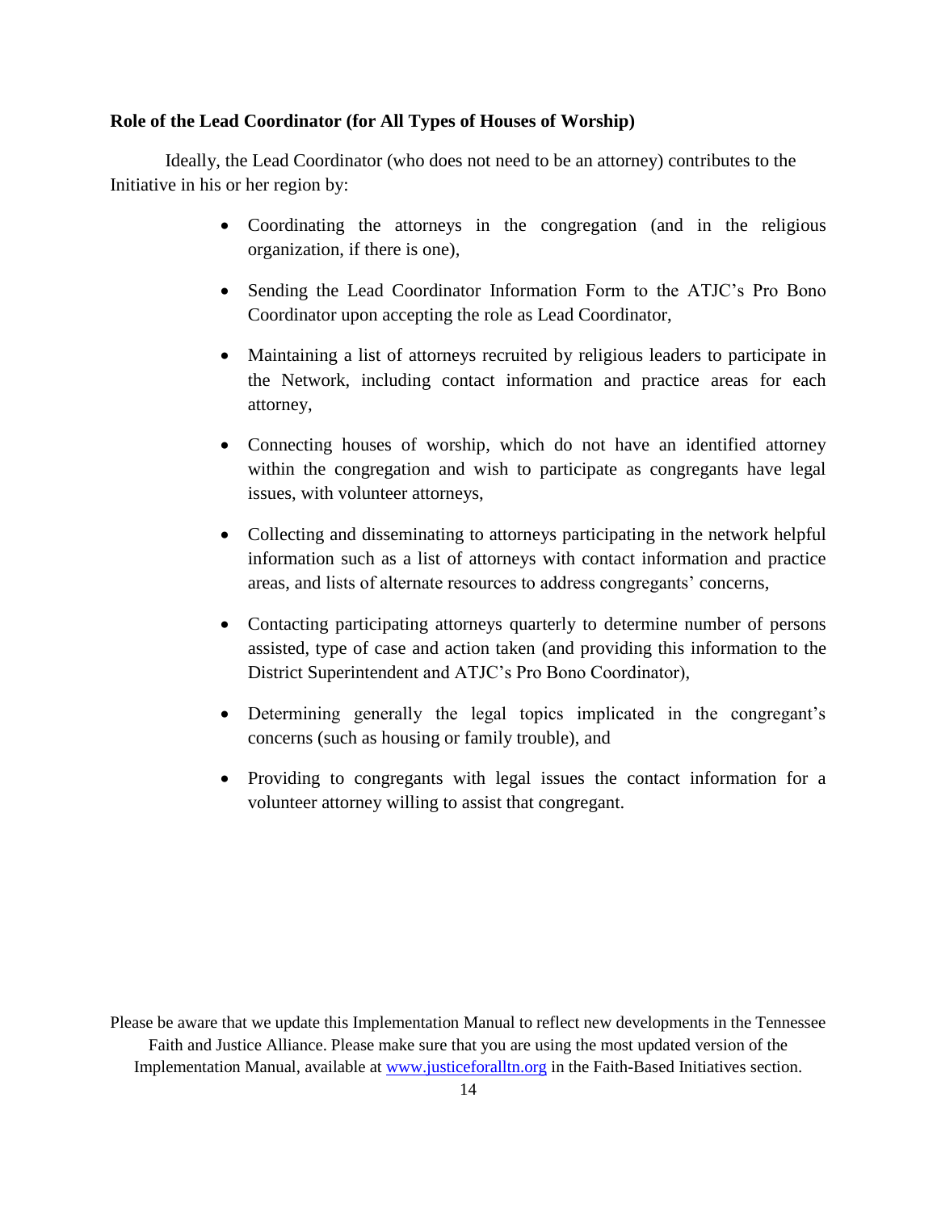**Role of the Lead Coordinator (for All Types of Houses of Worship)**

Ideally, the Lead Coordinator (who does not need to be an attorney) contributes to the Initiative in his or her region by:

- Coordinating the attorneys in the congregation (and in the religious organization, if there is one),
- Sending the Lead Coordinator Information Form to the ATJC's Pro Bono Coordinator upon accepting the role as Lead Coordinator,
- Maintaining a list of attorneys recruited by religious leaders to participate in the Network, including contact information and practice areas for each attorney,
- Connecting houses of worship, which do not have an identified attorney within the congregation and wish to participate as congregants have legal issues, with volunteer attorneys,
- Collecting and disseminating to attorneys participating in the network helpful information such as a list of attorneys with contact information and practice areas, and lists of alternate resources to address congregants' concerns,
- Contacting participating attorneys quarterly to determine number of persons assisted, type of case and action taken (and providing this information to the District Superintendent and ATJC's Pro Bono Coordinator),
- Determining generally the legal topics implicated in the congregant's concerns (such as housing or family trouble), and
- Providing to congregants with legal issues the contact information for a volunteer attorney willing to assist that congregant.

Please be aware that we update this Implementation Manual to reflect new developments in the Tennessee Faith and Justice Alliance. Please make sure that you are using the most updated version of the Implementation Manual, available at www.justiceforalltn.org in the Faith-Based Initiatives section.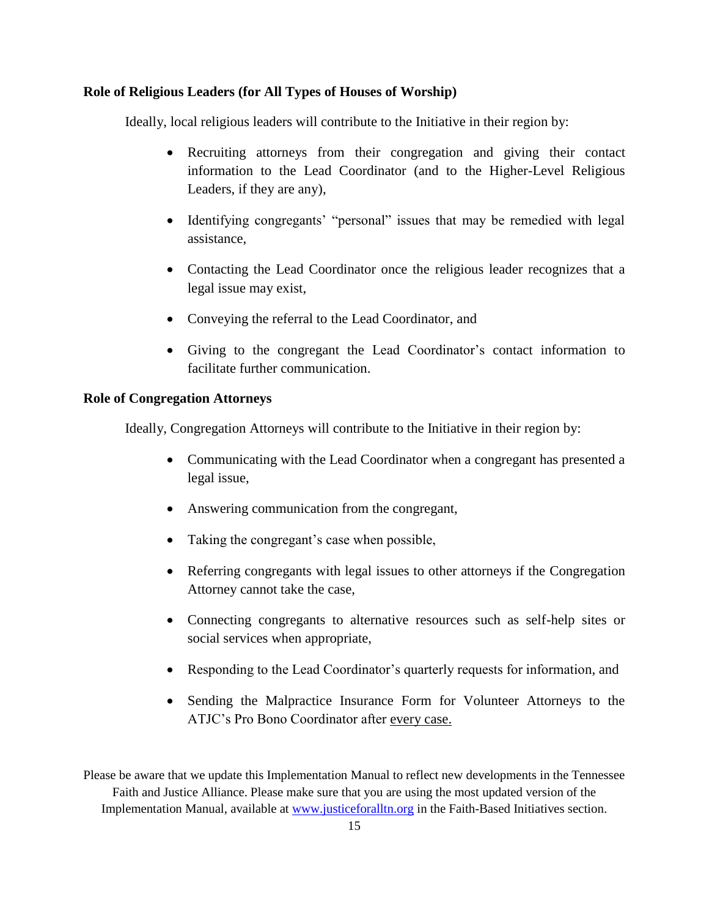**Role of Religious Leaders (for All Types of Houses of Worship)**

Ideally, local religious leaders will contribute to the Initiative in their region by:

- Recruiting attorneys from their congregation and giving their contact information to the Lead Coordinator (and to the Higher-Level Religious Leaders, if they are any),
- Identifying congregants' "personal" issues that may be remedied with legal assistance,
- Contacting the Lead Coordinator once the religious leader recognizes that a legal issue may exist,
- Conveying the referral to the Lead Coordinator, and
- Giving to the congregant the Lead Coordinator's contact information to facilitate further communication.

**Role of Congregation Attorneys**

Ideally, Congregation Attorneys will contribute to the Initiative in their region by:

- Communicating with the Lead Coordinator when a congregant has presented a legal issue,
- Answering communication from the congregant,
- Taking the congregant's case when possible,
- Referring congregants with legal issues to other attorneys if the Congregation Attorney cannot take the case,
- Connecting congregants to alternative resources such as self-help sites or social services when appropriate,
- Responding to the Lead Coordinator's quarterly requests for information, and
- Sending the Malpractice Insurance Form for Volunteer Attorneys to the ATJC's Pro Bono Coordinator after <u>every case.</u>

Please be aware that we update this Implementation Manual to reflect new developments in the Tennessee Faith and Justice Alliance. Please make sure that you are using the most updated version of the Implementation Manual, available at [www.justiceforalltn.org](http://www.justiceforalltn.org) in the Faith-Based Initiatives section.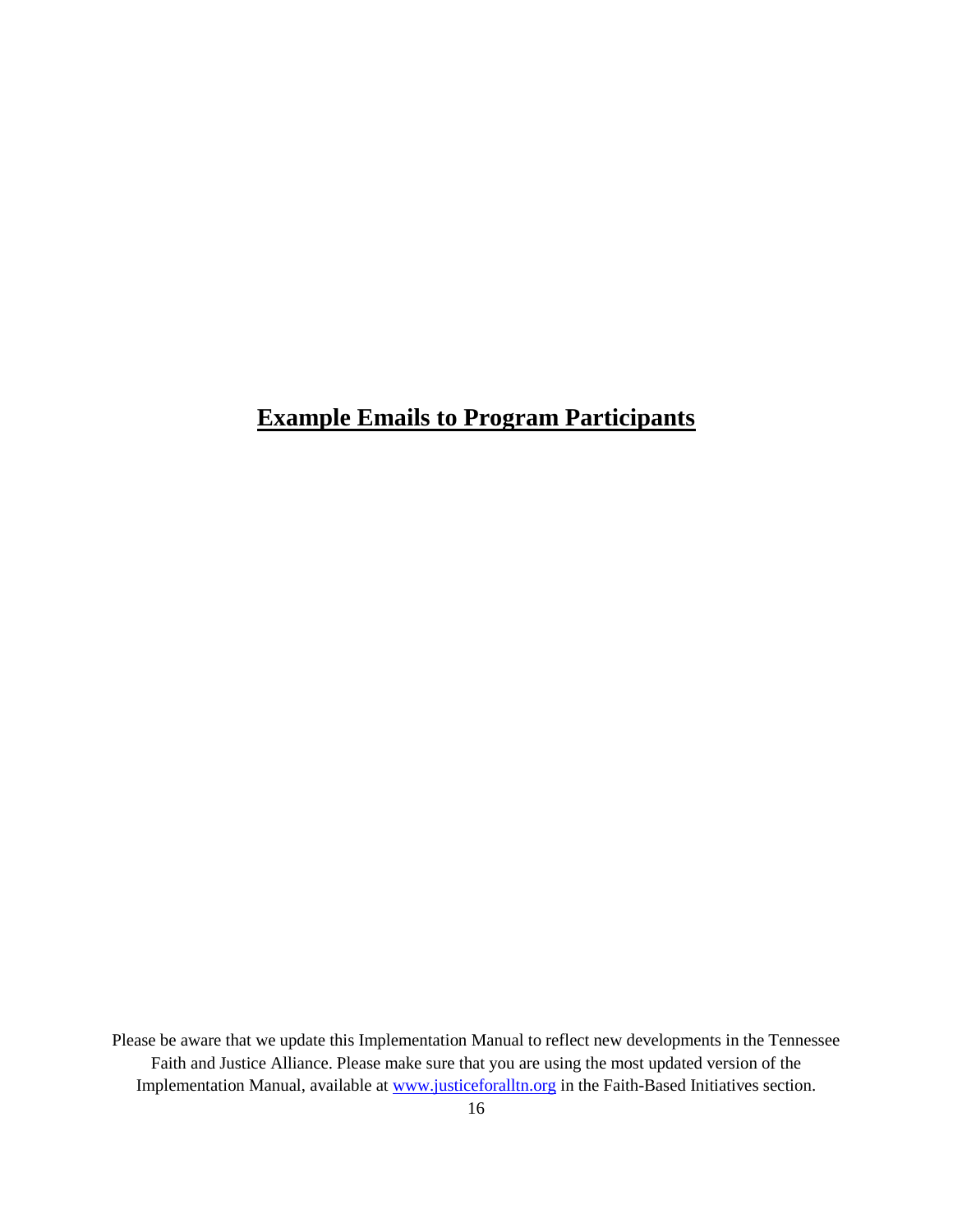# Example Emails to Program Participants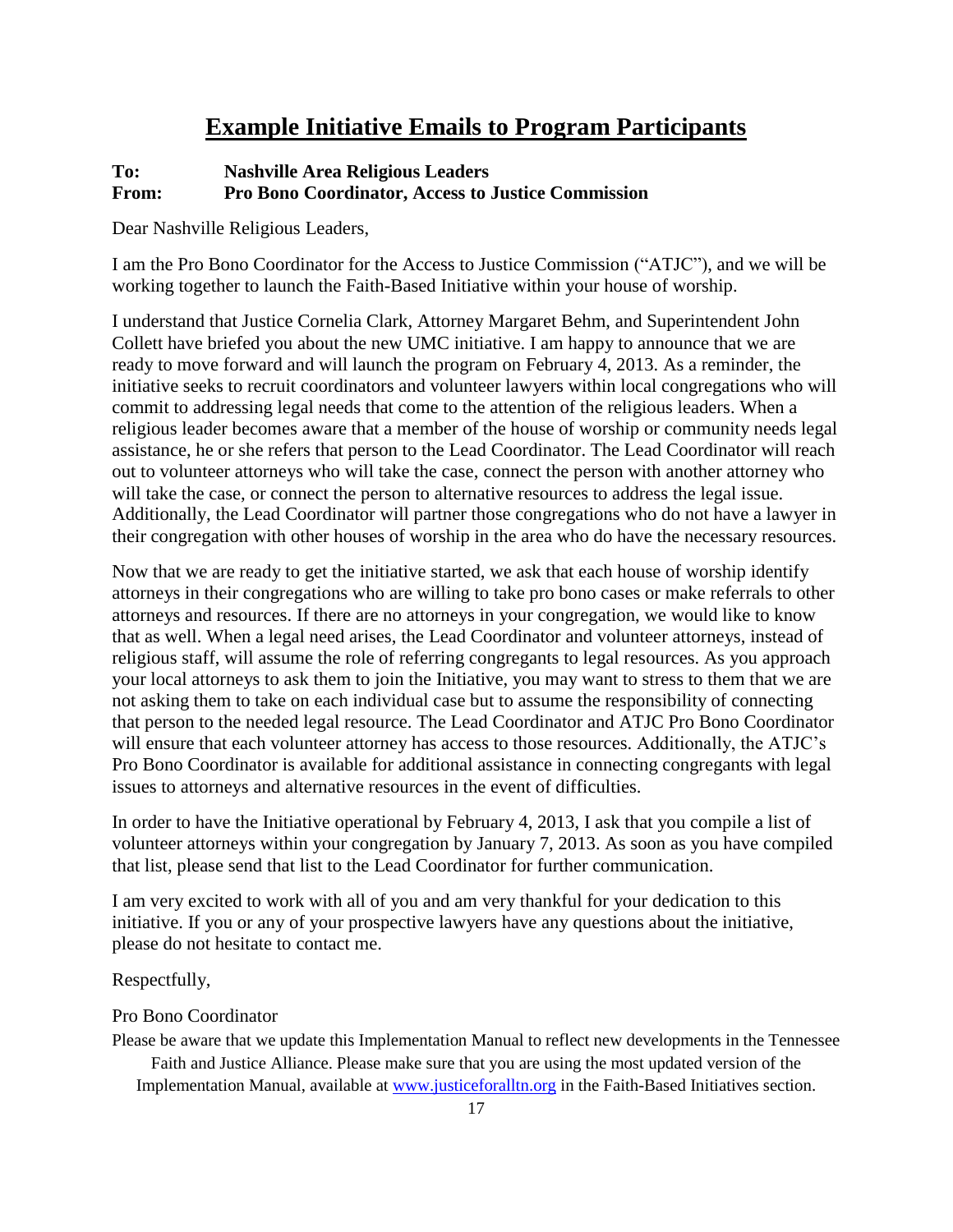# Example Initiative Emails to Program Participants

**To:** **Nashville Area Religious Leaders**
**From:** **Pro Bono Coordinator, Access to Justice Commission**

Dear Nashville Religious Leaders,

I am the Pro Bono Coordinator for the Access to Justice Commission ("ATJC"), and we will be working together to launch the Faith-Based Initiative within your house of worship.

I understand that Justice Cornelia Clark, Attorney Margaret Behm, and Superintendent John Collett have briefed you about the new UMC initiative. I am happy to announce that we are ready to move forward and will launch the program on February 4, 2013. As a reminder, the initiative seeks to recruit coordinators and volunteer lawyers within local congregations who will commit to addressing legal needs that come to the attention of the religious leaders. When a religious leader becomes aware that a member of the house of worship or community needs legal assistance, he or she refers that person to the Lead Coordinator. The Lead Coordinator will reach out to volunteer attorneys who will take the case, connect the person with another attorney who will take the case, or connect the person to alternative resources to address the legal issue. Additionally, the Lead Coordinator will partner those congregations who do not have a lawyer in their congregation with other houses of worship in the area who do have the necessary resources.

Now that we are ready to get the initiative started, we ask that each house of worship identify attorneys in their congregations who are willing to take pro bono cases or make referrals to other attorneys and resources. If there are no attorneys in your congregation, we would like to know that as well. When a legal need arises, the Lead Coordinator and volunteer attorneys, instead of religious staff, will assume the role of referring congregants to legal resources. As you approach your local attorneys to ask them to join the Initiative, you may want to stress to them that we are not asking them to take on each individual case but to assume the responsibility of connecting that person to the needed legal resource. The Lead Coordinator and ATJC Pro Bono Coordinator will ensure that each volunteer attorney has access to those resources. Additionally, the ATJC's Pro Bono Coordinator is available for additional assistance in connecting congregants with legal issues to attorneys and alternative resources in the event of difficulties.

In order to have the Initiative operational by February 4, 2013, I ask that you compile a list of volunteer attorneys within your congregation by January 7, 2013. As soon as you have compiled that list, please send that list to the Lead Coordinator for further communication.

I am very excited to work with all of you and am very thankful for your dedication to this initiative. If you or any of your prospective lawyers have any questions about the initiative, please do not hesitate to contact me.

Respectfully,

Pro Bono Coordinator

Please be aware that we update this Implementation Manual to reflect new developments in the Tennessee Faith and Justice Alliance. Please make sure that you are using the most updated version of the Implementation Manual, available at [www.justiceforalltn.org](http://www.justiceforalltn.org) in the Faith-Based Initiatives section.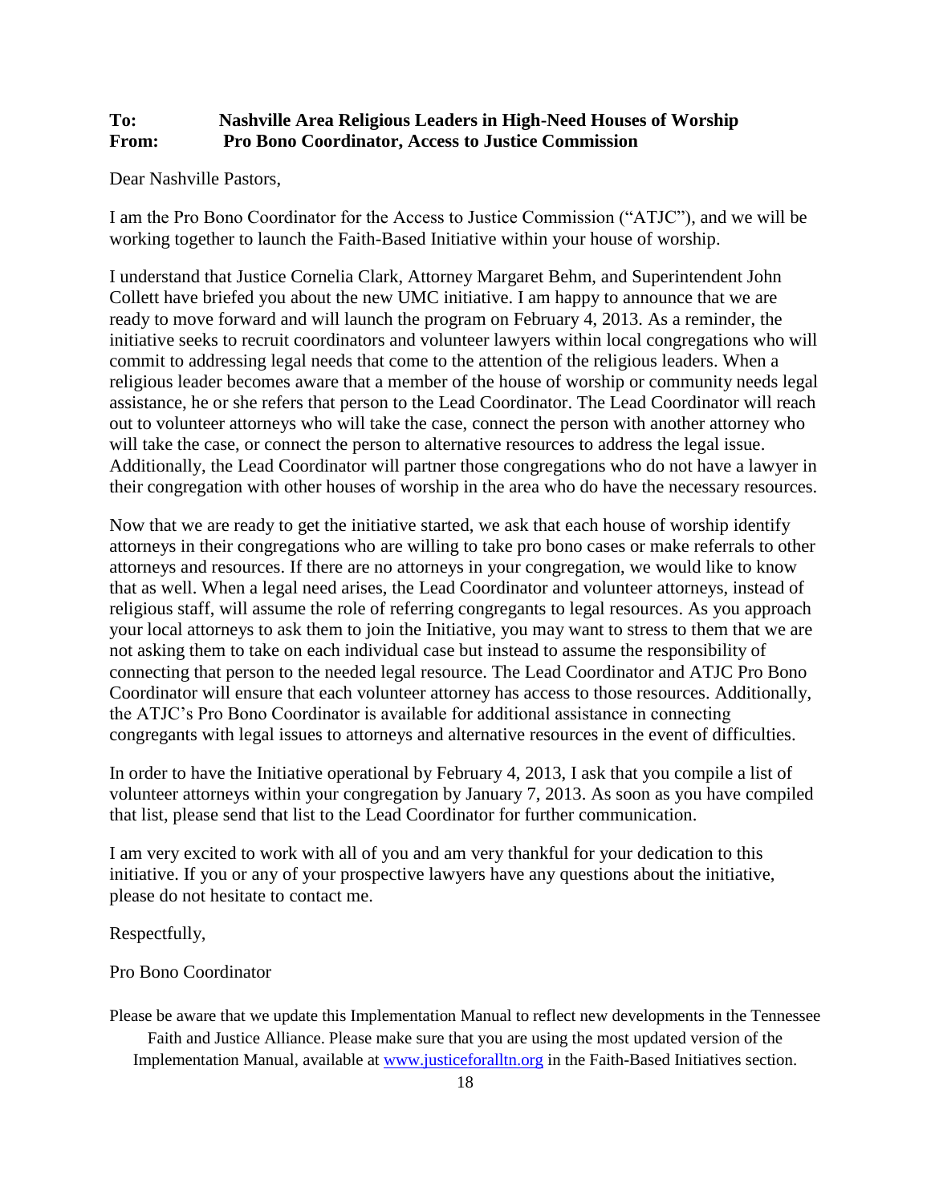**To: Nashville Area Religious Leaders in High-Need Houses of Worship**
**From: Pro Bono Coordinator, Access to Justice Commission**

Dear Nashville Pastors,

I am the Pro Bono Coordinator for the Access to Justice Commission ("ATJC"), and we will be working together to launch the Faith-Based Initiative within your house of worship.

I understand that Justice Cornelia Clark, Attorney Margaret Behm, and Superintendent John Collett have briefed you about the new UMC initiative. I am happy to announce that we are ready to move forward and will launch the program on February 4, 2013. As a reminder, the initiative seeks to recruit coordinators and volunteer lawyers within local congregations who will commit to addressing legal needs that come to the attention of the religious leaders. When a religious leader becomes aware that a member of the house of worship or community needs legal assistance, he or she refers that person to the Lead Coordinator. The Lead Coordinator will reach out to volunteer attorneys who will take the case, connect the person with another attorney who will take the case, or connect the person to alternative resources to address the legal issue. Additionally, the Lead Coordinator will partner those congregations who do not have a lawyer in their congregation with other houses of worship in the area who do have the necessary resources.

Now that we are ready to get the initiative started, we ask that each house of worship identify attorneys in their congregations who are willing to take pro bono cases or make referrals to other attorneys and resources. If there are no attorneys in your congregation, we would like to know that as well. When a legal need arises, the Lead Coordinator and volunteer attorneys, instead of religious staff, will assume the role of referring congregants to legal resources. As you approach your local attorneys to ask them to join the Initiative, you may want to stress to them that we are not asking them to take on each individual case but instead to assume the responsibility of connecting that person to the needed legal resource. The Lead Coordinator and ATJC Pro Bono Coordinator will ensure that each volunteer attorney has access to those resources. Additionally, the ATJC's Pro Bono Coordinator is available for additional assistance in connecting congregants with legal issues to attorneys and alternative resources in the event of difficulties.

In order to have the Initiative operational by February 4, 2013, I ask that you compile a list of volunteer attorneys within your congregation by January 7, 2013. As soon as you have compiled that list, please send that list to the Lead Coordinator for further communication.

I am very excited to work with all of you and am very thankful for your dedication to this initiative. If you or any of your prospective lawyers have any questions about the initiative, please do not hesitate to contact me.

Respectfully,

Pro Bono Coordinator

Please be aware that we update this Implementation Manual to reflect new developments in the Tennessee Faith and Justice Alliance. Please make sure that you are using the most updated version of the Implementation Manual, available at www.justiceforalltn.org in the Faith-Based Initiatives section.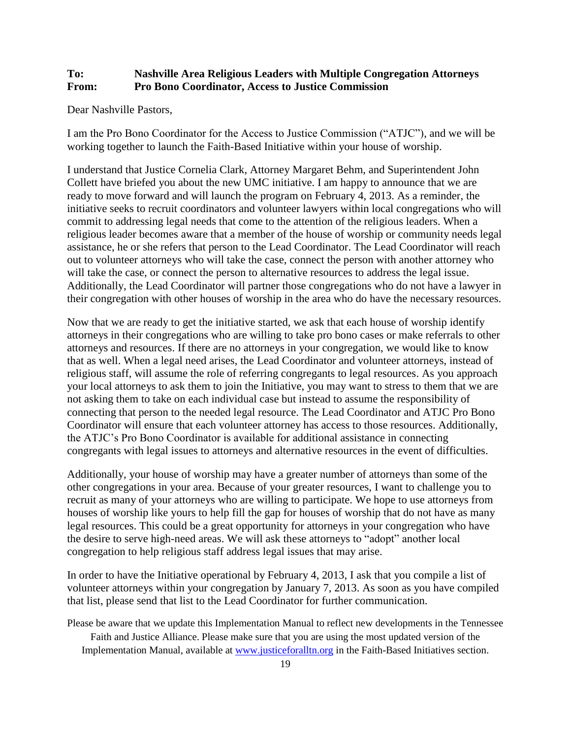**To: Nashville Area Religious Leaders with Multiple Congregation Attorneys**
**From: Pro Bono Coordinator, Access to Justice Commission**

Dear Nashville Pastors,

I am the Pro Bono Coordinator for the Access to Justice Commission ("ATJC"), and we will be working together to launch the Faith-Based Initiative within your house of worship.

I understand that Justice Cornelia Clark, Attorney Margaret Behm, and Superintendent John Collett have briefed you about the new UMC initiative. I am happy to announce that we are ready to move forward and will launch the program on February 4, 2013. As a reminder, the initiative seeks to recruit coordinators and volunteer lawyers within local congregations who will commit to addressing legal needs that come to the attention of the religious leaders. When a religious leader becomes aware that a member of the house of worship or community needs legal assistance, he or she refers that person to the Lead Coordinator. The Lead Coordinator will reach out to volunteer attorneys who will take the case, connect the person with another attorney who will take the case, or connect the person to alternative resources to address the legal issue. Additionally, the Lead Coordinator will partner those congregations who do not have a lawyer in their congregation with other houses of worship in the area who do have the necessary resources.

Now that we are ready to get the initiative started, we ask that each house of worship identify attorneys in their congregations who are willing to take pro bono cases or make referrals to other attorneys and resources. If there are no attorneys in your congregation, we would like to know that as well. When a legal need arises, the Lead Coordinator and volunteer attorneys, instead of religious staff, will assume the role of referring congregants to legal resources. As you approach your local attorneys to ask them to join the Initiative, you may want to stress to them that we are not asking them to take on each individual case but instead to assume the responsibility of connecting that person to the needed legal resource. The Lead Coordinator and ATJC Pro Bono Coordinator will ensure that each volunteer attorney has access to those resources. Additionally, the ATJC's Pro Bono Coordinator is available for additional assistance in connecting congregants with legal issues to attorneys and alternative resources in the event of difficulties.

Additionally, your house of worship may have a greater number of attorneys than some of the other congregations in your area. Because of your greater resources, I want to challenge you to recruit as many of your attorneys who are willing to participate. We hope to use attorneys from houses of worship like yours to help fill the gap for houses of worship that do not have as many legal resources. This could be a great opportunity for attorneys in your congregation who have the desire to serve high-need areas. We will ask these attorneys to "adopt" another local congregation to help religious staff address legal issues that may arise.

In order to have the Initiative operational by February 4, 2013, I ask that you compile a list of volunteer attorneys within your congregation by January 7, 2013. As soon as you have compiled that list, please send that list to the Lead Coordinator for further communication.

Please be aware that we update this Implementation Manual to reflect new developments in the Tennessee Faith and Justice Alliance. Please make sure that you are using the most updated version of the Implementation Manual, available at [www.justiceforalltn.org](http://www.justiceforalltn.org) in the Faith-Based Initiatives section.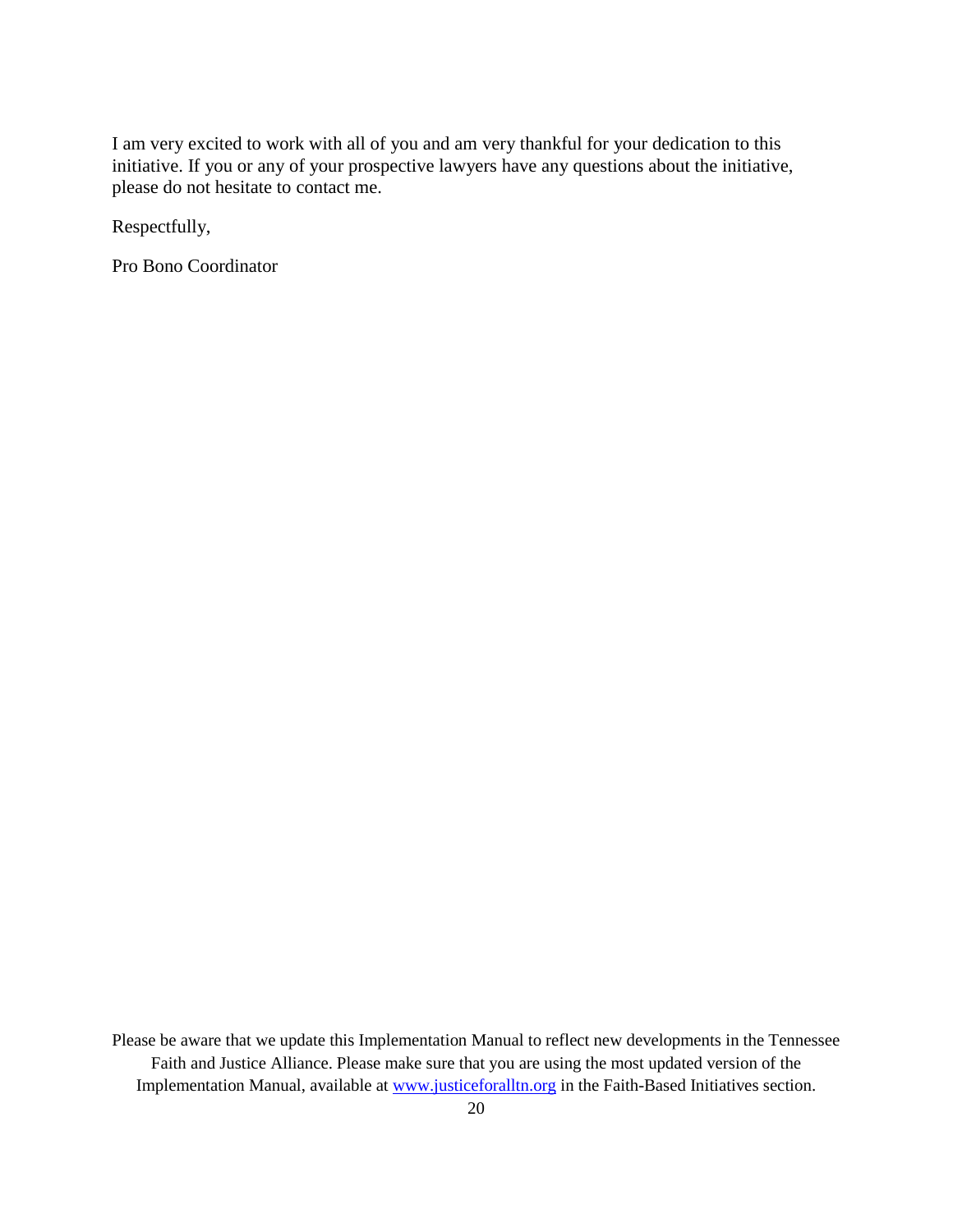I am very excited to work with all of you and am very thankful for your dedication to this initiative. If you or any of your prospective lawyers have any questions about the initiative, please do not hesitate to contact me.

Respectfully,

Pro Bono Coordinator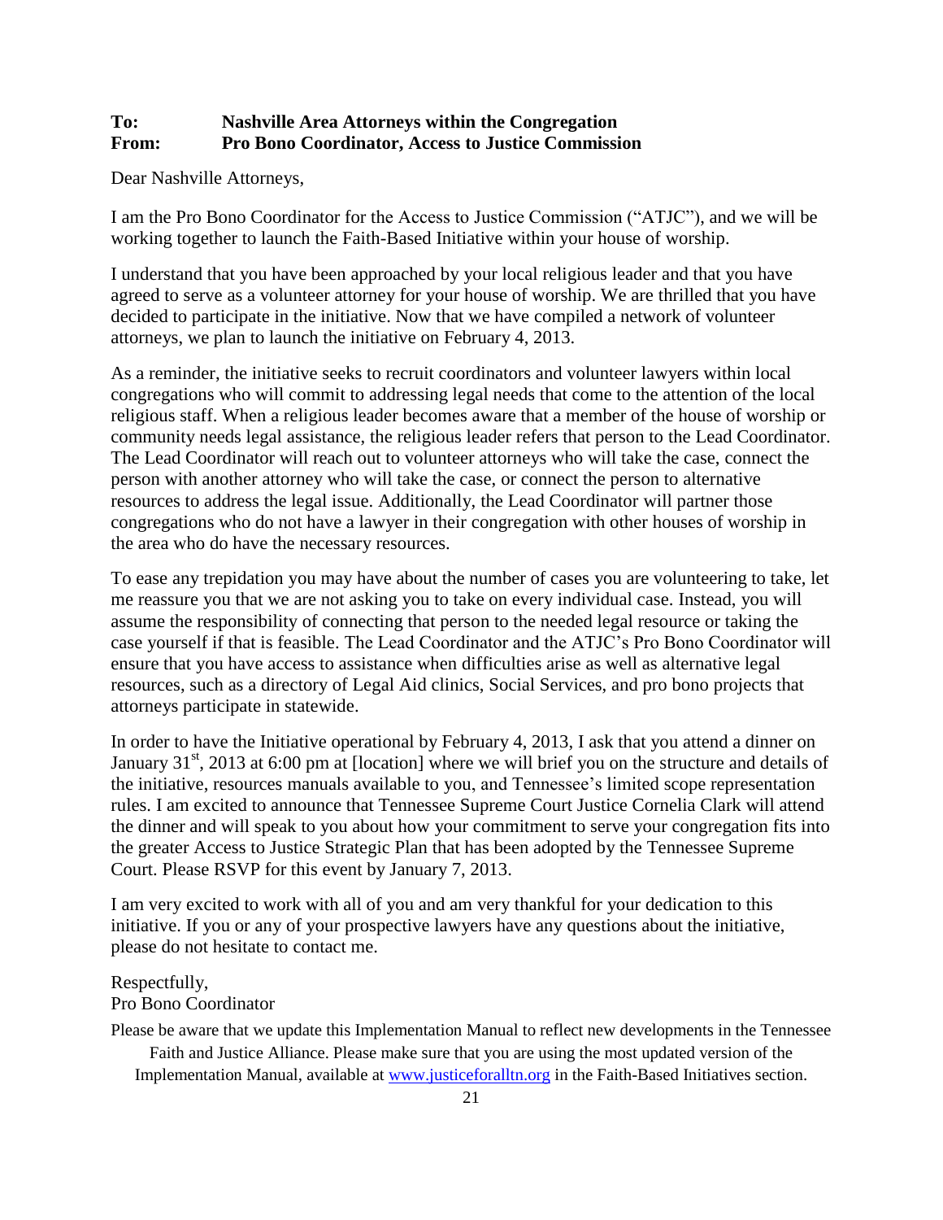**To: Nashville Area Attorneys within the Congregation**
**From: Pro Bono Coordinator, Access to Justice Commission**

Dear Nashville Attorneys,

I am the Pro Bono Coordinator for the Access to Justice Commission ("ATJC"), and we will be working together to launch the Faith-Based Initiative within your house of worship.

I understand that you have been approached by your local religious leader and that you have agreed to serve as a volunteer attorney for your house of worship. We are thrilled that you have decided to participate in the initiative. Now that we have compiled a network of volunteer attorneys, we plan to launch the initiative on February 4, 2013.

As a reminder, the initiative seeks to recruit coordinators and volunteer lawyers within local congregations who will commit to addressing legal needs that come to the attention of the local religious staff. When a religious leader becomes aware that a member of the house of worship or community needs legal assistance, the religious leader refers that person to the Lead Coordinator. The Lead Coordinator will reach out to volunteer attorneys who will take the case, connect the person with another attorney who will take the case, or connect the person to alternative resources to address the legal issue. Additionally, the Lead Coordinator will partner those congregations who do not have a lawyer in their congregation with other houses of worship in the area who do have the necessary resources.

To ease any trepidation you may have about the number of cases you are volunteering to take, let me reassure you that we are not asking you to take on every individual case. Instead, you will assume the responsibility of connecting that person to the needed legal resource or taking the case yourself if that is feasible. The Lead Coordinator and the ATJC's Pro Bono Coordinator will ensure that you have access to assistance when difficulties arise as well as alternative legal resources, such as a directory of Legal Aid clinics, Social Services, and pro bono projects that attorneys participate in statewide.

In order to have the Initiative operational by February 4, 2013, I ask that you attend a dinner on January 31st, 2013 at 6:00 pm at [location] where we will brief you on the structure and details of the initiative, resources manuals available to you, and Tennessee's limited scope representation rules. I am excited to announce that Tennessee Supreme Court Justice Cornelia Clark will attend the dinner and will speak to you about how your commitment to serve your congregation fits into the greater Access to Justice Strategic Plan that has been adopted by the Tennessee Supreme Court. Please RSVP for this event by January 7, 2013.

I am very excited to work with all of you and am very thankful for your dedication to this initiative. If you or any of your prospective lawyers have any questions about the initiative, please do not hesitate to contact me.

Respectfully,
Pro Bono Coordinator

Please be aware that we update this Implementation Manual to reflect new developments in the Tennessee Faith and Justice Alliance. Please make sure that you are using the most updated version of the Implementation Manual, available at www.justiceforalltn.org in the Faith-Based Initiatives section.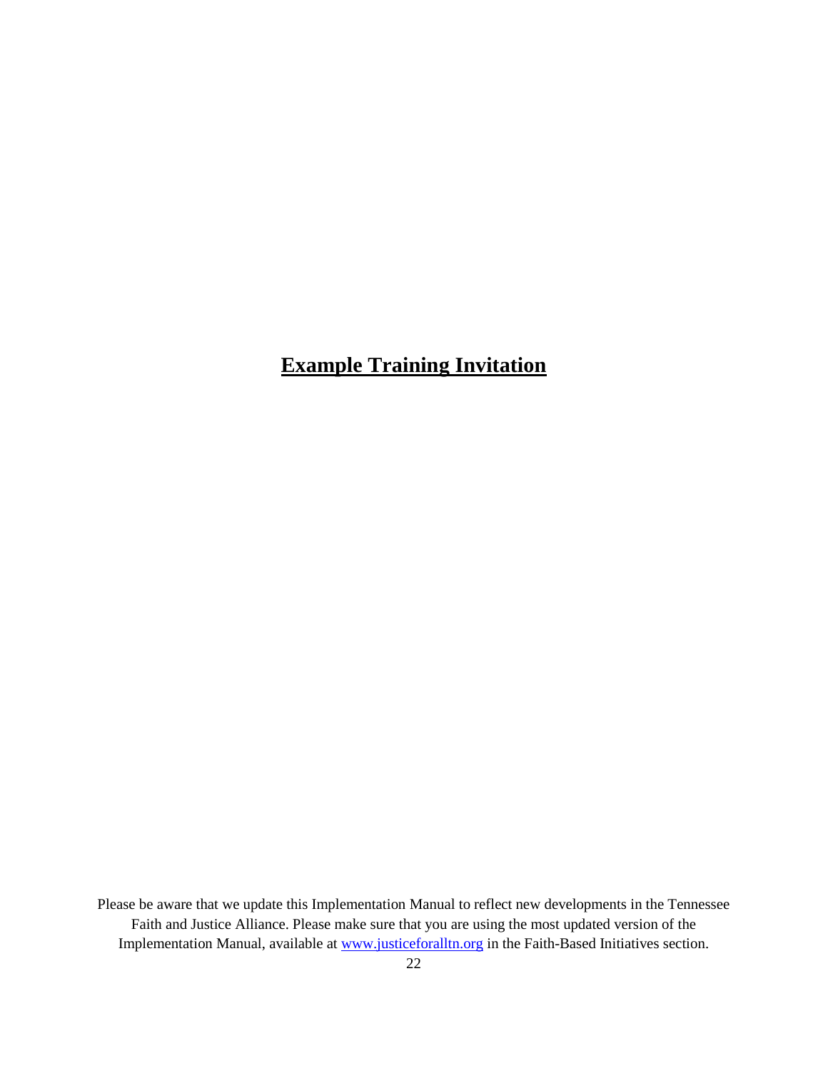# **Example Training Invitation**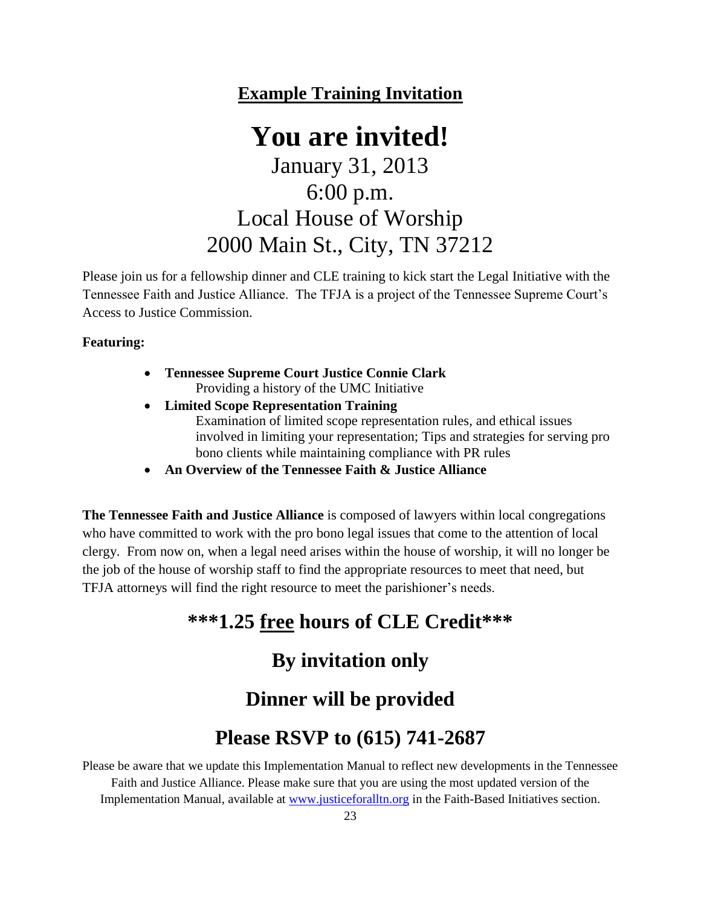## Example Training Invitation

# You are invited!

January 31, 2013

6:00 p.m.

Local House of Worship

2000 Main St., City, TN 37212

Please join us for a fellowship dinner and CLE training to kick start the Legal Initiative with the Tennessee Faith and Justice Alliance. The TFJA is a project of the Tennessee Supreme Court's Access to Justice Commission.

**Featuring:**

- **Tennessee Supreme Court Justice Connie Clark**
  Providing a history of the UMC Initiative
- **Limited Scope Representation Training**
  Examination of limited scope representation rules, and ethical issues involved in limiting your representation; Tips and strategies for serving pro bono clients while maintaining compliance with PR rules
- **An Overview of the Tennessee Faith & Justice Alliance**

**The Tennessee Faith and Justice Alliance** is composed of lawyers within local congregations who have committed to work with the pro bono legal issues that come to the attention of local clergy. From now on, when a legal need arises within the house of worship, it will no longer be the job of the house of worship staff to find the appropriate resources to meet that need, but TFJA attorneys will find the right resource to meet the parishioner's needs.

## ***1.25 free hours of CLE Credit***

## By invitation only

## Dinner will be provided

## Please RSVP to (615) 741-2687

Please be aware that we update this Implementation Manual to reflect new developments in the Tennessee Faith and Justice Alliance. Please make sure that you are using the most updated version of the Implementation Manual, available at www.justiceforalltn.org in the Faith-Based Initiatives section.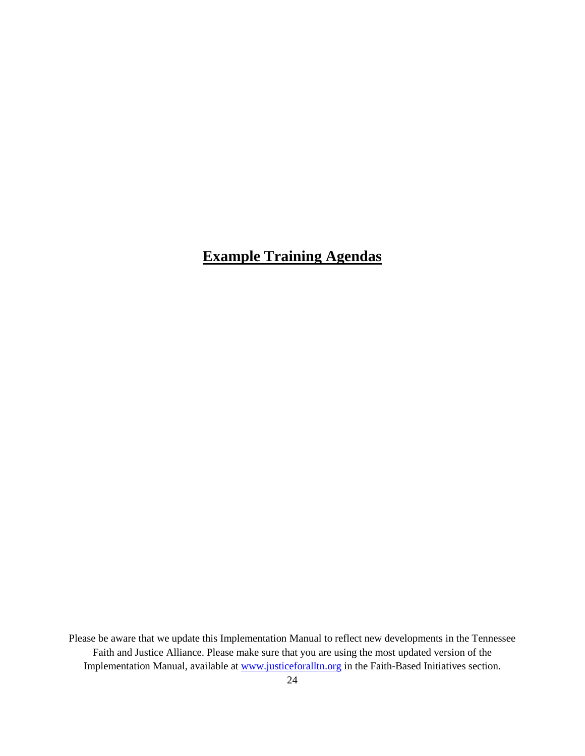# Example Training Agendas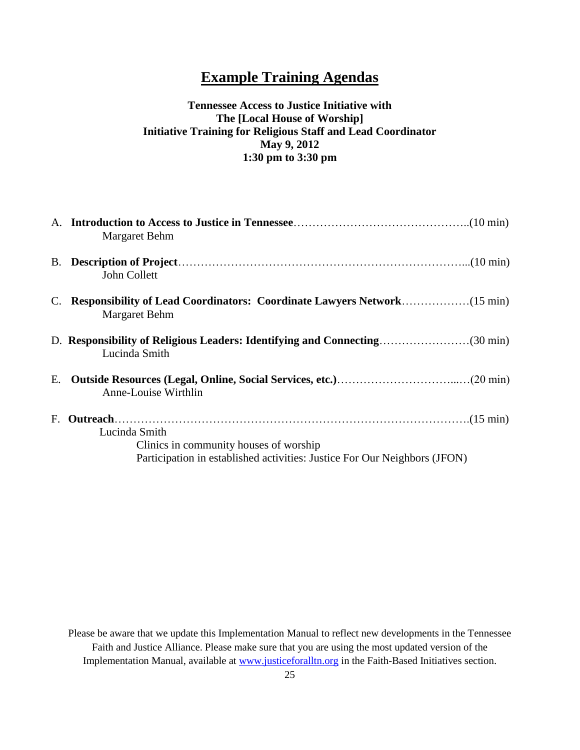# Example Training Agendas

**Tennessee Access to Justice Initiative with**
**The [Local House of Worship]**
**Initiative Training for Religious Staff and Lead Coordinator**
**May 9, 2012**
**1:30 pm to 3:30 pm**

A. **Introduction to Access to Justice in Tennessee**……………………………………..(10 min)
   Margaret Behm

B. **Description of Project**…………………………………………………………………...(10 min)
   John Collett

C. **Responsibility of Lead Coordinators: Coordinate Lawyers Network**………………(15 min)
   Margaret Behm

D. **Responsibility of Religious Leaders: Identifying and Connecting**……………………(30 min)
   Lucinda Smith

E. **Outside Resources (Legal, Online, Social Services, etc.)**…………………………...…(20 min)
   Anne-Louise Wirthlin

F. **Outreach**……………………………………………………………………………….(15 min)
   Lucinda Smith
   - Clinics in community houses of worship
   - Participation in established activities: Justice For Our Neighbors (JFON)

Please be aware that we update this Implementation Manual to reflect new developments in the Tennessee Faith and Justice Alliance. Please make sure that you are using the most updated version of the Implementation Manual, available at www.justiceforalltn.org in the Faith-Based Initiatives section.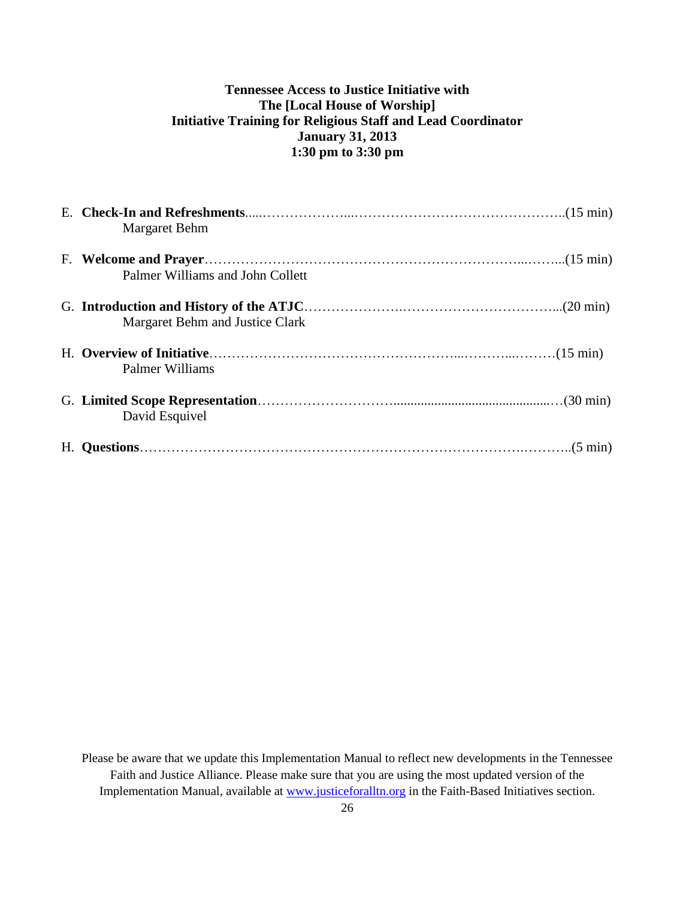**Tennessee Access to Justice Initiative with**
**The [Local House of Worship]**
**Initiative Training for Religious Staff and Lead Coordinator**
**January 31, 2013**
**1:30 pm to 3:30 pm**

E. **Check-In and Refreshments**.....………………...………………………………………..(15 min)
Margaret Behm

F. **Welcome and Prayer**……………………………………………………………...……...(15 min)
Palmer Williams and John Collett

G. **Introduction and History of the ATJC**………………….……………………………...(20 min)
Margaret Behm and Justice Clark

H. **Overview of Initiative**…………………………………………….....………...………(15 min)
Palmer Williams

G. **Limited Scope Representation**………………………..............................................…(30 min)
David Esquivel

H. **Questions**……………………………………………………………………….………..(5 min)

Please be aware that we update this Implementation Manual to reflect new developments in the Tennessee Faith and Justice Alliance. Please make sure that you are using the most updated version of the Implementation Manual, available at www.justiceforalltn.org in the Faith-Based Initiatives section.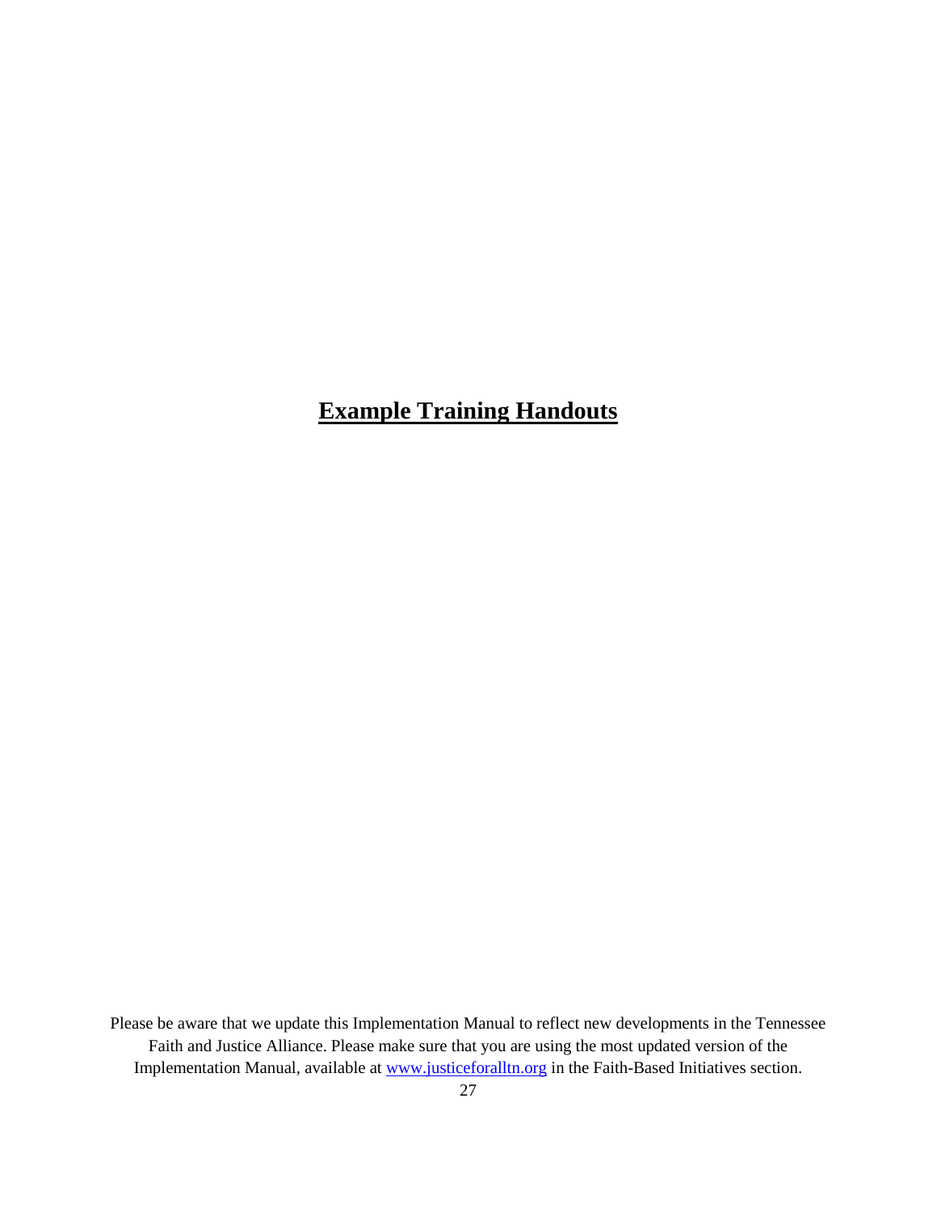# Example Training Handouts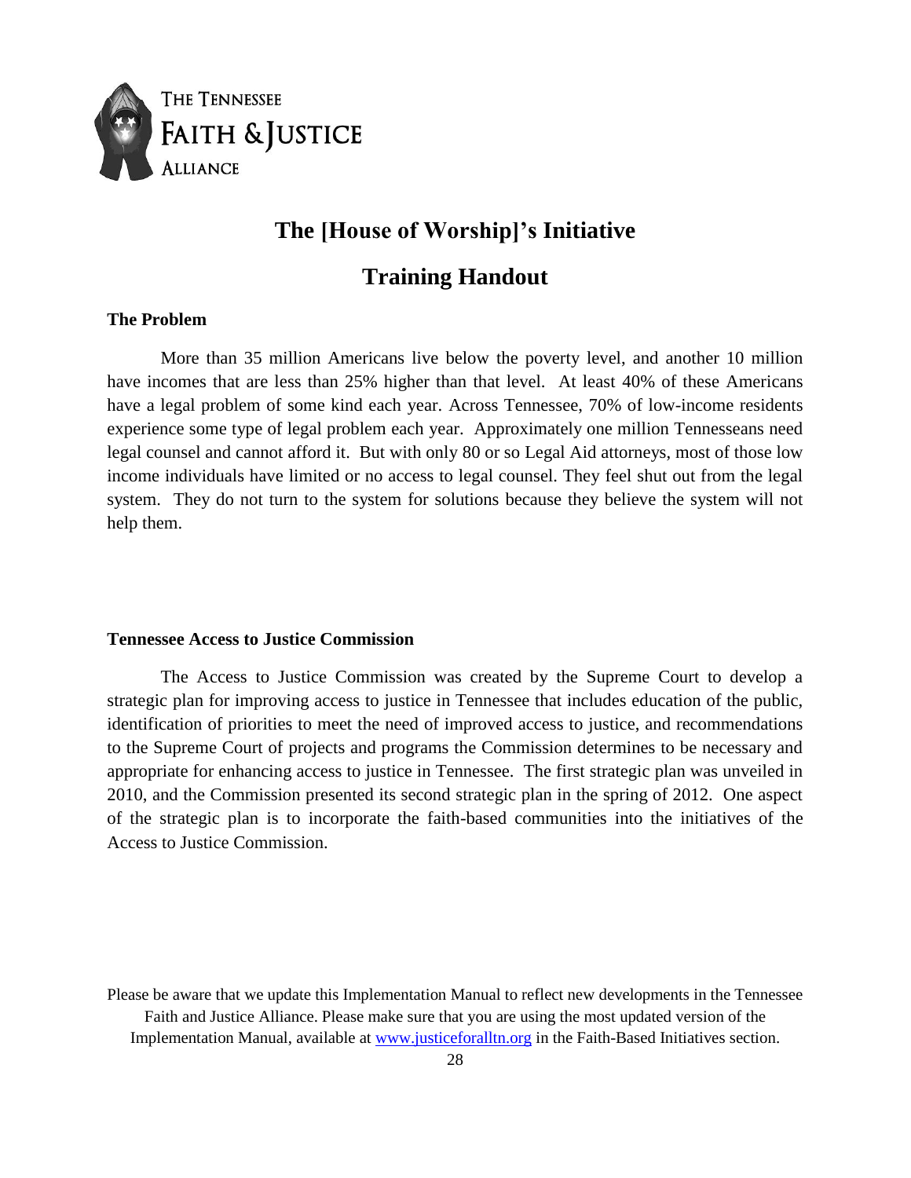# The [House of Worship]'s Initiative

# Training Handout

**The Problem**

More than 35 million Americans live below the poverty level, and another 10 million have incomes that are less than 25% higher than that level. At least 40% of these Americans have a legal problem of some kind each year. Across Tennessee, 70% of low-income residents experience some type of legal problem each year. Approximately one million Tennesseans need legal counsel and cannot afford it. But with only 80 or so Legal Aid attorneys, most of those low income individuals have limited or no access to legal counsel. They feel shut out from the legal system. They do not turn to the system for solutions because they believe the system will not help them.

**Tennessee Access to Justice Commission**

The Access to Justice Commission was created by the Supreme Court to develop a strategic plan for improving access to justice in Tennessee that includes education of the public, identification of priorities to meet the need of improved access to justice, and recommendations to the Supreme Court of projects and programs the Commission determines to be necessary and appropriate for enhancing access to justice in Tennessee. The first strategic plan was unveiled in 2010, and the Commission presented its second strategic plan in the spring of 2012. One aspect of the strategic plan is to incorporate the faith-based communities into the initiatives of the Access to Justice Commission.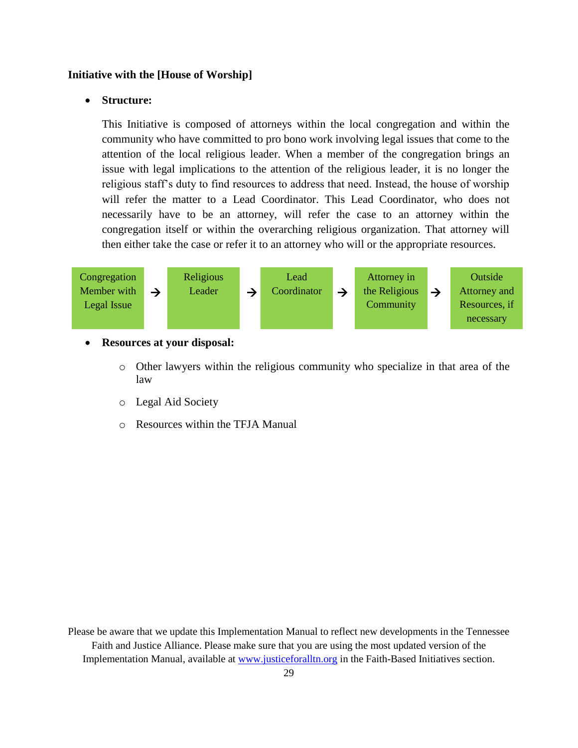**Initiative with the [House of Worship]**

- **Structure:**

  This Initiative is composed of attorneys within the local congregation and within the community who have committed to pro bono work involving legal issues that come to the attention of the local religious leader. When a member of the congregation brings an issue with legal implications to the attention of the religious leader, it is no longer the religious staff's duty to find resources to address that need. Instead, the house of worship will refer the matter to a Lead Coordinator. This Lead Coordinator, who does not necessarily have to be an attorney, will refer the case to an attorney within the congregation itself or within the overarching religious organization. That attorney will then either take the case or refer it to an attorney who will or the appropriate resources.

Congregation Member with Legal Issue → Religious Leader → Lead Coordinator → Attorney in the Religious Community → Outside Attorney and Resources, if necessary

- **Resources at your disposal:**
  - Other lawyers within the religious community who specialize in that area of the law
  - Legal Aid Society
  - Resources within the TFJA Manual

Please be aware that we update this Implementation Manual to reflect new developments in the Tennessee Faith and Justice Alliance. Please make sure that you are using the most updated version of the Implementation Manual, available at www.justiceforalltn.org in the Faith-Based Initiatives section.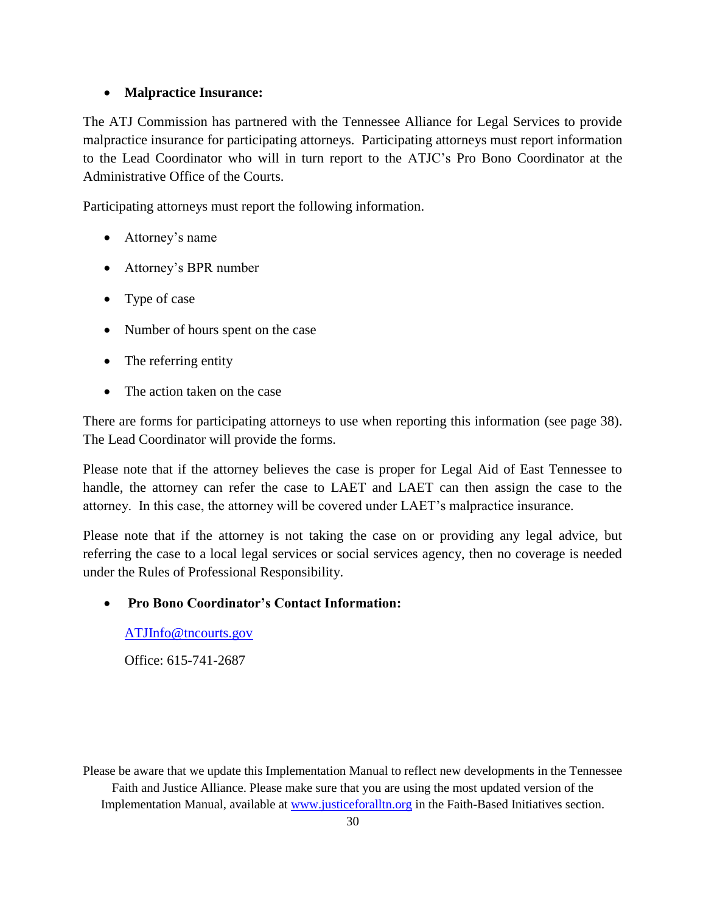- **Malpractice Insurance:**

The ATJ Commission has partnered with the Tennessee Alliance for Legal Services to provide malpractice insurance for participating attorneys. Participating attorneys must report information to the Lead Coordinator who will in turn report to the ATJC's Pro Bono Coordinator at the Administrative Office of the Courts.

Participating attorneys must report the following information.

- Attorney's name
- Attorney's BPR number
- Type of case
- Number of hours spent on the case
- The referring entity
- The action taken on the case

There are forms for participating attorneys to use when reporting this information (see page 38). The Lead Coordinator will provide the forms.

Please note that if the attorney believes the case is proper for Legal Aid of East Tennessee to handle, the attorney can refer the case to LAET and LAET can then assign the case to the attorney. In this case, the attorney will be covered under LAET's malpractice insurance.

Please note that if the attorney is not taking the case on or providing any legal advice, but referring the case to a local legal services or social services agency, then no coverage is needed under the Rules of Professional Responsibility.

- **Pro Bono Coordinator's Contact Information:**

  ATJInfo@tncourts.gov

  Office: 615-741-2687

Please be aware that we update this Implementation Manual to reflect new developments in the Tennessee Faith and Justice Alliance. Please make sure that you are using the most updated version of the Implementation Manual, available at www.justiceforalltn.org in the Faith-Based Initiatives section.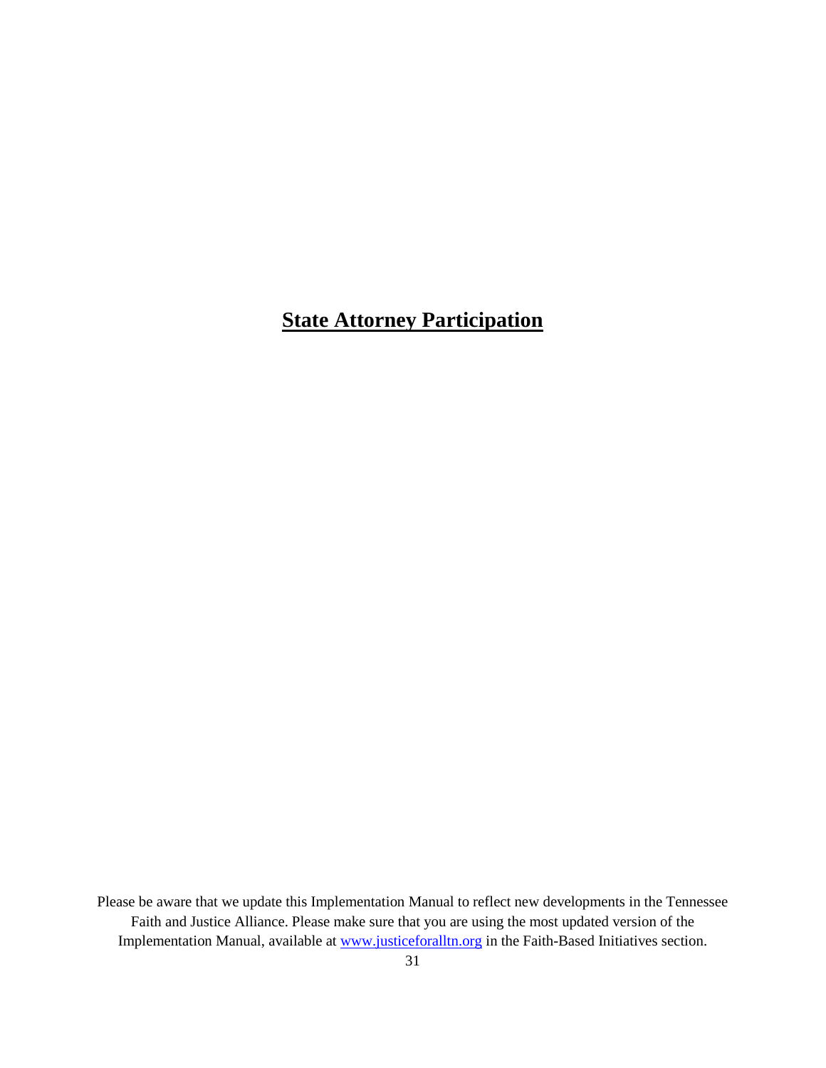# State Attorney Participation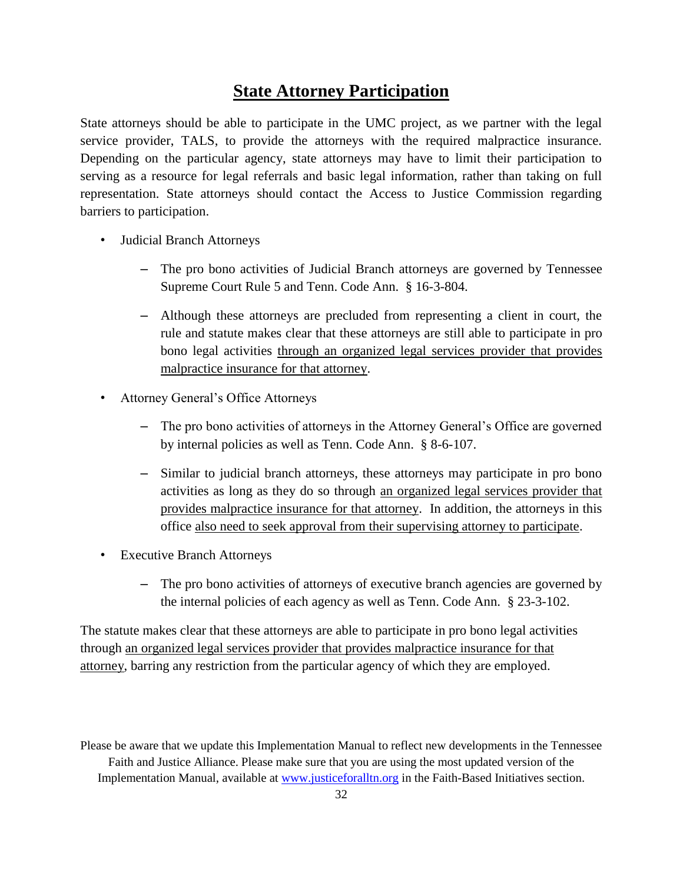# State Attorney Participation

State attorneys should be able to participate in the UMC project, as we partner with the legal service provider, TALS, to provide the attorneys with the required malpractice insurance. Depending on the particular agency, state attorneys may have to limit their participation to serving as a resource for legal referrals and basic legal information, rather than taking on full representation. State attorneys should contact the Access to Justice Commission regarding barriers to participation.

- Judicial Branch Attorneys
  - The pro bono activities of Judicial Branch attorneys are governed by Tennessee Supreme Court Rule 5 and Tenn. Code Ann. § 16-3-804.
  - Although these attorneys are precluded from representing a client in court, the rule and statute makes clear that these attorneys are still able to participate in pro bono legal activities <u>through an organized legal services provider that provides malpractice insurance for that attorney</u>.
- Attorney General's Office Attorneys
  - The pro bono activities of attorneys in the Attorney General's Office are governed by internal policies as well as Tenn. Code Ann. § 8-6-107.
  - Similar to judicial branch attorneys, these attorneys may participate in pro bono activities as long as they do so through <u>an organized legal services provider that provides malpractice insurance for that attorney</u>. In addition, the attorneys in this office <u>also need to seek approval from their supervising attorney to participate</u>.
- Executive Branch Attorneys
  - The pro bono activities of attorneys of executive branch agencies are governed by the internal policies of each agency as well as Tenn. Code Ann. § 23-3-102.

The statute makes clear that these attorneys are able to participate in pro bono legal activities through <u>an organized legal services provider that provides malpractice insurance for that attorney</u>, barring any restriction from the particular agency of which they are employed.

Please be aware that we update this Implementation Manual to reflect new developments in the Tennessee Faith and Justice Alliance. Please make sure that you are using the most updated version of the Implementation Manual, available at www.justiceforalltn.org in the Faith-Based Initiatives section.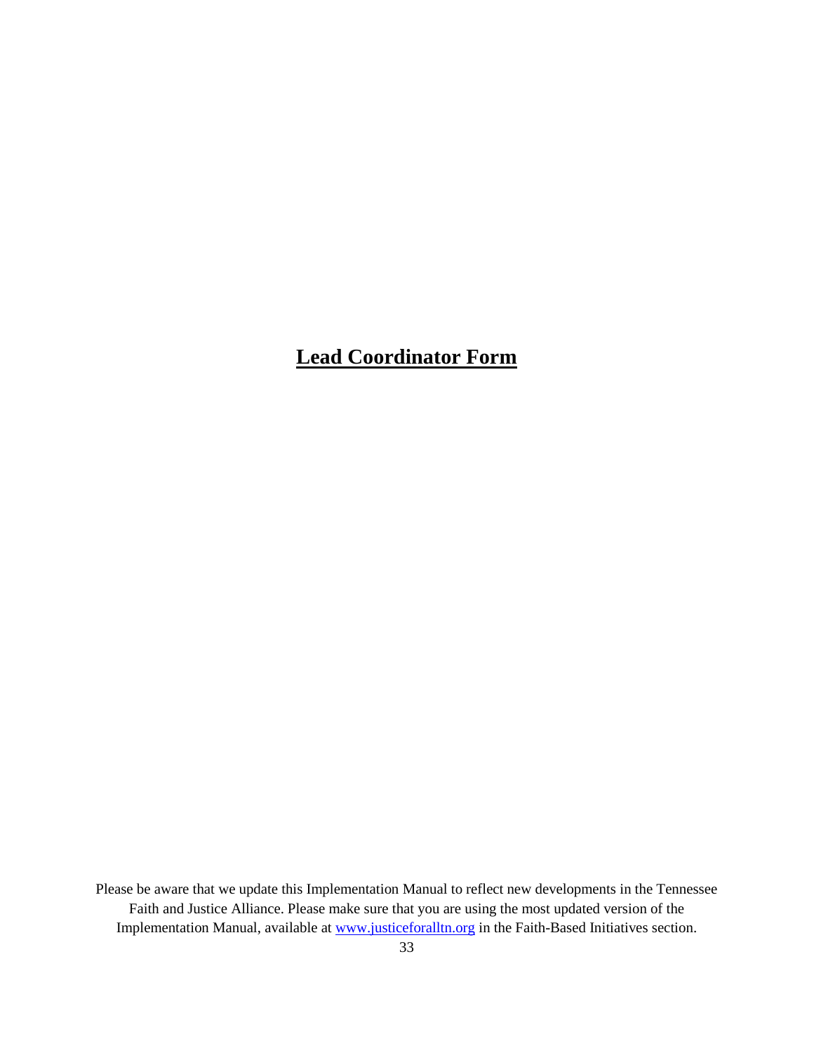# **Lead Coordinator Form**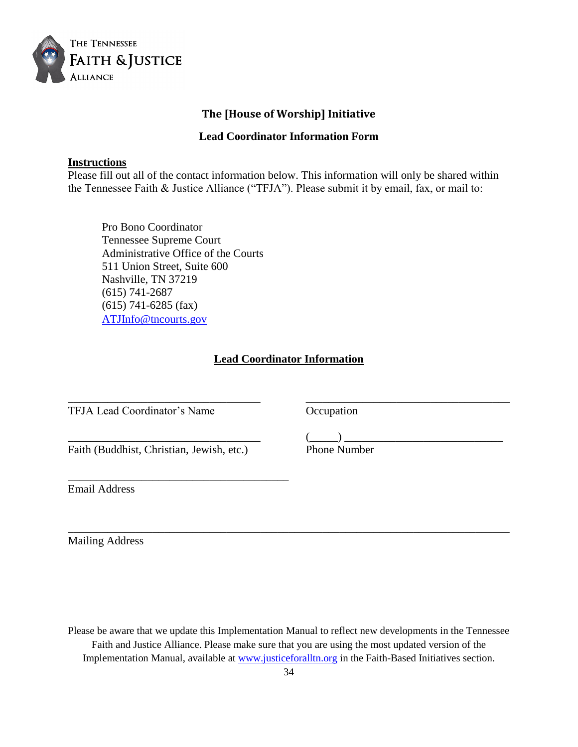The Tennessee Faith & Justice Alliance

## The [House of Worship] Initiative

### Lead Coordinator Information Form

**Instructions**

Please fill out all of the contact information below. This information will only be shared within the Tennessee Faith & Justice Alliance ("TFJA"). Please submit it by email, fax, or mail to:

Pro Bono Coordinator
Tennessee Supreme Court
Administrative Office of the Courts
511 Union Street, Suite 600
Nashville, TN 37219
(615) 741-2687
(615) 741-6285 (fax)
ATJInfo@tncourts.gov

**Lead Coordinator Information**

________________________________ TFJA Lead Coordinator's Name

________________________________ Occupation

________________________________ Faith (Buddhist, Christian, Jewish, etc.)

(_____) ___________________________ Phone Number

____________________________________ Email Address

__________________________________________________________________________ Mailing Address

Please be aware that we update this Implementation Manual to reflect new developments in the Tennessee Faith and Justice Alliance. Please make sure that you are using the most updated version of the Implementation Manual, available at www.justiceforalltn.org in the Faith-Based Initiatives section.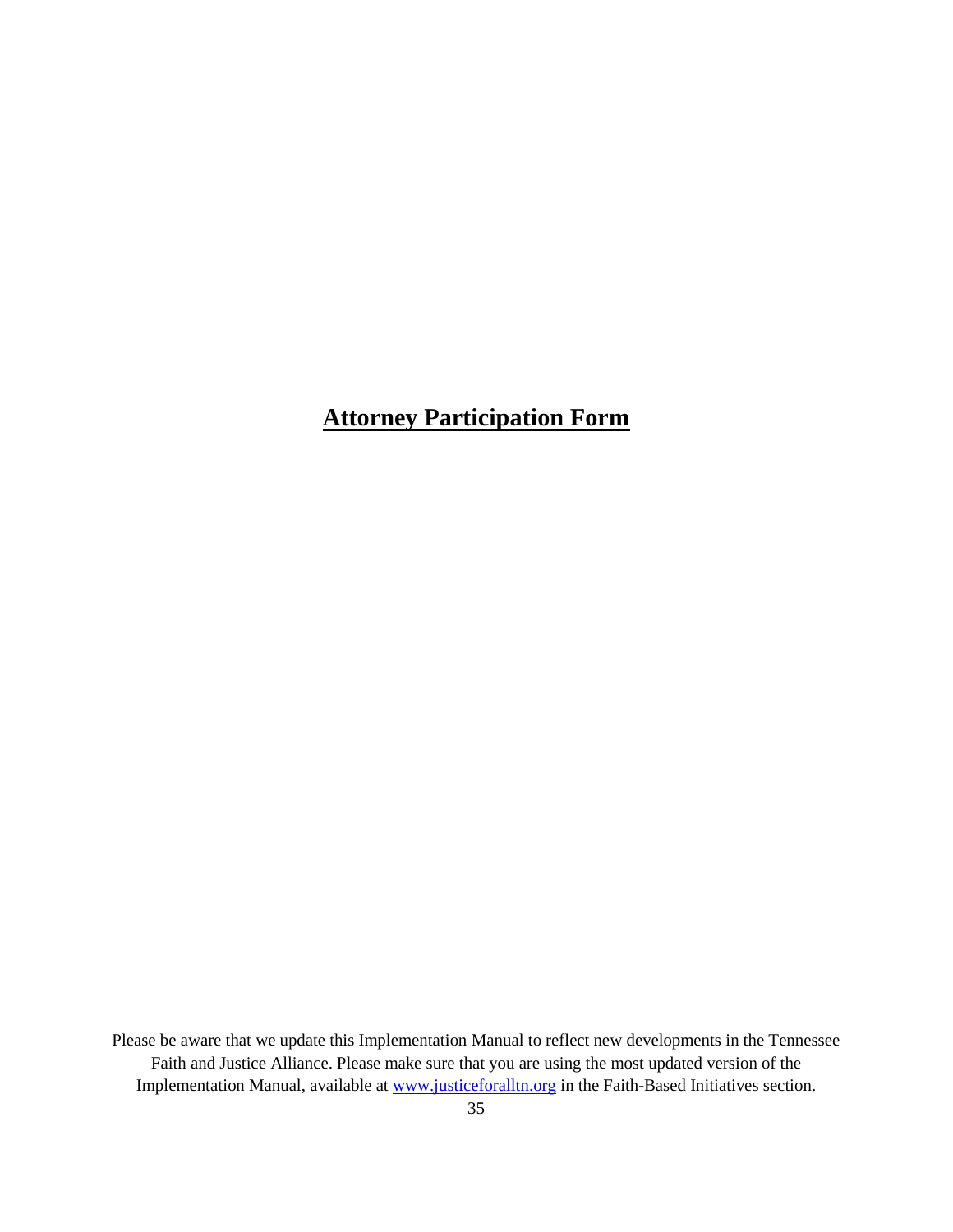# **Attorney Participation Form**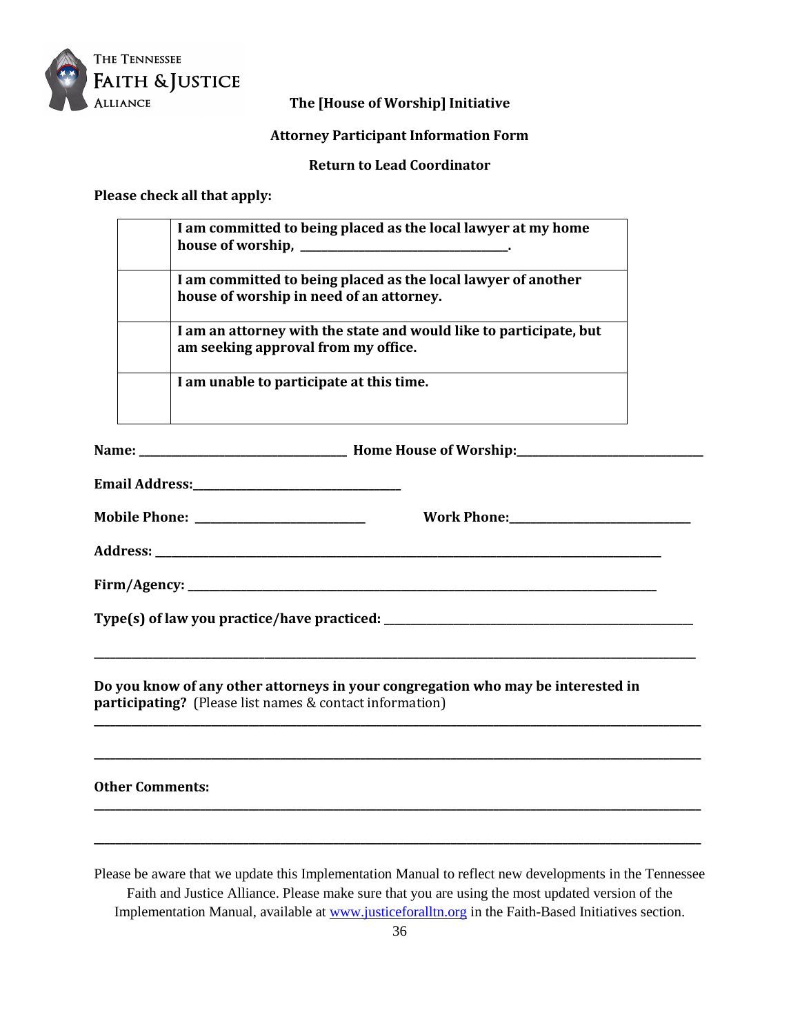THE TENNESSEE FAITH & JUSTICE ALLIANCE

**The [House of Worship] Initiative**

**Attorney Participant Information Form**

**Return to Lead Coordinator**

**Please check all that apply:**

| | |
|---|---|
| | **I am committed to being placed as the local lawyer at my home house of worship, ________________________________.** |
| | **I am committed to being placed as the local lawyer of another house of worship in need of an attorney.** |
| | **I am an attorney with the state and would like to participate, but am seeking approval from my office.** |
| | **I am unable to participate at this time.** |

**Name: _________________________________ Home House of Worship:______________________________**

**Email Address:________________________________**

**Mobile Phone: ____________________________ Work Phone:_____________________________**

**Address: _________________________________________________________________________________**

**Firm/Agency: _____________________________________________________________________________**

**Type(s) of law you practice/have practiced: ________________________________________________**

_____________________________________________________________________________________________

**Do you know of any other attorneys in your congregation who may be interested in participating?** (Please list names & contact information)

_____________________________________________________________________________________________

_____________________________________________________________________________________________

**Other Comments:**

_____________________________________________________________________________________________

_____________________________________________________________________________________________

Please be aware that we update this Implementation Manual to reflect new developments in the Tennessee Faith and Justice Alliance. Please make sure that you are using the most updated version of the Implementation Manual, available at www.justiceforalltn.org in the Faith-Based Initiatives section.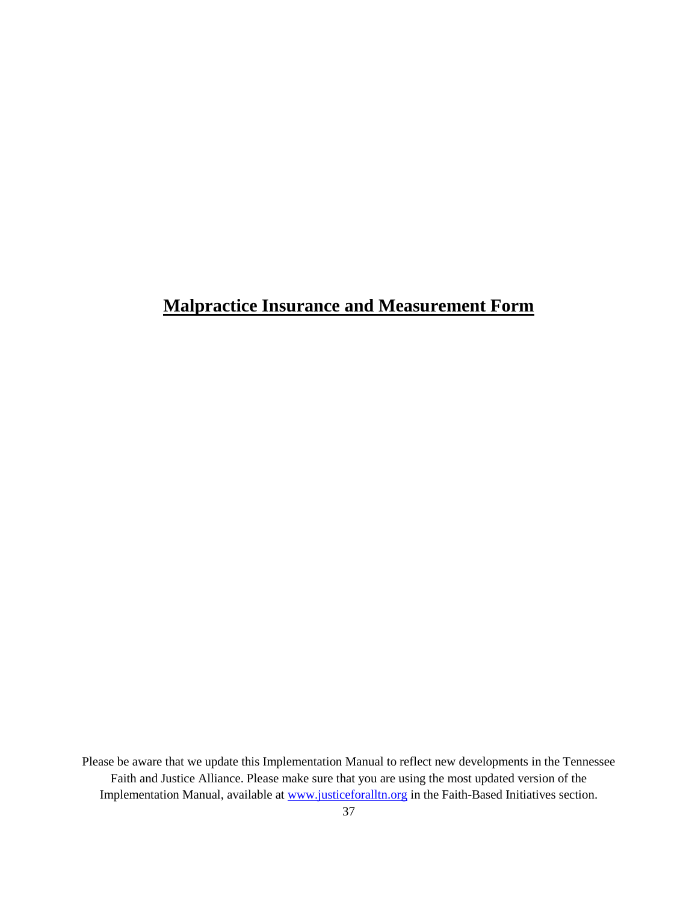# Malpractice Insurance and Measurement Form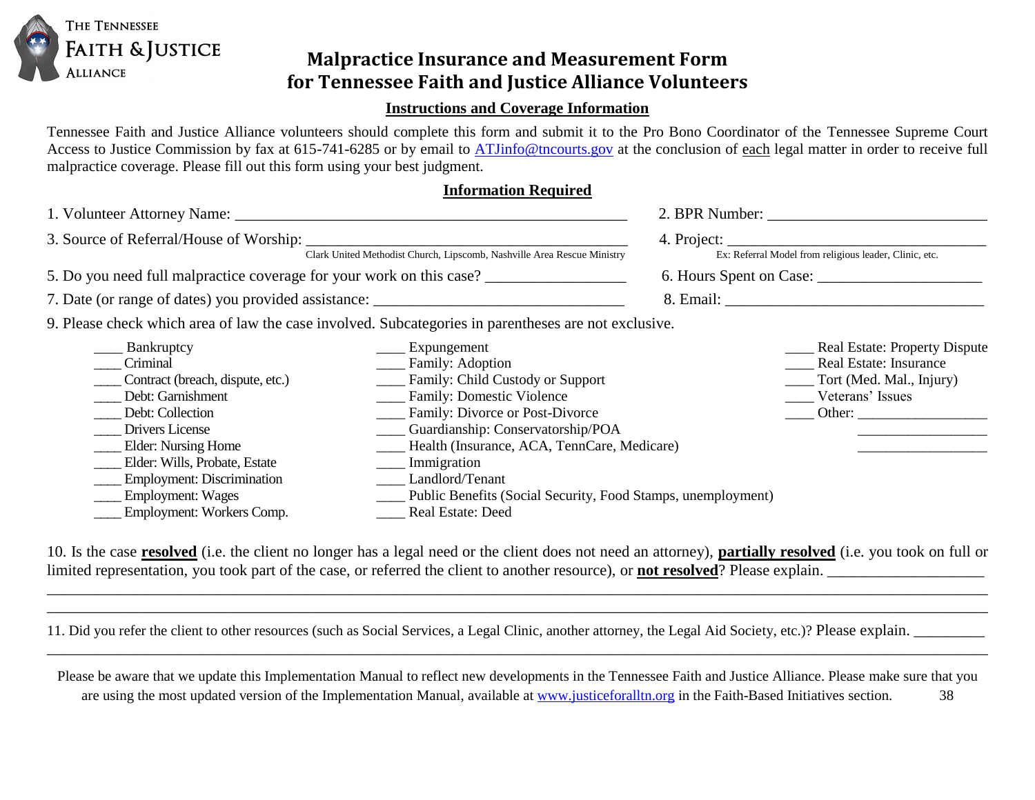THE TENNESSEE FAITH & JUSTICE ALLIANCE

# Malpractice Insurance and Measurement Form for Tennessee Faith and Justice Alliance Volunteers

## Instructions and Coverage Information

Tennessee Faith and Justice Alliance volunteers should complete this form and submit it to the Pro Bono Coordinator of the Tennessee Supreme Court Access to Justice Commission by fax at 615-741-6285 or by email to ATJinfo@tncourts.gov at the conclusion of each legal matter in order to receive full malpractice coverage. Please fill out this form using your best judgment.

## Information Required

1. Volunteer Attorney Name: ______________________________________________
2. BPR Number: ___________________________
3. Source of Referral/House of Worship: ______________________________________
   Clark United Methodist Church, Lipscomb, Nashville Area Rescue Ministry
4. Project: _________________________________
   Ex: Referral Model from religious leader, Clinic, etc.
5. Do you need full malpractice coverage for your work on this case? _________________
6. Hours Spent on Case: ____________________
7. Date (or range of dates) you provided assistance: _______________________________
8. Email: _________________________________
9. Please check which area of law the case involved. Subcategories in parentheses are not exclusive.

____ Bankruptcy
____ Criminal
____ Contract (breach, dispute, etc.)
____ Debt: Garnishment
____ Debt: Collection
____ Drivers License
____ Elder: Nursing Home
____ Elder: Wills, Probate, Estate
____ Employment: Discrimination
____ Employment: Wages
____ Employment: Workers Comp.
____ Expungement
____ Family: Adoption
____ Family: Child Custody or Support
____ Family: Domestic Violence
____ Family: Divorce or Post-Divorce
____ Guardianship: Conservatorship/POA
____ Health (Insurance, ACA, TennCare, Medicare)
____ Immigration
____ Landlord/Tenant
____ Public Benefits (Social Security, Food Stamps, unemployment)
____ Real Estate: Deed
____ Real Estate: Property Dispute
____ Real Estate: Insurance
____ Tort (Med. Mal., Injury)
____ Veterans' Issues
____ Other: _________________
_________________
_________________

10. Is the case **resolved** (i.e. the client no longer has a legal need or the client does not need an attorney), **partially resolved** (i.e. you took on full or limited representation, you took part of the case, or referred the client to another resource), or **not resolved**? Please explain. ___________________
_____________________________________________________________________________
_____________________________________________________________________________

11. Did you refer the client to other resources (such as Social Services, a Legal Clinic, another attorney, the Legal Aid Society, etc.)? Please explain. _________
_____________________________________________________________________________

Please be aware that we update this Implementation Manual to reflect new developments in the Tennessee Faith and Justice Alliance. Please make sure that you are using the most updated version of the Implementation Manual, available at www.justiceforalltn.org in the Faith-Based Initiatives section.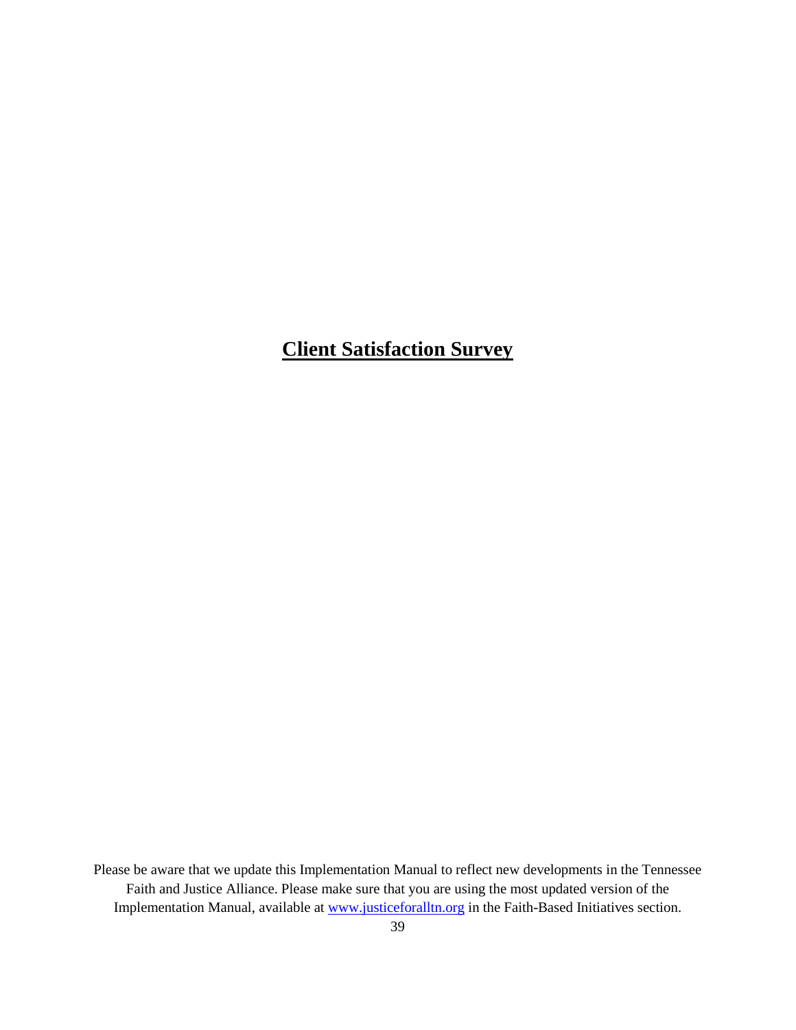# **Client Satisfaction Survey**

Please be aware that we update this Implementation Manual to reflect new developments in the Tennessee Faith and Justice Alliance. Please make sure that you are using the most updated version of the Implementation Manual, available at www.justiceforalltn.org in the Faith-Based Initiatives section.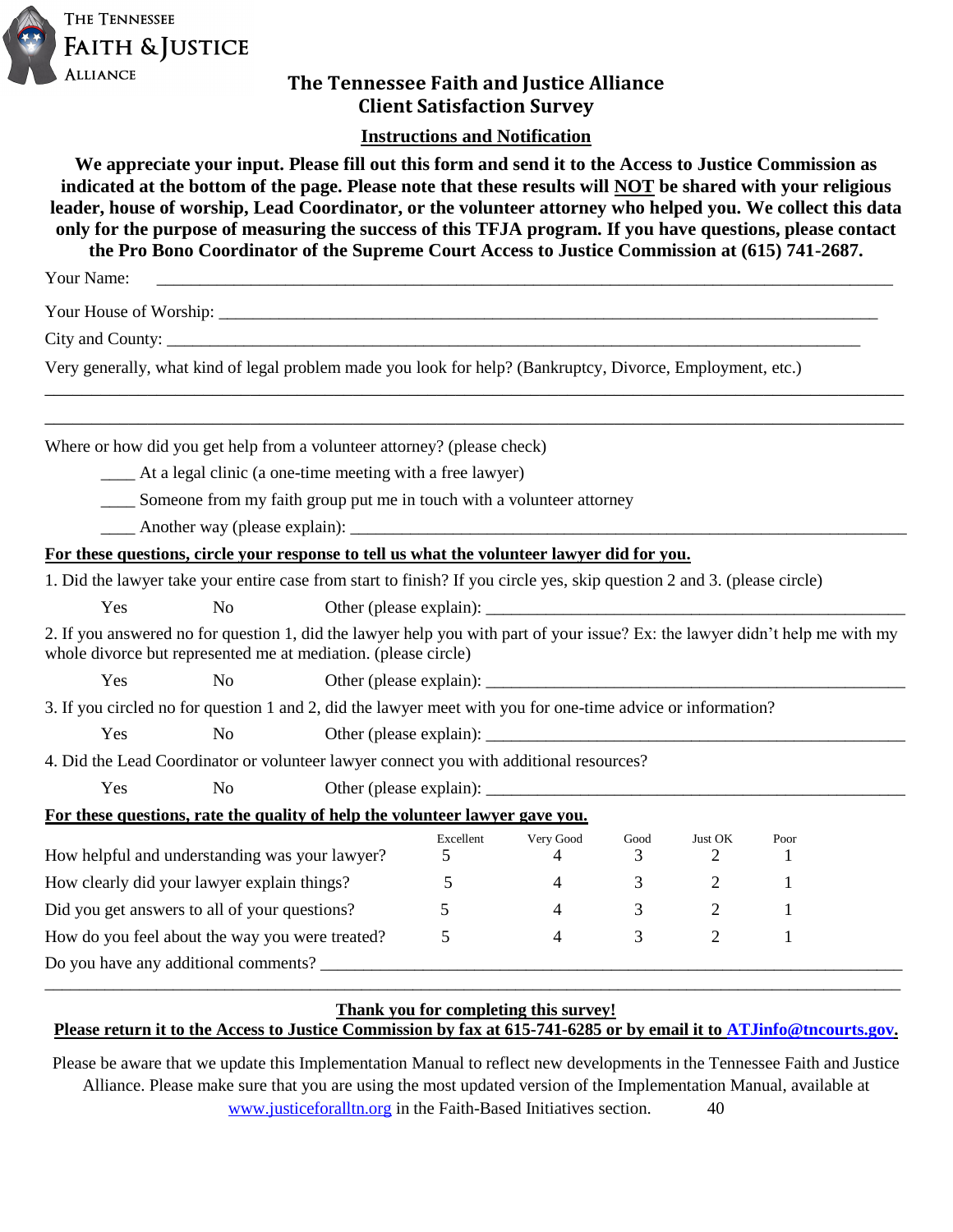The Tennessee Faith & Justice Alliance

# The Tennessee Faith and Justice Alliance Client Satisfaction Survey

## Instructions and Notification

**We appreciate your input. Please fill out this form and send it to the Access to Justice Commission as indicated at the bottom of the page. Please note that these results will NOT be shared with your religious leader, house of worship, Lead Coordinator, or the volunteer attorney who helped you. We collect this data only for the purpose of measuring the success of this TFJA program. If you have questions, please contact the Pro Bono Coordinator of the Supreme Court Access to Justice Commission at (615) 741-2687.**

Your Name: ____________________________________________________________________________

Your House of Worship: ________________________________________________________________

City and County: _______________________________________________________________________

Very generally, what kind of legal problem made you look for help? (Bankruptcy, Divorce, Employment, etc.)

____________________________________________________________________________________

____________________________________________________________________________________

Where or how did you get help from a volunteer attorney? (please check)

____ At a legal clinic (a one-time meeting with a free lawyer)

____ Someone from my faith group put me in touch with a volunteer attorney

____ Another way (please explain): _________________________________________________________

**For these questions, circle your response to tell us what the volunteer lawyer did for you.**

1. Did the lawyer take your entire case from start to finish? If you circle yes, skip question 2 and 3. (please circle)

Yes  No  Other (please explain): _______________________________________________

2. If you answered no for question 1, did the lawyer help you with part of your issue? Ex: the lawyer didn't help me with my whole divorce but represented me at mediation. (please circle)

Yes  No  Other (please explain): _______________________________________________

3. If you circled no for question 1 and 2, did the lawyer meet with you for one-time advice or information?

Yes  No  Other (please explain): _______________________________________________

4. Did the Lead Coordinator or volunteer lawyer connect you with additional resources?

Yes  No  Other (please explain): _______________________________________________

**For these questions, rate the quality of help the volunteer lawyer gave you.**

| | Excellent | Very Good | Good | Just OK | Poor |
|---|---|---|---|---|---|
| How helpful and understanding was your lawyer? | 5 | 4 | 3 | 2 | 1 |
| How clearly did your lawyer explain things? | 5 | 4 | 3 | 2 | 1 |
| Did you get answers to all of your questions? | 5 | 4 | 3 | 2 | 1 |
| How do you feel about the way you were treated? | 5 | 4 | 3 | 2 | 1 |

Do you have any additional comments? _______________________________________________________

____________________________________________________________________________________

**Thank you for completing this survey!**

**Please return it to the Access to Justice Commission by fax at 615-741-6285 or by email it to ATJinfo@tncourts.gov.**

Please be aware that we update this Implementation Manual to reflect new developments in the Tennessee Faith and Justice Alliance. Please make sure that you are using the most updated version of the Implementation Manual, available at www.justiceforalltn.org in the Faith-Based Initiatives section.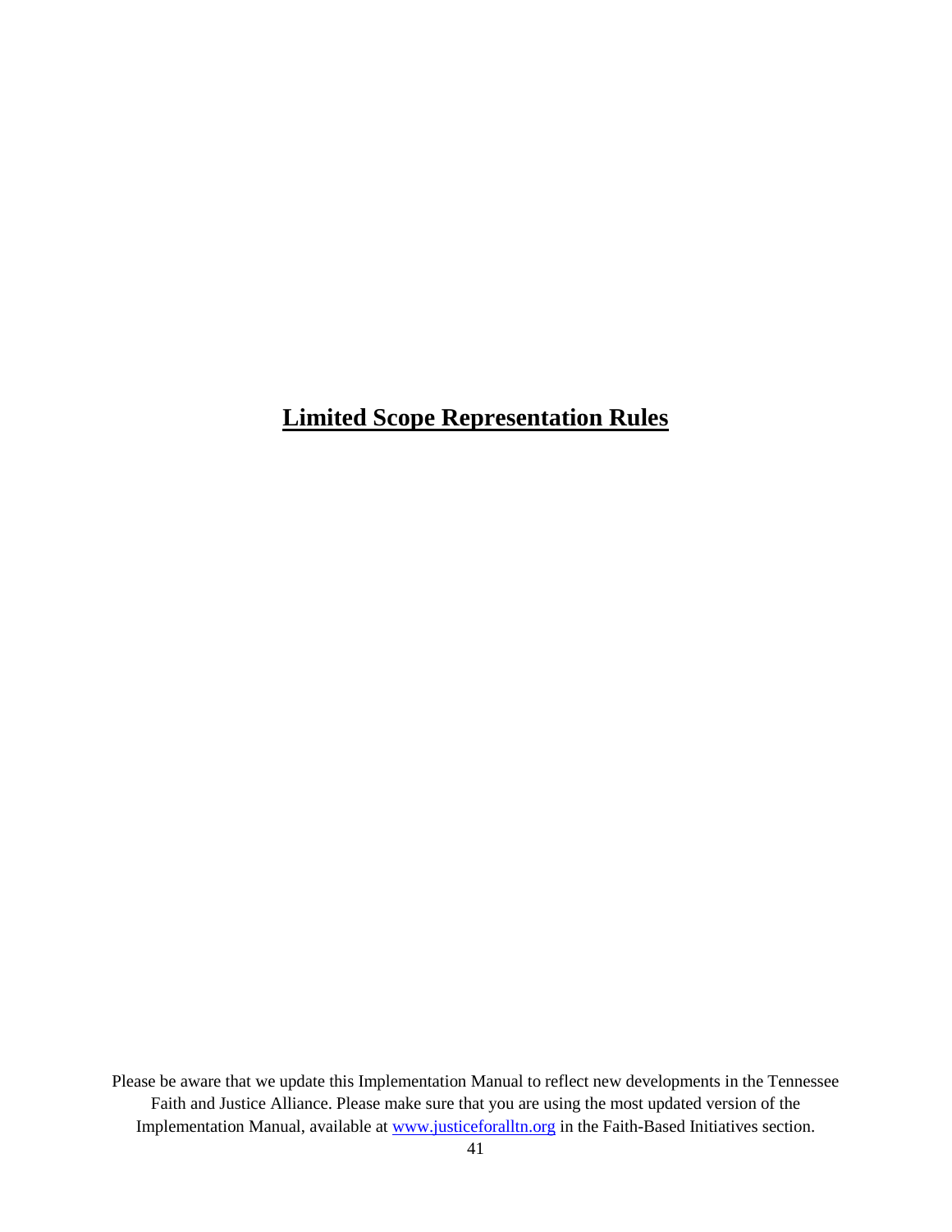# **Limited Scope Representation Rules**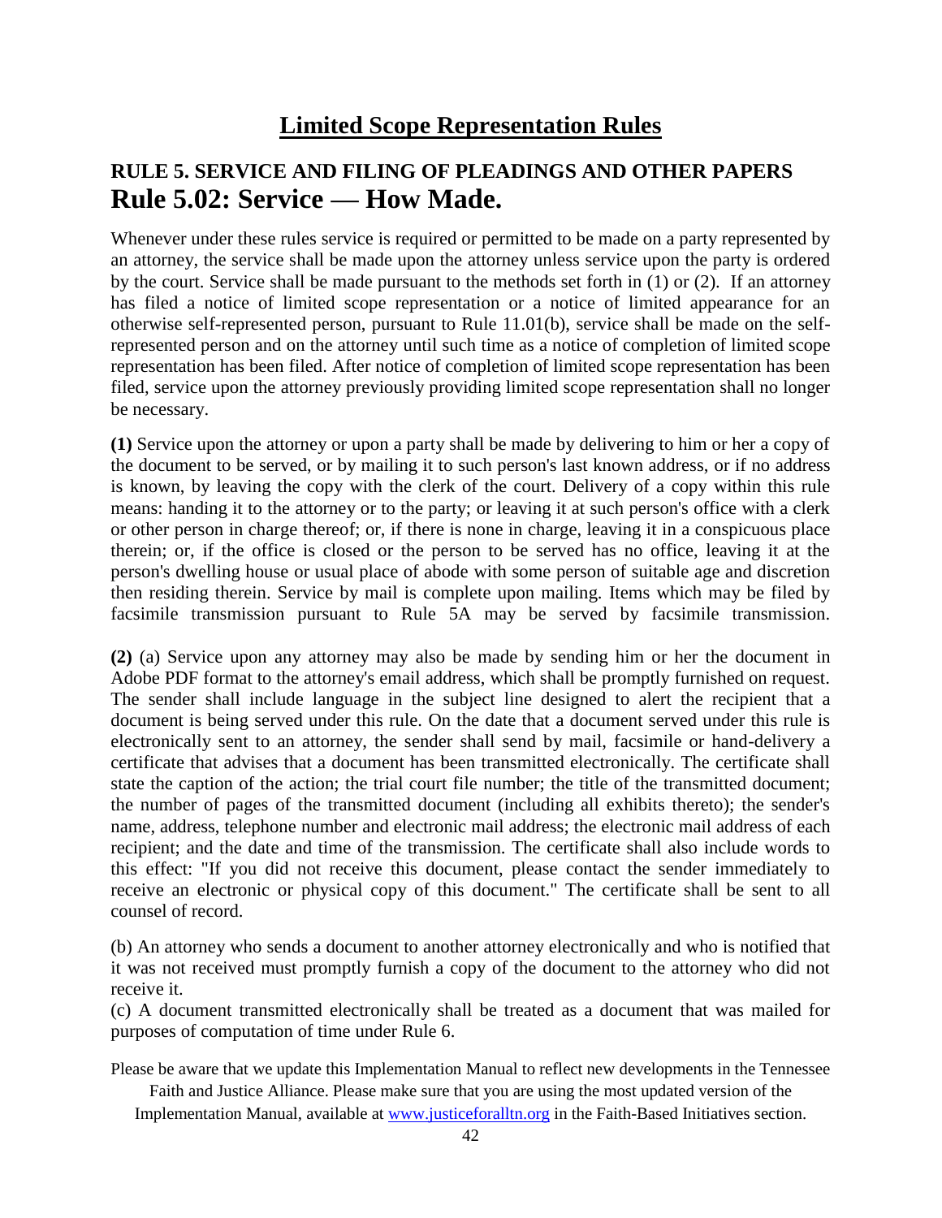# Limited Scope Representation Rules

## RULE 5. SERVICE AND FILING OF PLEADINGS AND OTHER PAPERS

## Rule 5.02: Service — How Made.

Whenever under these rules service is required or permitted to be made on a party represented by an attorney, the service shall be made upon the attorney unless service upon the party is ordered by the court. Service shall be made pursuant to the methods set forth in (1) or (2). If an attorney has filed a notice of limited scope representation or a notice of limited appearance for an otherwise self-represented person, pursuant to Rule 11.01(b), service shall be made on the self-represented person and on the attorney until such time as a notice of completion of limited scope representation has been filed. After notice of completion of limited scope representation has been filed, service upon the attorney previously providing limited scope representation shall no longer be necessary.

**(1)** Service upon the attorney or upon a party shall be made by delivering to him or her a copy of the document to be served, or by mailing it to such person's last known address, or if no address is known, by leaving the copy with the clerk of the court. Delivery of a copy within this rule means: handing it to the attorney or to the party; or leaving it at such person's office with a clerk or other person in charge thereof; or, if there is none in charge, leaving it in a conspicuous place therein; or, if the office is closed or the person to be served has no office, leaving it at the person's dwelling house or usual place of abode with some person of suitable age and discretion then residing therein. Service by mail is complete upon mailing. Items which may be filed by facsimile transmission pursuant to Rule 5A may be served by facsimile transmission.

**(2)** (a) Service upon any attorney may also be made by sending him or her the document in Adobe PDF format to the attorney's email address, which shall be promptly furnished on request. The sender shall include language in the subject line designed to alert the recipient that a document is being served under this rule. On the date that a document served under this rule is electronically sent to an attorney, the sender shall send by mail, facsimile or hand-delivery a certificate that advises that a document has been transmitted electronically. The certificate shall state the caption of the action; the trial court file number; the title of the transmitted document; the number of pages of the transmitted document (including all exhibits thereto); the sender's name, address, telephone number and electronic mail address; the electronic mail address of each recipient; and the date and time of the transmission. The certificate shall also include words to this effect: "If you did not receive this document, please contact the sender immediately to receive an electronic or physical copy of this document." The certificate shall be sent to all counsel of record.

(b) An attorney who sends a document to another attorney electronically and who is notified that it was not received must promptly furnish a copy of the document to the attorney who did not receive it.

(c) A document transmitted electronically shall be treated as a document that was mailed for purposes of computation of time under Rule 6.

Please be aware that we update this Implementation Manual to reflect new developments in the Tennessee Faith and Justice Alliance. Please make sure that you are using the most updated version of the Implementation Manual, available at www.justiceforalltn.org in the Faith-Based Initiatives section.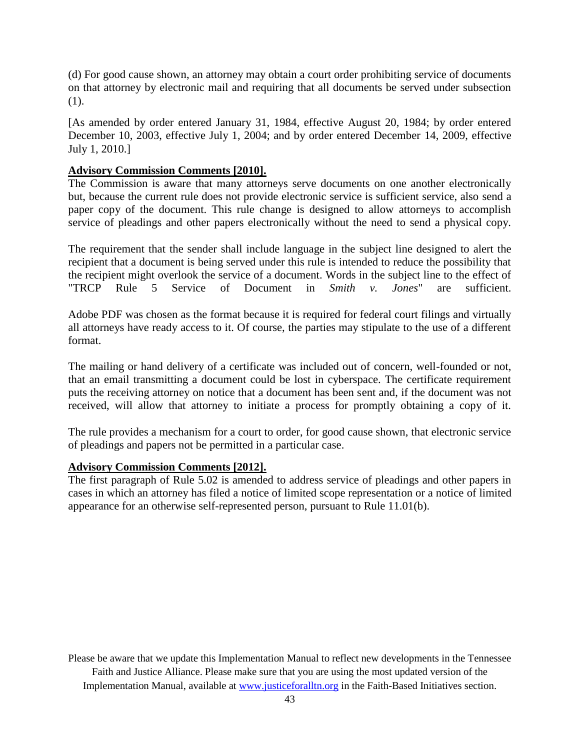(d) For good cause shown, an attorney may obtain a court order prohibiting service of documents on that attorney by electronic mail and requiring that all documents be served under subsection (1).

[As amended by order entered January 31, 1984, effective August 20, 1984; by order entered December 10, 2003, effective July 1, 2004; and by order entered December 14, 2009, effective July 1, 2010.]

**Advisory Commission Comments [2010].**

The Commission is aware that many attorneys serve documents on one another electronically but, because the current rule does not provide electronic service is sufficient service, also send a paper copy of the document. This rule change is designed to allow attorneys to accomplish service of pleadings and other papers electronically without the need to send a physical copy.

The requirement that the sender shall include language in the subject line designed to alert the recipient that a document is being served under this rule is intended to reduce the possibility that the recipient might overlook the service of a document. Words in the subject line to the effect of "TRCP Rule 5 Service of Document in *Smith v. Jones*" are sufficient.

Adobe PDF was chosen as the format because it is required for federal court filings and virtually all attorneys have ready access to it. Of course, the parties may stipulate to the use of a different format.

The mailing or hand delivery of a certificate was included out of concern, well-founded or not, that an email transmitting a document could be lost in cyberspace. The certificate requirement puts the receiving attorney on notice that a document has been sent and, if the document was not received, will allow that attorney to initiate a process for promptly obtaining a copy of it.

The rule provides a mechanism for a court to order, for good cause shown, that electronic service of pleadings and papers not be permitted in a particular case.

**Advisory Commission Comments [2012].**

The first paragraph of Rule 5.02 is amended to address service of pleadings and other papers in cases in which an attorney has filed a notice of limited scope representation or a notice of limited appearance for an otherwise self-represented person, pursuant to Rule 11.01(b).

Please be aware that we update this Implementation Manual to reflect new developments in the Tennessee Faith and Justice Alliance. Please make sure that you are using the most updated version of the Implementation Manual, available at www.justiceforalltn.org in the Faith-Based Initiatives section.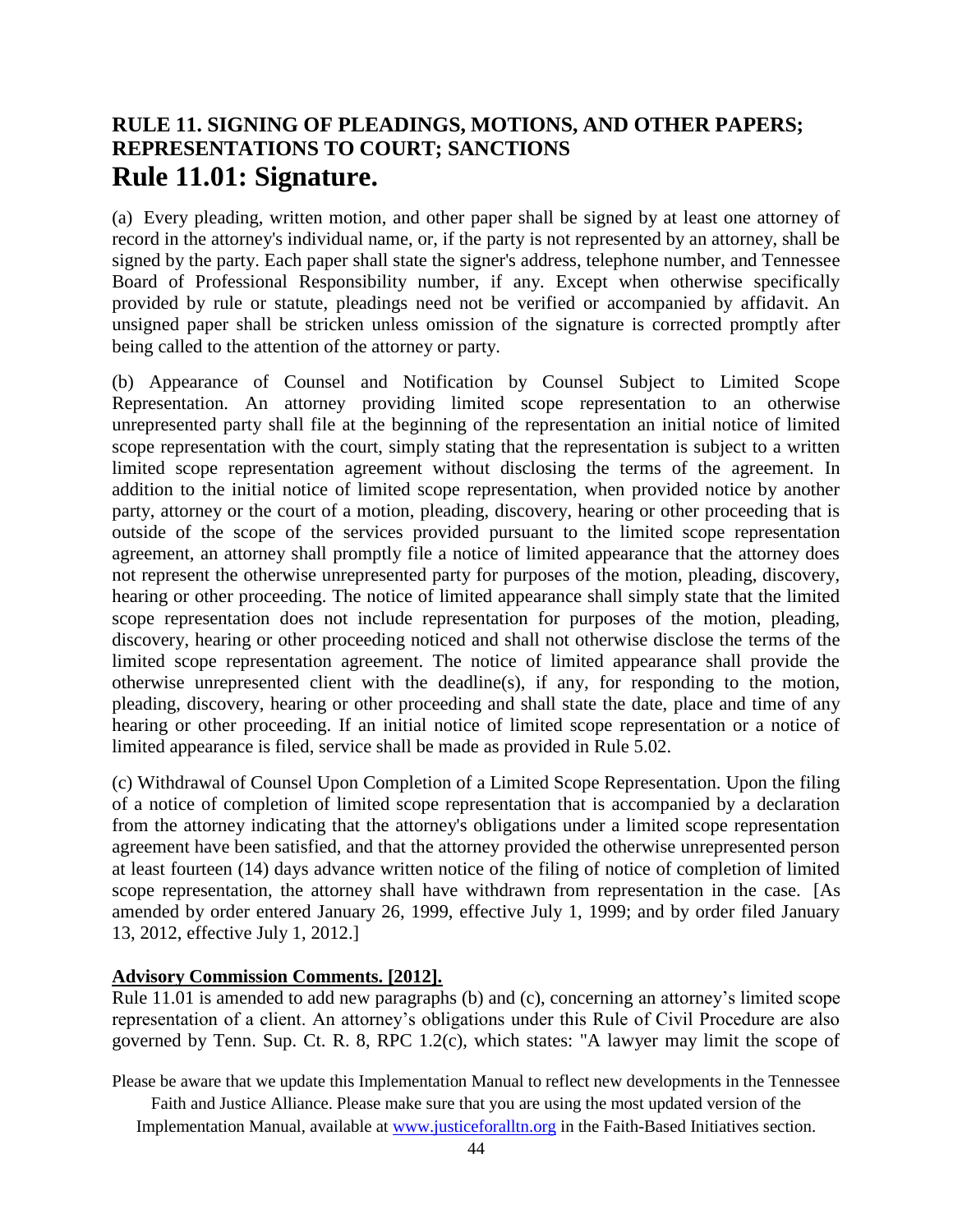## RULE 11. SIGNING OF PLEADINGS, MOTIONS, AND OTHER PAPERS; REPRESENTATIONS TO COURT; SANCTIONS

# Rule 11.01: Signature.

(a) Every pleading, written motion, and other paper shall be signed by at least one attorney of record in the attorney's individual name, or, if the party is not represented by an attorney, shall be signed by the party. Each paper shall state the signer's address, telephone number, and Tennessee Board of Professional Responsibility number, if any. Except when otherwise specifically provided by rule or statute, pleadings need not be verified or accompanied by affidavit. An unsigned paper shall be stricken unless omission of the signature is corrected promptly after being called to the attention of the attorney or party.

(b) Appearance of Counsel and Notification by Counsel Subject to Limited Scope Representation. An attorney providing limited scope representation to an otherwise unrepresented party shall file at the beginning of the representation an initial notice of limited scope representation with the court, simply stating that the representation is subject to a written limited scope representation agreement without disclosing the terms of the agreement. In addition to the initial notice of limited scope representation, when provided notice by another party, attorney or the court of a motion, pleading, discovery, hearing or other proceeding that is outside of the scope of the services provided pursuant to the limited scope representation agreement, an attorney shall promptly file a notice of limited appearance that the attorney does not represent the otherwise unrepresented party for purposes of the motion, pleading, discovery, hearing or other proceeding. The notice of limited appearance shall simply state that the limited scope representation does not include representation for purposes of the motion, pleading, discovery, hearing or other proceeding noticed and shall not otherwise disclose the terms of the limited scope representation agreement. The notice of limited appearance shall provide the otherwise unrepresented client with the deadline(s), if any, for responding to the motion, pleading, discovery, hearing or other proceeding and shall state the date, place and time of any hearing or other proceeding. If an initial notice of limited scope representation or a notice of limited appearance is filed, service shall be made as provided in Rule 5.02.

(c) Withdrawal of Counsel Upon Completion of a Limited Scope Representation. Upon the filing of a notice of completion of limited scope representation that is accompanied by a declaration from the attorney indicating that the attorney's obligations under a limited scope representation agreement have been satisfied, and that the attorney provided the otherwise unrepresented person at least fourteen (14) days advance written notice of the filing of notice of completion of limited scope representation, the attorney shall have withdrawn from representation in the case. [As amended by order entered January 26, 1999, effective July 1, 1999; and by order filed January 13, 2012, effective July 1, 2012.]

**Advisory Commission Comments. [2012].**

Rule 11.01 is amended to add new paragraphs (b) and (c), concerning an attorney's limited scope representation of a client. An attorney's obligations under this Rule of Civil Procedure are also governed by Tenn. Sup. Ct. R. 8, RPC 1.2(c), which states: "A lawyer may limit the scope of

Please be aware that we update this Implementation Manual to reflect new developments in the Tennessee Faith and Justice Alliance. Please make sure that you are using the most updated version of the Implementation Manual, available at www.justiceforalltn.org in the Faith-Based Initiatives section.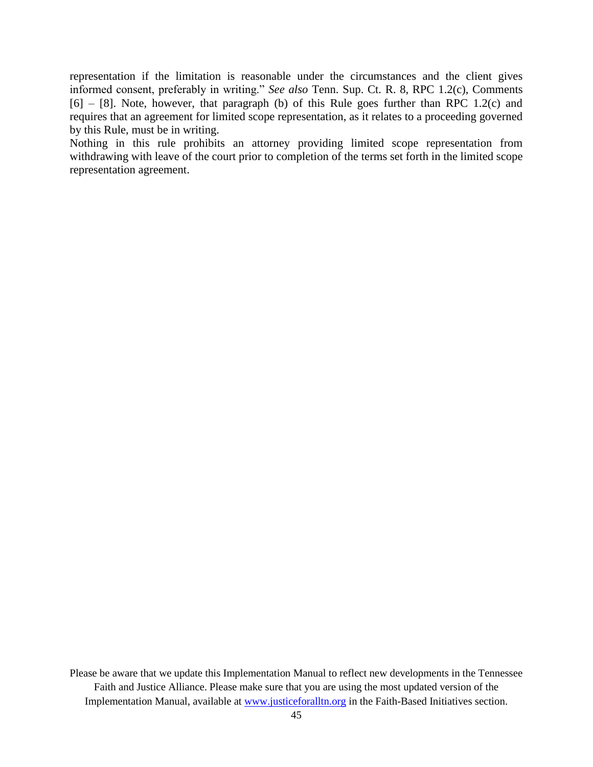representation if the limitation is reasonable under the circumstances and the client gives informed consent, preferably in writing." *See also* Tenn. Sup. Ct. R. 8, RPC 1.2(c), Comments [6] – [8]. Note, however, that paragraph (b) of this Rule goes further than RPC 1.2(c) and requires that an agreement for limited scope representation, as it relates to a proceeding governed by this Rule, must be in writing.

Nothing in this rule prohibits an attorney providing limited scope representation from withdrawing with leave of the court prior to completion of the terms set forth in the limited scope representation agreement.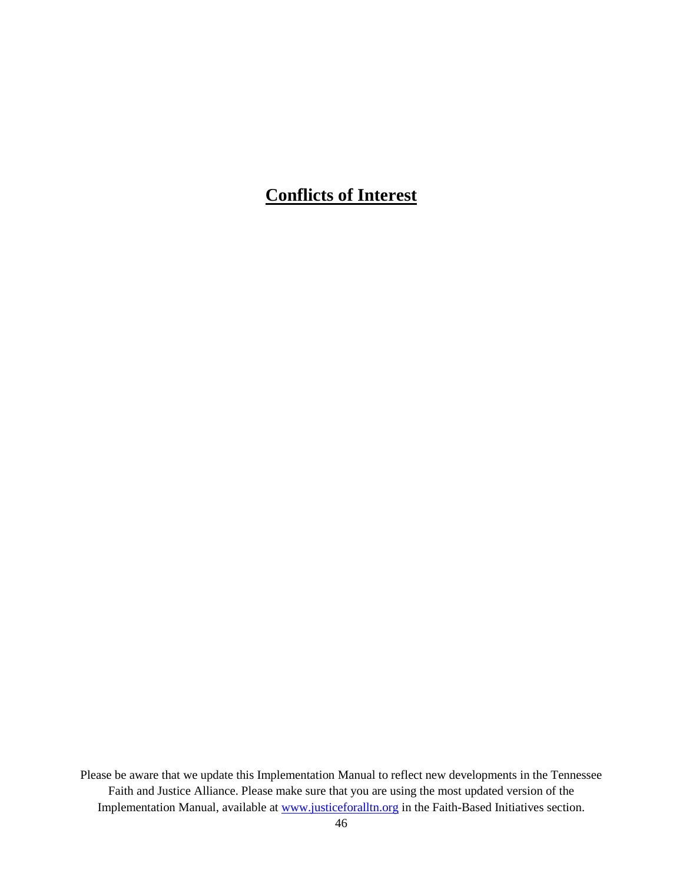# Conflicts of Interest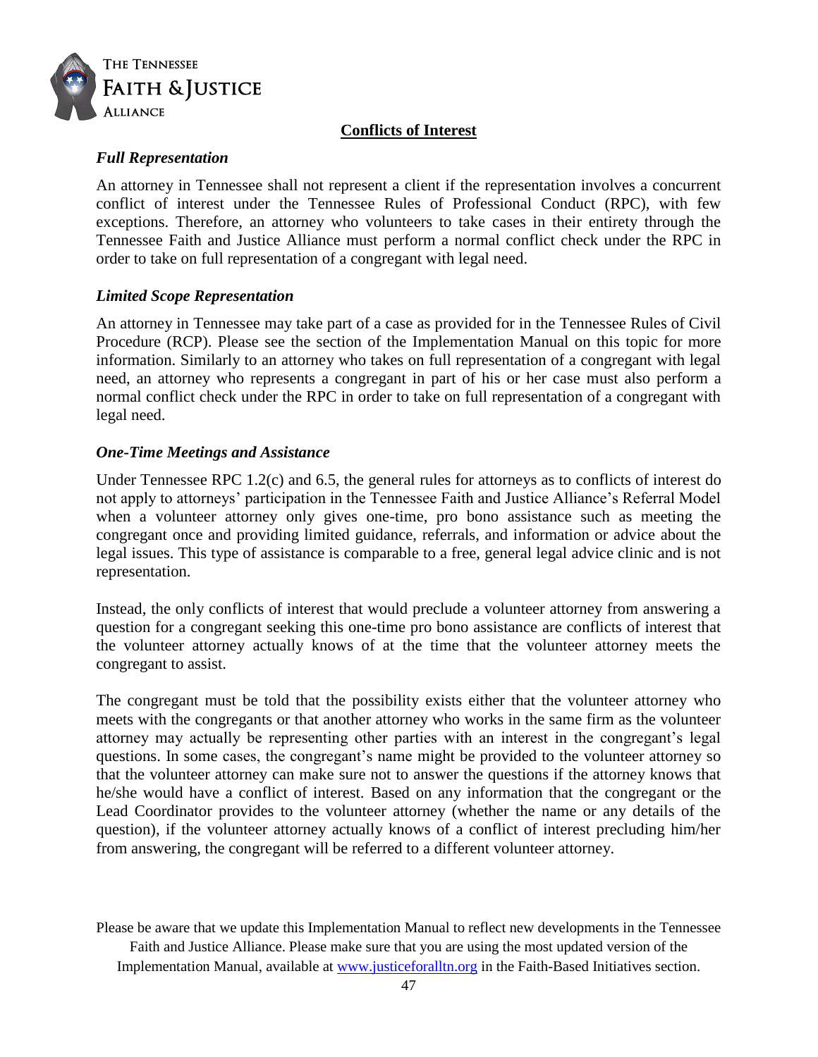## Conflicts of Interest

### *Full Representation*

An attorney in Tennessee shall not represent a client if the representation involves a concurrent conflict of interest under the Tennessee Rules of Professional Conduct (RPC), with few exceptions. Therefore, an attorney who volunteers to take cases in their entirety through the Tennessee Faith and Justice Alliance must perform a normal conflict check under the RPC in order to take on full representation of a congregant with legal need.

### *Limited Scope Representation*

An attorney in Tennessee may take part of a case as provided for in the Tennessee Rules of Civil Procedure (RCP). Please see the section of the Implementation Manual on this topic for more information. Similarly to an attorney who takes on full representation of a congregant with legal need, an attorney who represents a congregant in part of his or her case must also perform a normal conflict check under the RPC in order to take on full representation of a congregant with legal need.

### *One-Time Meetings and Assistance*

Under Tennessee RPC 1.2(c) and 6.5, the general rules for attorneys as to conflicts of interest do not apply to attorneys' participation in the Tennessee Faith and Justice Alliance's Referral Model when a volunteer attorney only gives one-time, pro bono assistance such as meeting the congregant once and providing limited guidance, referrals, and information or advice about the legal issues. This type of assistance is comparable to a free, general legal advice clinic and is not representation.

Instead, the only conflicts of interest that would preclude a volunteer attorney from answering a question for a congregant seeking this one-time pro bono assistance are conflicts of interest that the volunteer attorney actually knows of at the time that the volunteer attorney meets the congregant to assist.

The congregant must be told that the possibility exists either that the volunteer attorney who meets with the congregants or that another attorney who works in the same firm as the volunteer attorney may actually be representing other parties with an interest in the congregant's legal questions. In some cases, the congregant's name might be provided to the volunteer attorney so that the volunteer attorney can make sure not to answer the questions if the attorney knows that he/she would have a conflict of interest. Based on any information that the congregant or the Lead Coordinator provides to the volunteer attorney (whether the name or any details of the question), if the volunteer attorney actually knows of a conflict of interest precluding him/her from answering, the congregant will be referred to a different volunteer attorney.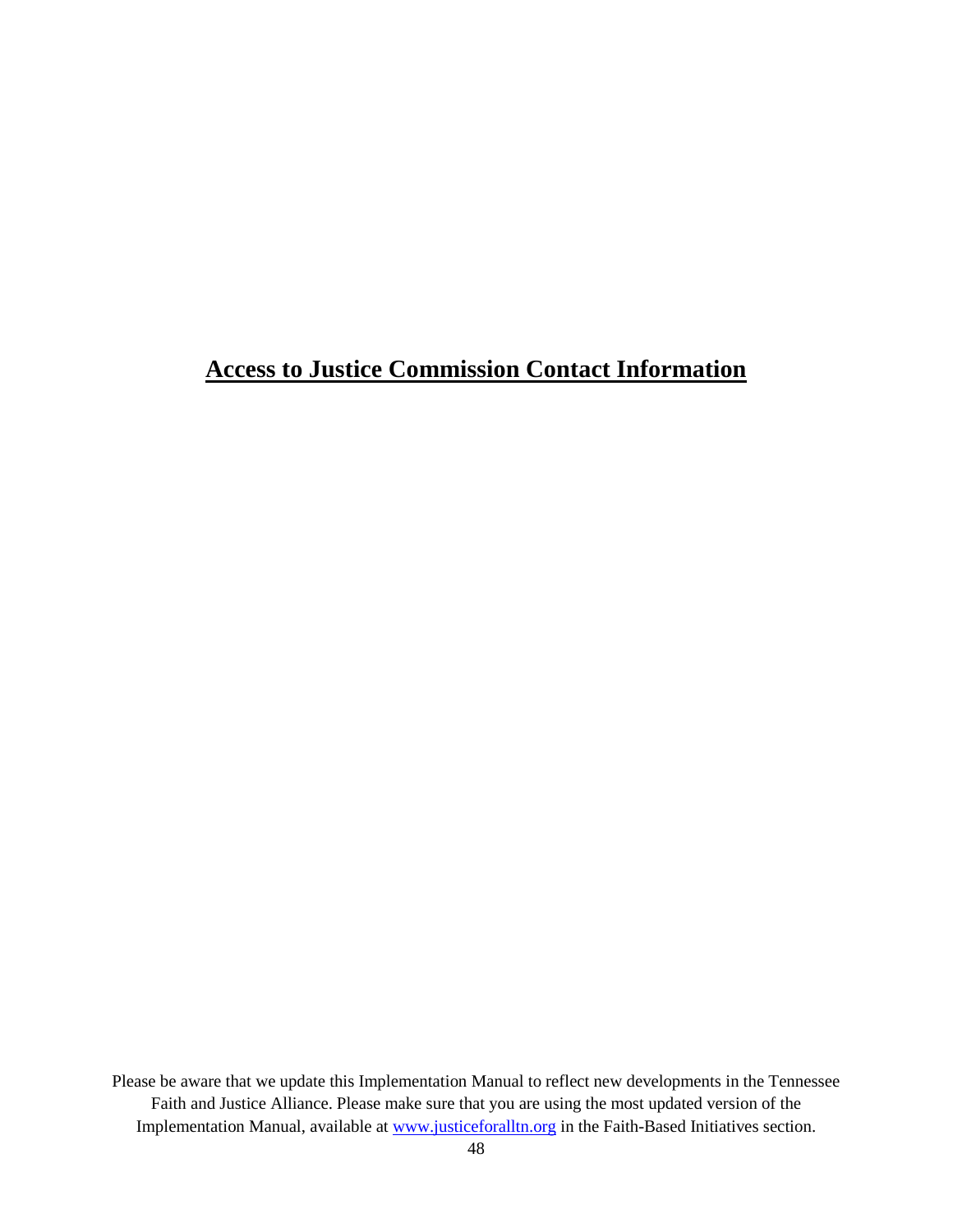# Access to Justice Commission Contact Information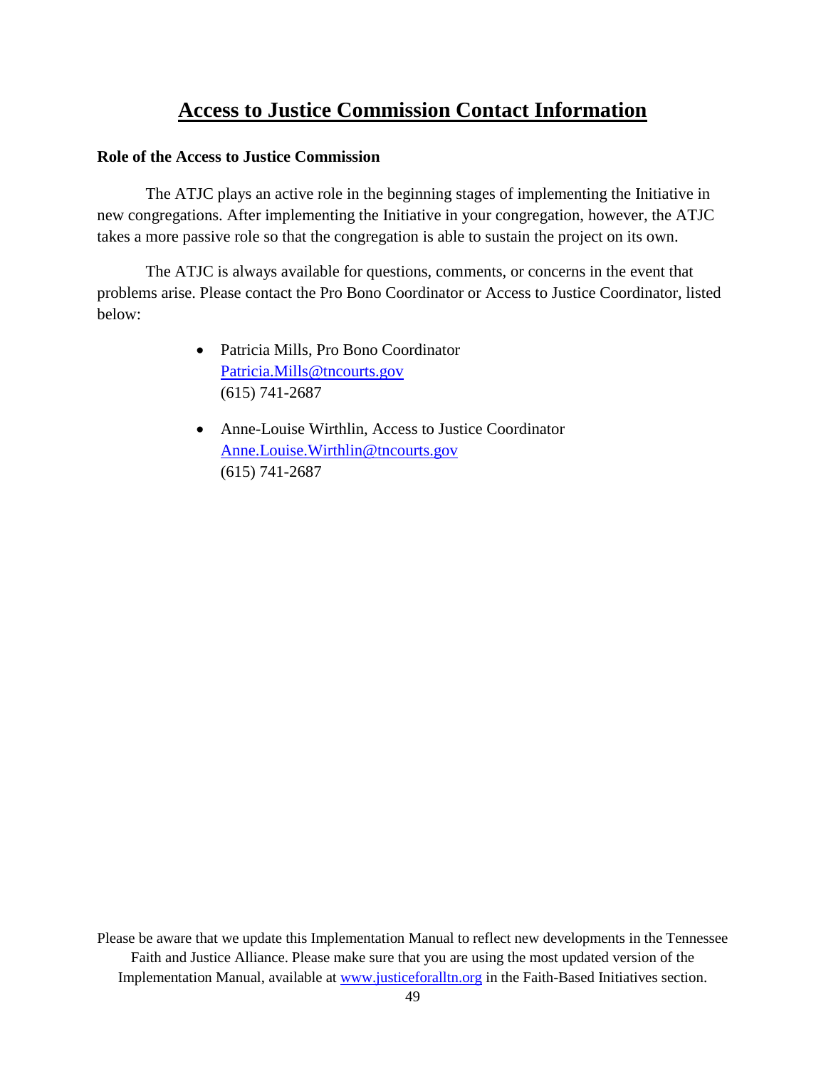# Access to Justice Commission Contact Information

**Role of the Access to Justice Commission**

The ATJC plays an active role in the beginning stages of implementing the Initiative in new congregations. After implementing the Initiative in your congregation, however, the ATJC takes a more passive role so that the congregation is able to sustain the project on its own.

The ATJC is always available for questions, comments, or concerns in the event that problems arise. Please contact the Pro Bono Coordinator or Access to Justice Coordinator, listed below:

- Patricia Mills, Pro Bono Coordinator
  Patricia.Mills@tncourts.gov
  (615) 741-2687

- Anne-Louise Wirthlin, Access to Justice Coordinator
  Anne.Louise.Wirthlin@tncourts.gov
  (615) 741-2687

Please be aware that we update this Implementation Manual to reflect new developments in the Tennessee Faith and Justice Alliance. Please make sure that you are using the most updated version of the Implementation Manual, available at www.justiceforalltn.org in the Faith-Based Initiatives section.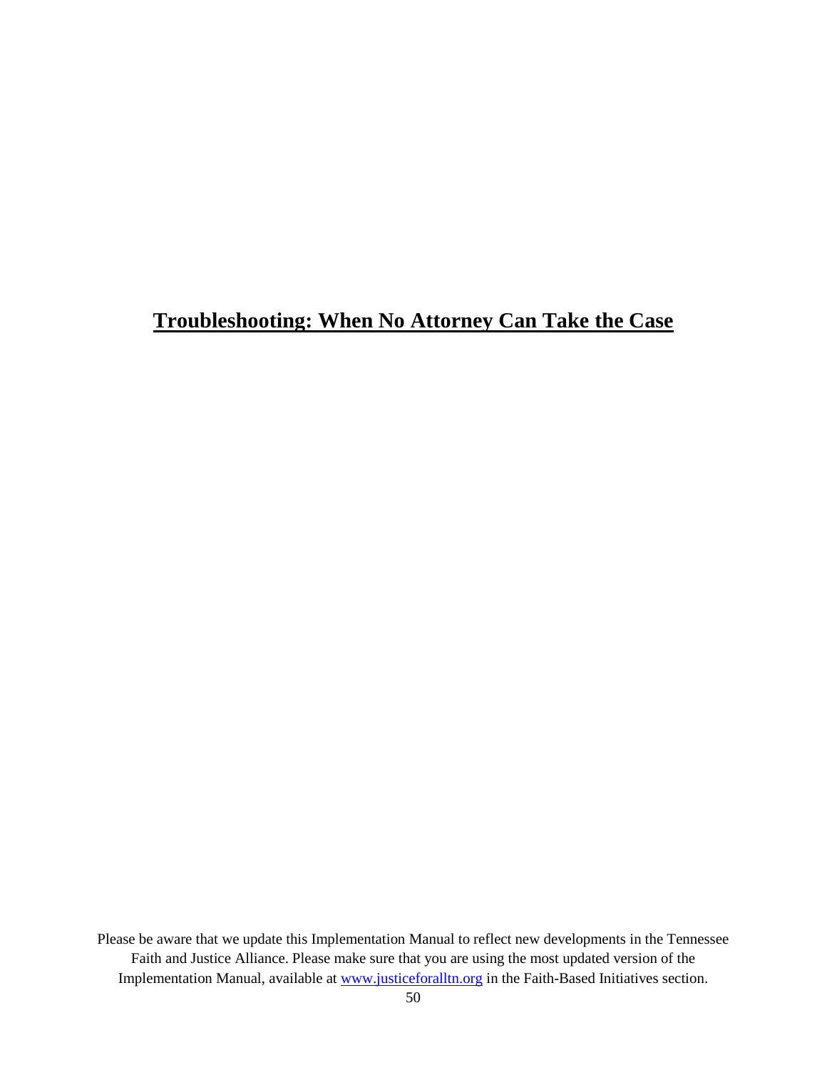# Troubleshooting: When No Attorney Can Take the Case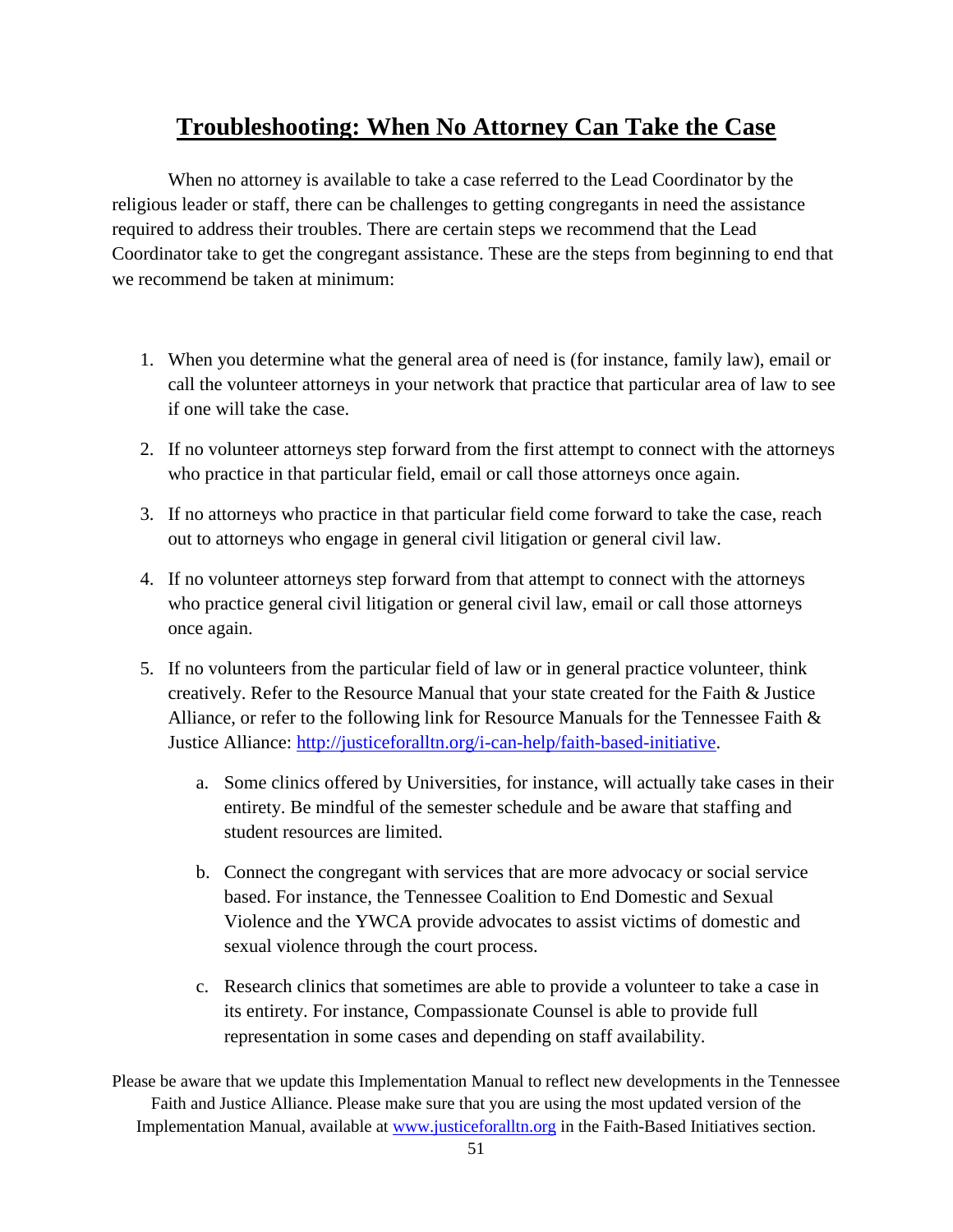## Troubleshooting: When No Attorney Can Take the Case

When no attorney is available to take a case referred to the Lead Coordinator by the religious leader or staff, there can be challenges to getting congregants in need the assistance required to address their troubles. There are certain steps we recommend that the Lead Coordinator take to get the congregant assistance. These are the steps from beginning to end that we recommend be taken at minimum:

1. When you determine what the general area of need is (for instance, family law), email or call the volunteer attorneys in your network that practice that particular area of law to see if one will take the case.
2. If no volunteer attorneys step forward from the first attempt to connect with the attorneys who practice in that particular field, email or call those attorneys once again.
3. If no attorneys who practice in that particular field come forward to take the case, reach out to attorneys who engage in general civil litigation or general civil law.
4. If no volunteer attorneys step forward from that attempt to connect with the attorneys who practice general civil litigation or general civil law, email or call those attorneys once again.
5. If no volunteers from the particular field of law or in general practice volunteer, think creatively. Refer to the Resource Manual that your state created for the Faith & Justice Alliance, or refer to the following link for Resource Manuals for the Tennessee Faith & Justice Alliance: [http://justiceforalltn.org/i-can-help/faith-based-initiative](http://justiceforalltn.org/i-can-help/faith-based-initiative).
    a. Some clinics offered by Universities, for instance, will actually take cases in their entirety. Be mindful of the semester schedule and be aware that staffing and student resources are limited.
    b. Connect the congregant with services that are more advocacy or social service based. For instance, the Tennessee Coalition to End Domestic and Sexual Violence and the YWCA provide advocates to assist victims of domestic and sexual violence through the court process.
    c. Research clinics that sometimes are able to provide a volunteer to take a case in its entirety. For instance, Compassionate Counsel is able to provide full representation in some cases and depending on staff availability.

Please be aware that we update this Implementation Manual to reflect new developments in the Tennessee Faith and Justice Alliance. Please make sure that you are using the most updated version of the Implementation Manual, available at [www.justiceforalltn.org](http://www.justiceforalltn.org) in the Faith-Based Initiatives section.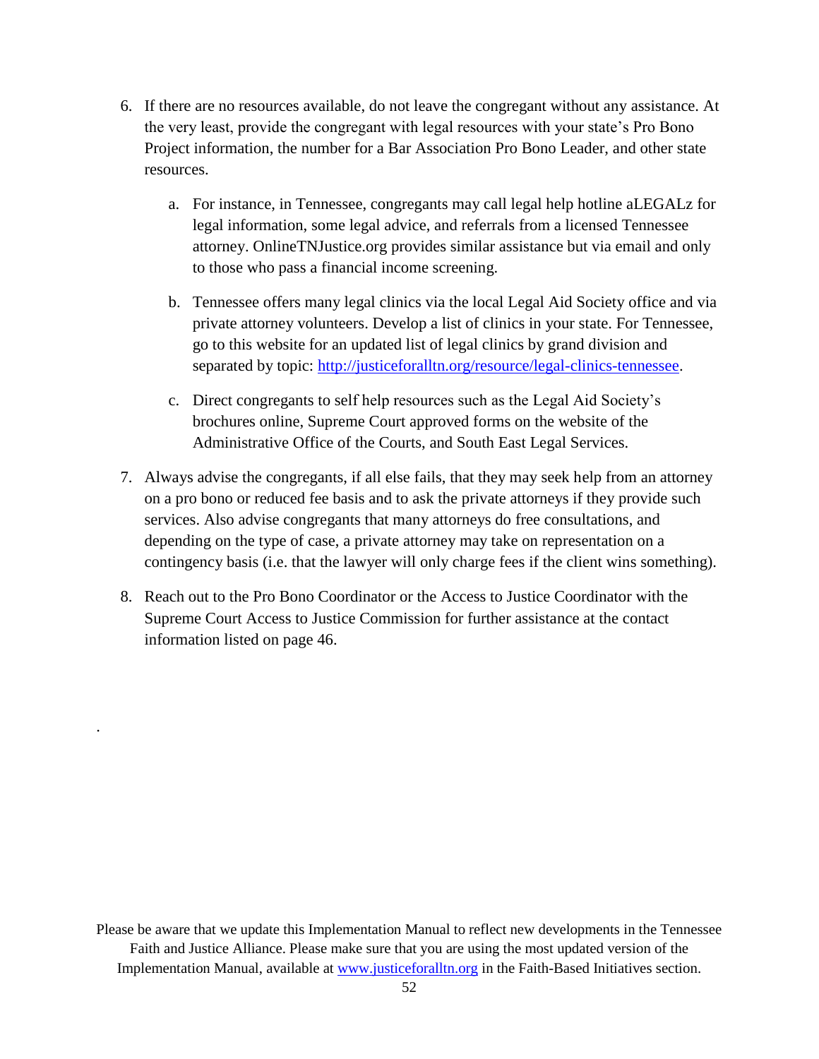6. If there are no resources available, do not leave the congregant without any assistance. At the very least, provide the congregant with legal resources with your state's Pro Bono Project information, the number for a Bar Association Pro Bono Leader, and other state resources.

   a. For instance, in Tennessee, congregants may call legal help hotline aLEGALz for legal information, some legal advice, and referrals from a licensed Tennessee attorney. OnlineTNJustice.org provides similar assistance but via email and only to those who pass a financial income screening.

   b. Tennessee offers many legal clinics via the local Legal Aid Society office and via private attorney volunteers. Develop a list of clinics in your state. For Tennessee, go to this website for an updated list of legal clinics by grand division and separated by topic: [http://justiceforalltn.org/resource/legal-clinics-tennessee](http://justiceforalltn.org/resource/legal-clinics-tennessee).

   c. Direct congregants to self help resources such as the Legal Aid Society's brochures online, Supreme Court approved forms on the website of the Administrative Office of the Courts, and South East Legal Services.

7. Always advise the congregants, if all else fails, that they may seek help from an attorney on a pro bono or reduced fee basis and to ask the private attorneys if they provide such services. Also advise congregants that many attorneys do free consultations, and depending on the type of case, a private attorney may take on representation on a contingency basis (i.e. that the lawyer will only charge fees if the client wins something).

8. Reach out to the Pro Bono Coordinator or the Access to Justice Coordinator with the Supreme Court Access to Justice Commission for further assistance at the contact information listed on page 46.

.

Please be aware that we update this Implementation Manual to reflect new developments in the Tennessee Faith and Justice Alliance. Please make sure that you are using the most updated version of the Implementation Manual, available at [www.justiceforalltn.org](http://www.justiceforalltn.org) in the Faith-Based Initiatives section.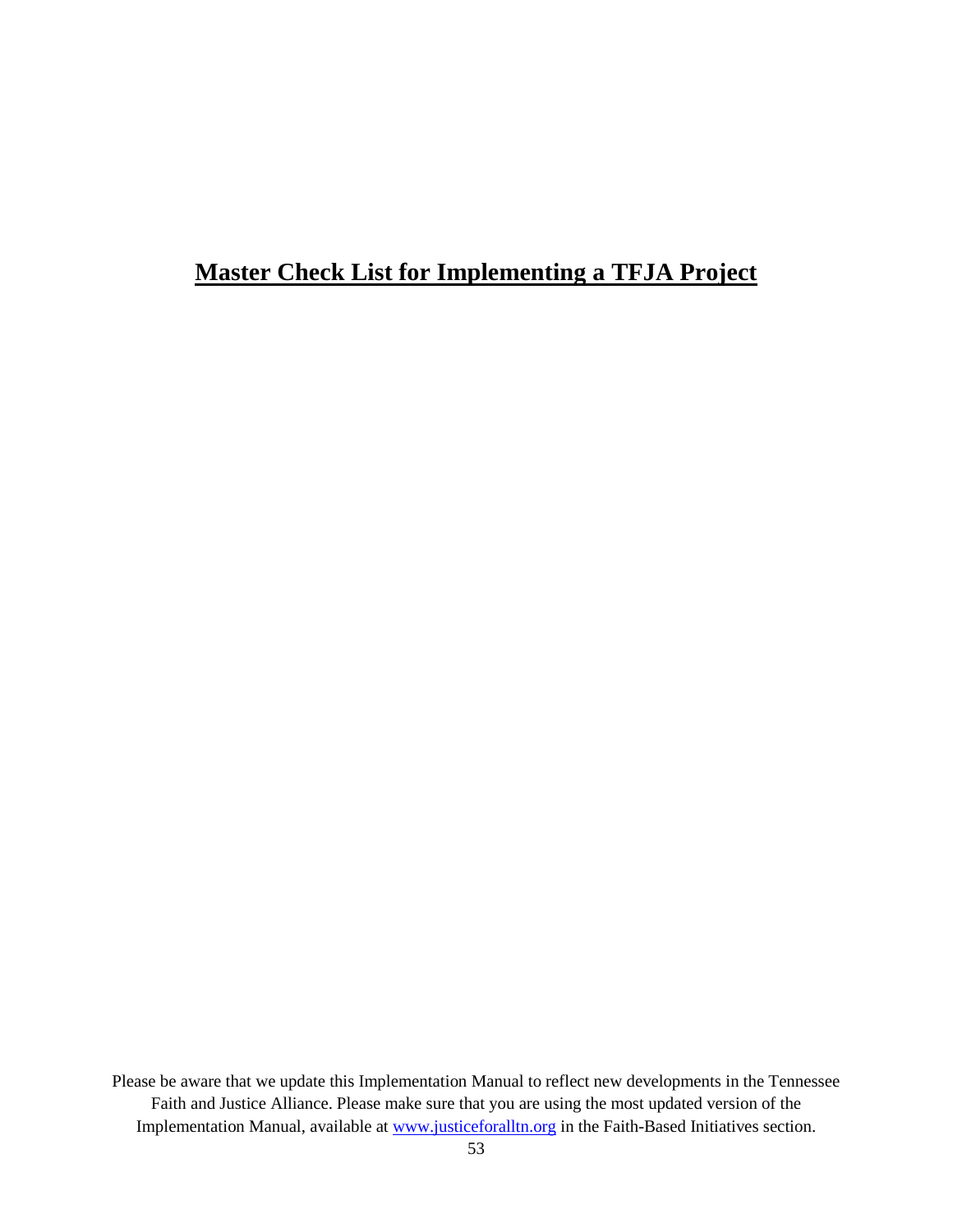# Master Check List for Implementing a TFJA Project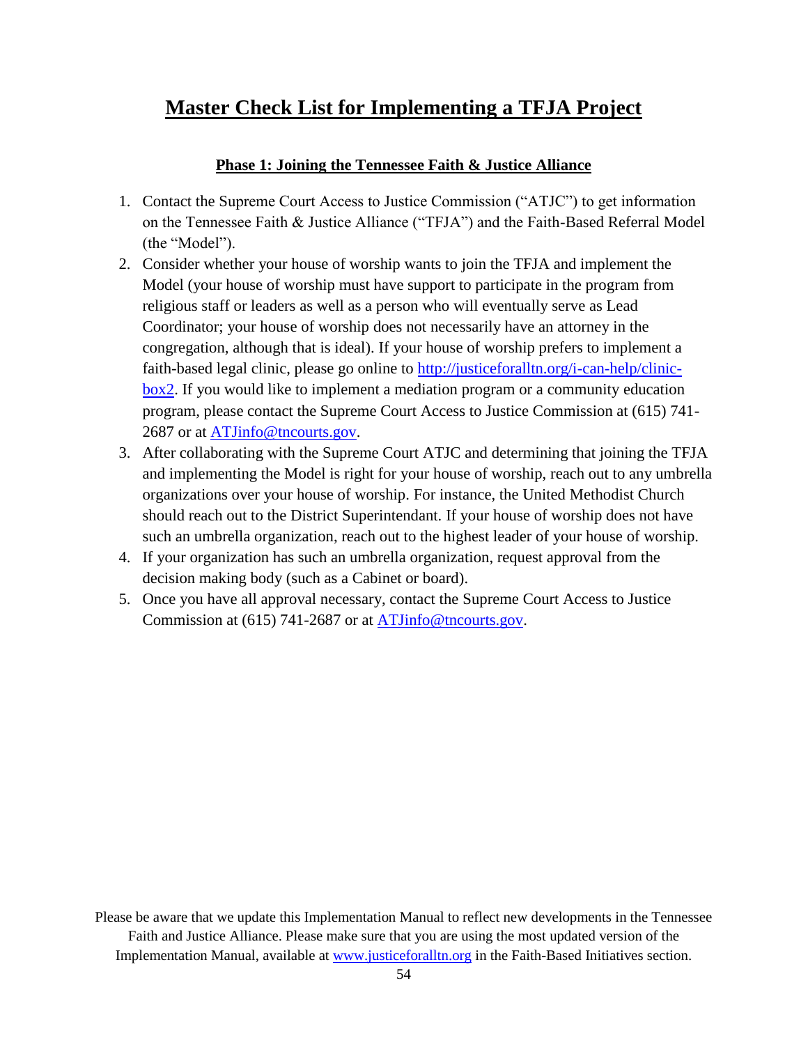# Master Check List for Implementing a TFJA Project

## Phase 1: Joining the Tennessee Faith & Justice Alliance

1. Contact the Supreme Court Access to Justice Commission ("ATJC") to get information on the Tennessee Faith & Justice Alliance ("TFJA") and the Faith-Based Referral Model (the "Model").
2. Consider whether your house of worship wants to join the TFJA and implement the Model (your house of worship must have support to participate in the program from religious staff or leaders as well as a person who will eventually serve as Lead Coordinator; your house of worship does not necessarily have an attorney in the congregation, although that is ideal). If your house of worship prefers to implement a faith-based legal clinic, please go online to [http://justiceforalltn.org/i-can-help/clinic-box2](http://justiceforalltn.org/i-can-help/clinic-box2). If you would like to implement a mediation program or a community education program, please contact the Supreme Court Access to Justice Commission at (615) 741-2687 or at [ATJinfo@tncourts.gov](mailto:ATJinfo@tncourts.gov).
3. After collaborating with the Supreme Court ATJC and determining that joining the TFJA and implementing the Model is right for your house of worship, reach out to any umbrella organizations over your house of worship. For instance, the United Methodist Church should reach out to the District Superintendant. If your house of worship does not have such an umbrella organization, reach out to the highest leader of your house of worship.
4. If your organization has such an umbrella organization, request approval from the decision making body (such as a Cabinet or board).
5. Once you have all approval necessary, contact the Supreme Court Access to Justice Commission at (615) 741-2687 or at [ATJinfo@tncourts.gov](mailto:ATJinfo@tncourts.gov).

Please be aware that we update this Implementation Manual to reflect new developments in the Tennessee Faith and Justice Alliance. Please make sure that you are using the most updated version of the Implementation Manual, available at [www.justiceforalltn.org](http://www.justiceforalltn.org) in the Faith-Based Initiatives section.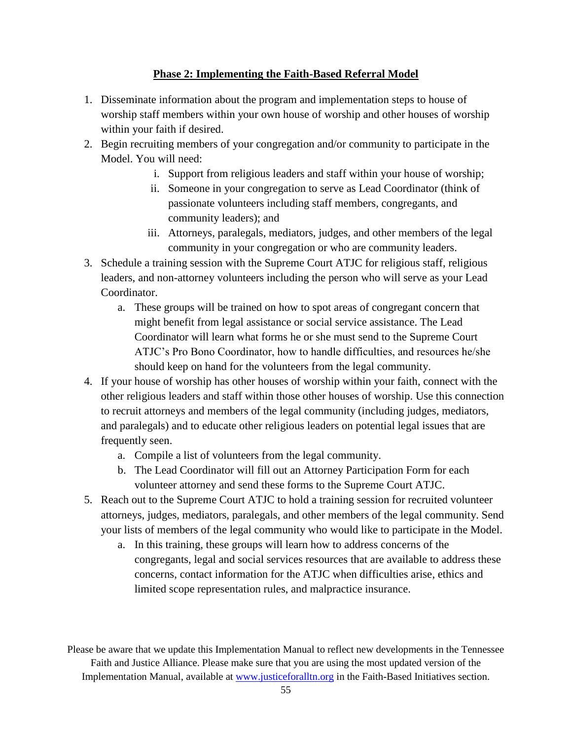## Phase 2: Implementing the Faith-Based Referral Model

1. Disseminate information about the program and implementation steps to house of worship staff members within your own house of worship and other houses of worship within your faith if desired.
2. Begin recruiting members of your congregation and/or community to participate in the Model. You will need:
    i. Support from religious leaders and staff within your house of worship;
    ii. Someone in your congregation to serve as Lead Coordinator (think of passionate volunteers including staff members, congregants, and community leaders); and
    iii. Attorneys, paralegals, mediators, judges, and other members of the legal community in your congregation or who are community leaders.
3. Schedule a training session with the Supreme Court ATJC for religious staff, religious leaders, and non-attorney volunteers including the person who will serve as your Lead Coordinator.
    a. These groups will be trained on how to spot areas of congregant concern that might benefit from legal assistance or social service assistance. The Lead Coordinator will learn what forms he or she must send to the Supreme Court ATJC's Pro Bono Coordinator, how to handle difficulties, and resources he/she should keep on hand for the volunteers from the legal community.
4. If your house of worship has other houses of worship within your faith, connect with the other religious leaders and staff within those other houses of worship. Use this connection to recruit attorneys and members of the legal community (including judges, mediators, and paralegals) and to educate other religious leaders on potential legal issues that are frequently seen.
    a. Compile a list of volunteers from the legal community.
    b. The Lead Coordinator will fill out an Attorney Participation Form for each volunteer attorney and send these forms to the Supreme Court ATJC.
5. Reach out to the Supreme Court ATJC to hold a training session for recruited volunteer attorneys, judges, mediators, paralegals, and other members of the legal community. Send your lists of members of the legal community who would like to participate in the Model.
    a. In this training, these groups will learn how to address concerns of the congregants, legal and social services resources that are available to address these concerns, contact information for the ATJC when difficulties arise, ethics and limited scope representation rules, and malpractice insurance.

Please be aware that we update this Implementation Manual to reflect new developments in the Tennessee Faith and Justice Alliance. Please make sure that you are using the most updated version of the Implementation Manual, available at www.justiceforalltn.org in the Faith-Based Initiatives section.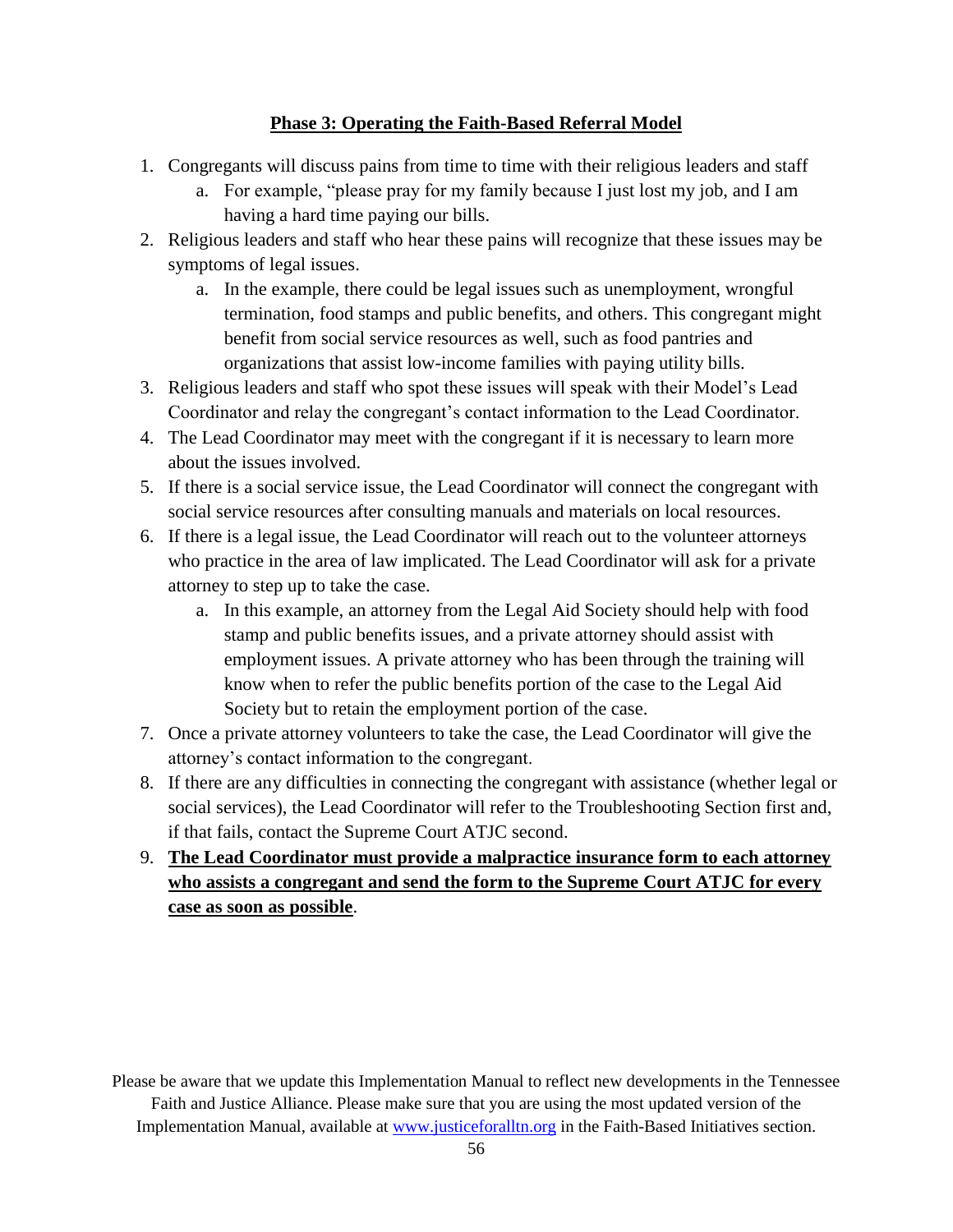**<u>Phase 3: Operating the Faith-Based Referral Model</u>**

1. Congregants will discuss pains from time to time with their religious leaders and staff
   a. For example, "please pray for my family because I just lost my job, and I am having a hard time paying our bills.
2. Religious leaders and staff who hear these pains will recognize that these issues may be symptoms of legal issues.
   a. In the example, there could be legal issues such as unemployment, wrongful termination, food stamps and public benefits, and others. This congregant might benefit from social service resources as well, such as food pantries and organizations that assist low-income families with paying utility bills.
3. Religious leaders and staff who spot these issues will speak with their Model's Lead Coordinator and relay the congregant's contact information to the Lead Coordinator.
4. The Lead Coordinator may meet with the congregant if it is necessary to learn more about the issues involved.
5. If there is a social service issue, the Lead Coordinator will connect the congregant with social service resources after consulting manuals and materials on local resources.
6. If there is a legal issue, the Lead Coordinator will reach out to the volunteer attorneys who practice in the area of law implicated. The Lead Coordinator will ask for a private attorney to step up to take the case.
   a. In this example, an attorney from the Legal Aid Society should help with food stamp and public benefits issues, and a private attorney should assist with employment issues. A private attorney who has been through the training will know when to refer the public benefits portion of the case to the Legal Aid Society but to retain the employment portion of the case.
7. Once a private attorney volunteers to take the case, the Lead Coordinator will give the attorney's contact information to the congregant.
8. If there are any difficulties in connecting the congregant with assistance (whether legal or social services), the Lead Coordinator will refer to the Troubleshooting Section first and, if that fails, contact the Supreme Court ATJC second.
9. **<u>The Lead Coordinator must provide a malpractice insurance form to each attorney who assists a congregant and send the form to the Supreme Court ATJC for every case as soon as possible</u>**.

Please be aware that we update this Implementation Manual to reflect new developments in the Tennessee Faith and Justice Alliance. Please make sure that you are using the most updated version of the Implementation Manual, available at www.justiceforalltn.org in the Faith-Based Initiatives section.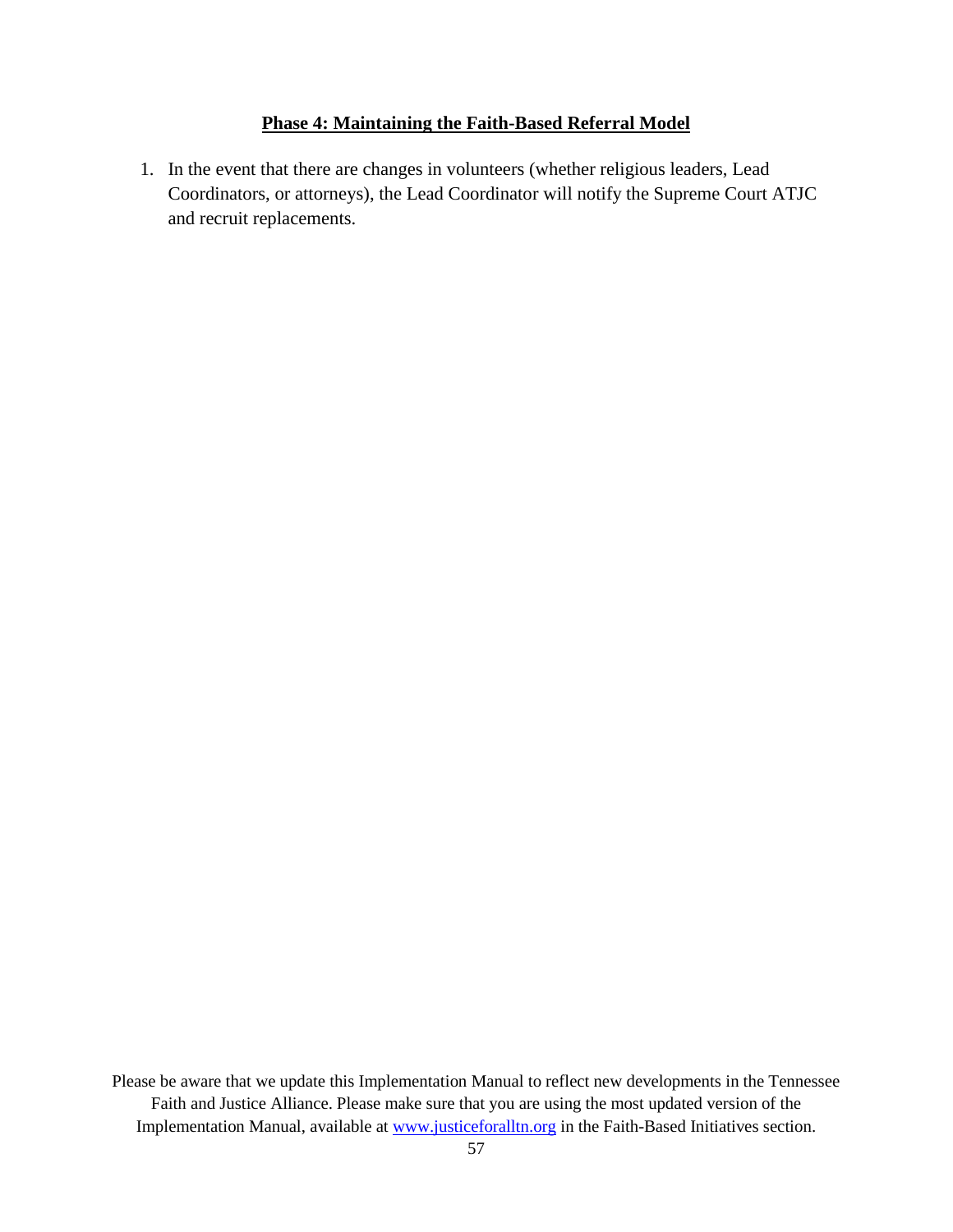## Phase 4: Maintaining the Faith-Based Referral Model

1. In the event that there are changes in volunteers (whether religious leaders, Lead Coordinators, or attorneys), the Lead Coordinator will notify the Supreme Court ATJC and recruit replacements.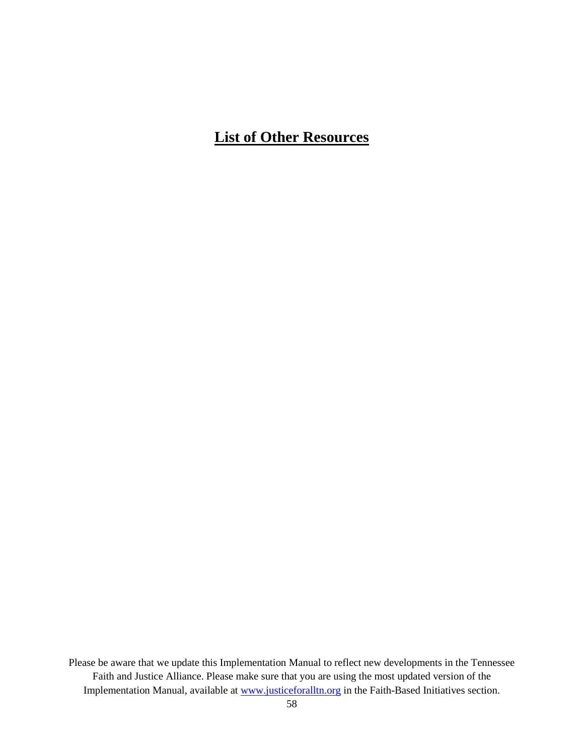# List of Other Resources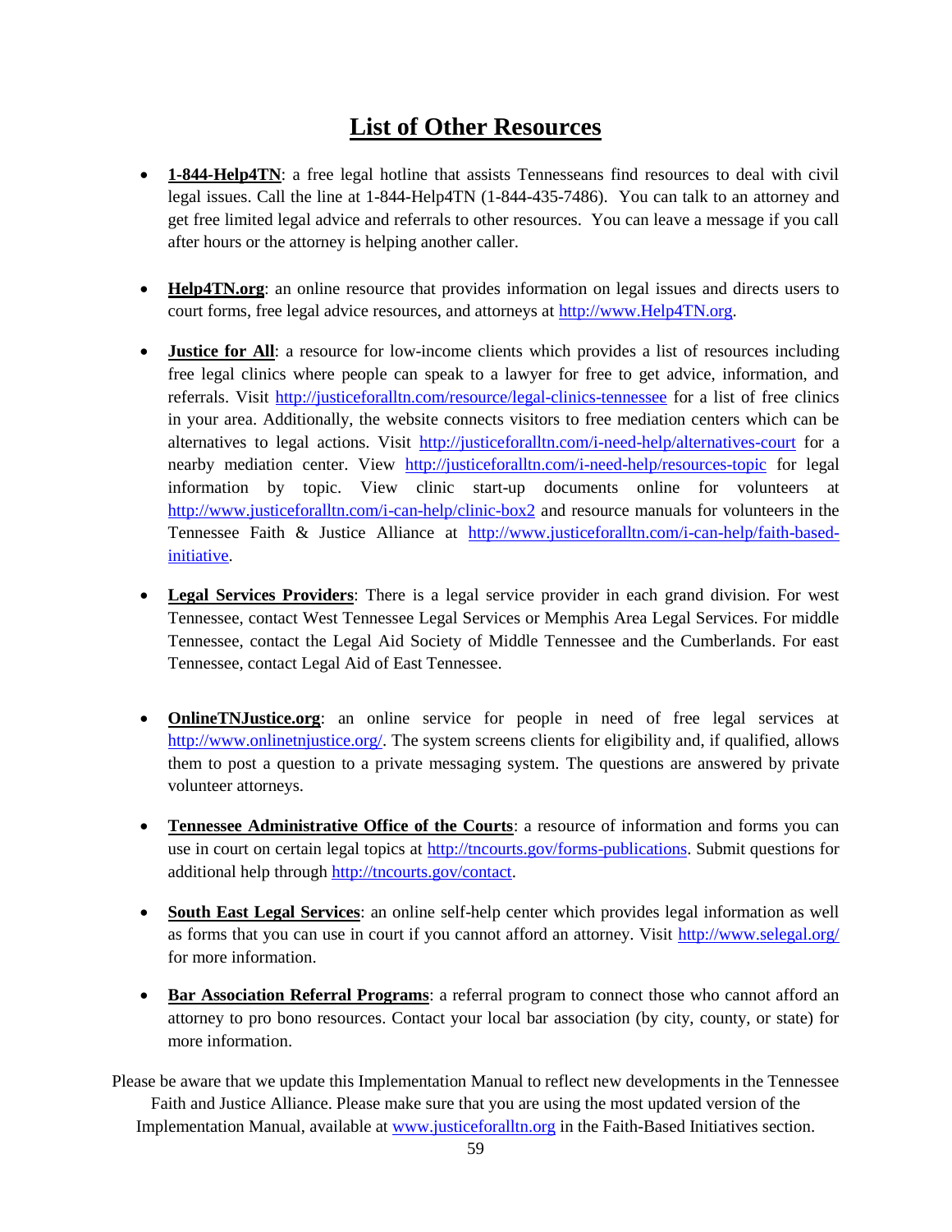# List of Other Resources

- **1-844-Help4TN**: a free legal hotline that assists Tennesseans find resources to deal with civil legal issues. Call the line at 1-844-Help4TN (1-844-435-7486). You can talk to an attorney and get free limited legal advice and referrals to other resources. You can leave a message if you call after hours or the attorney is helping another caller.

- **Help4TN.org**: an online resource that provides information on legal issues and directs users to court forms, free legal advice resources, and attorneys at http://www.Help4TN.org.

- **Justice for All**: a resource for low-income clients which provides a list of resources including free legal clinics where people can speak to a lawyer for free to get advice, information, and referrals. Visit http://justiceforalltn.com/resource/legal-clinics-tennessee for a list of free clinics in your area. Additionally, the website connects visitors to free mediation centers which can be alternatives to legal actions. Visit http://justiceforalltn.com/i-need-help/alternatives-court for a nearby mediation center. View http://justiceforalltn.com/i-need-help/resources-topic for legal information by topic. View clinic start-up documents online for volunteers at http://www.justiceforalltn.com/i-can-help/clinic-box2 and resource manuals for volunteers in the Tennessee Faith & Justice Alliance at http://www.justiceforalltn.com/i-can-help/faith-based-initiative.

- **Legal Services Providers**: There is a legal service provider in each grand division. For west Tennessee, contact West Tennessee Legal Services or Memphis Area Legal Services. For middle Tennessee, contact the Legal Aid Society of Middle Tennessee and the Cumberlands. For east Tennessee, contact Legal Aid of East Tennessee.

- **OnlineTNJustice.org**: an online service for people in need of free legal services at http://www.onlinetnjustice.org/. The system screens clients for eligibility and, if qualified, allows them to post a question to a private messaging system. The questions are answered by private volunteer attorneys.

- **Tennessee Administrative Office of the Courts**: a resource of information and forms you can use in court on certain legal topics at http://tncourts.gov/forms-publications. Submit questions for additional help through http://tncourts.gov/contact.

- **South East Legal Services**: an online self-help center which provides legal information as well as forms that you can use in court if you cannot afford an attorney. Visit http://www.selegal.org/ for more information.

- **Bar Association Referral Programs**: a referral program to connect those who cannot afford an attorney to pro bono resources. Contact your local bar association (by city, county, or state) for more information.

Please be aware that we update this Implementation Manual to reflect new developments in the Tennessee Faith and Justice Alliance. Please make sure that you are using the most updated version of the Implementation Manual, available at www.justiceforalltn.org in the Faith-Based Initiatives section.